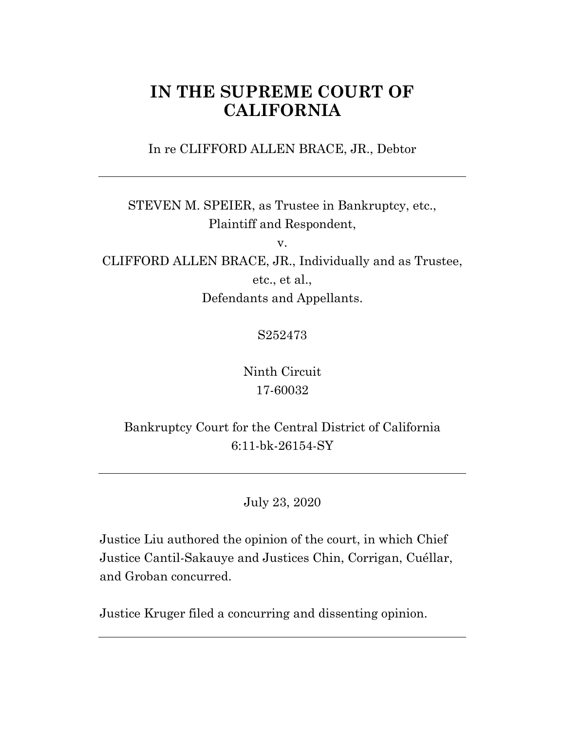# IN THE SUPREME COURT OF CALIFORNIA

In re CLIFFORD ALLEN BRACE, JR., Debtor

---

STEVEN M. SPEIER, as Trustee in Bankruptcy, etc.,
Plaintiff and Respondent,

v.

CLIFFORD ALLEN BRACE, JR., Individually and as Trustee, etc., et al.,
Defendants and Appellants.

S252473

Ninth Circuit
17-60032

Bankruptcy Court for the Central District of California
6:11-bk-26154-SY

---

July 23, 2020

Justice Liu authored the opinion of the court, in which Chief Justice Cantil-Sakauye and Justices Chin, Corrigan, Cuéllar, and Groban concurred.

Justice Kruger filed a concurring and dissenting opinion.

---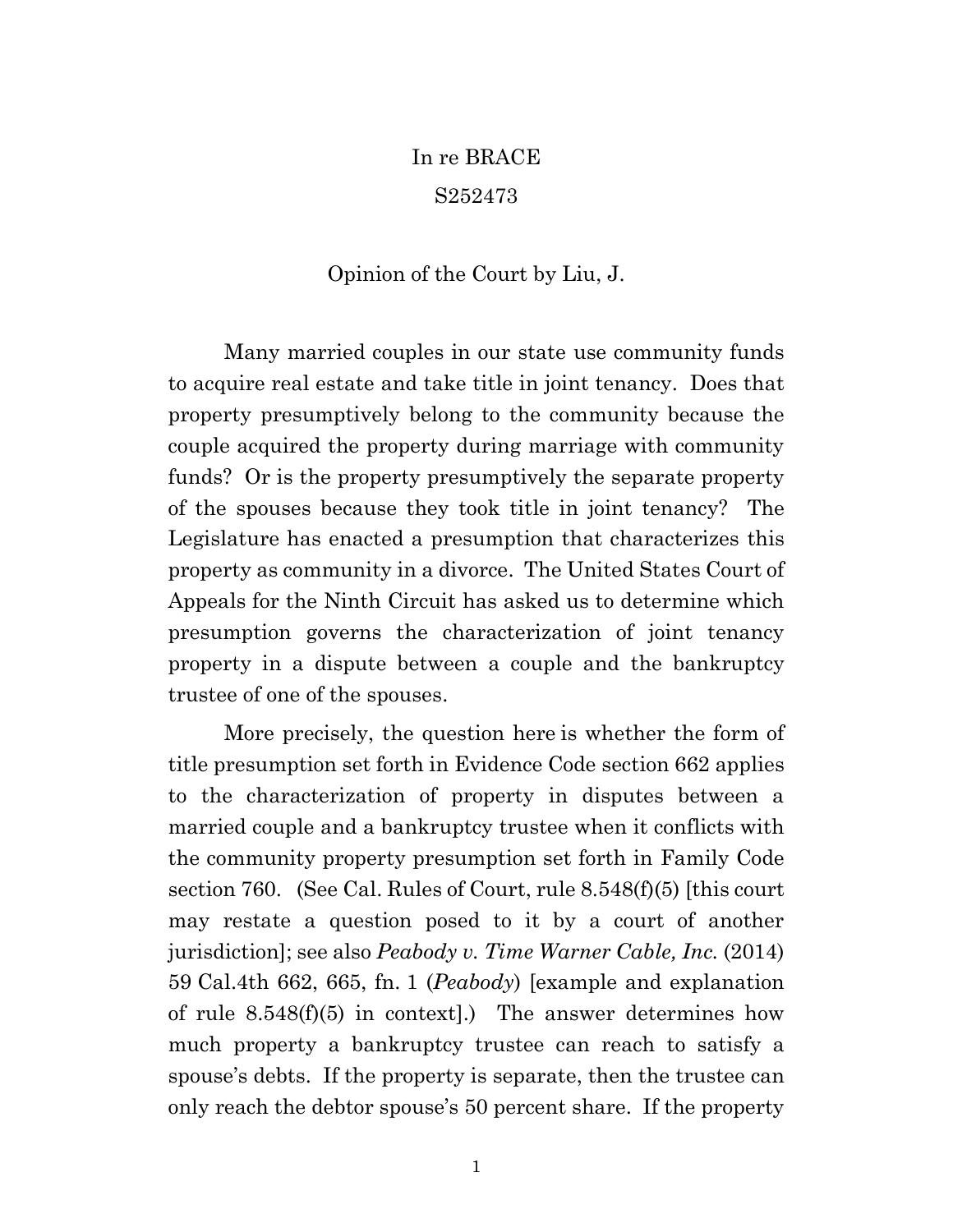In re BRACE

S252473

Opinion of the Court by Liu, J.

Many married couples in our state use community funds to acquire real estate and take title in joint tenancy. Does that property presumptively belong to the community because the couple acquired the property during marriage with community funds? Or is the property presumptively the separate property of the spouses because they took title in joint tenancy? The Legislature has enacted a presumption that characterizes this property as community in a divorce. The United States Court of Appeals for the Ninth Circuit has asked us to determine which presumption governs the characterization of joint tenancy property in a dispute between a couple and the bankruptcy trustee of one of the spouses.

More precisely, the question here is whether the form of title presumption set forth in Evidence Code section 662 applies to the characterization of property in disputes between a married couple and a bankruptcy trustee when it conflicts with the community property presumption set forth in Family Code section 760. (See Cal. Rules of Court, rule 8.548(f)(5) [this court may restate a question posed to it by a court of another jurisdiction]; see also *Peabody v. Time Warner Cable, Inc.* (2014) 59 Cal.4th 662, 665, fn. 1 (*Peabody*) [example and explanation of rule 8.548(f)(5) in context].) The answer determines how much property a bankruptcy trustee can reach to satisfy a spouse's debts. If the property is separate, then the trustee can only reach the debtor spouse's 50 percent share. If the property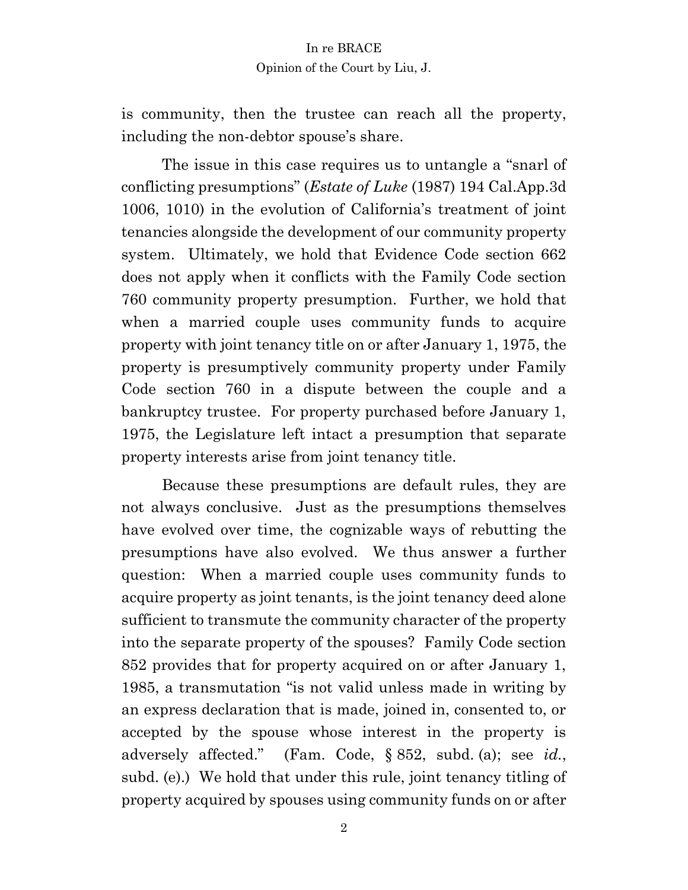is community, then the trustee can reach all the property, including the non-debtor spouse's share.

The issue in this case requires us to untangle a "snarl of conflicting presumptions" (*Estate of Luke* (1987) 194 Cal.App.3d 1006, 1010) in the evolution of California's treatment of joint tenancies alongside the development of our community property system. Ultimately, we hold that Evidence Code section 662 does not apply when it conflicts with the Family Code section 760 community property presumption. Further, we hold that when a married couple uses community funds to acquire property with joint tenancy title on or after January 1, 1975, the property is presumptively community property under Family Code section 760 in a dispute between the couple and a bankruptcy trustee. For property purchased before January 1, 1975, the Legislature left intact a presumption that separate property interests arise from joint tenancy title.

Because these presumptions are default rules, they are not always conclusive. Just as the presumptions themselves have evolved over time, the cognizable ways of rebutting the presumptions have also evolved. We thus answer a further question: When a married couple uses community funds to acquire property as joint tenants, is the joint tenancy deed alone sufficient to transmute the community character of the property into the separate property of the spouses? Family Code section 852 provides that for property acquired on or after January 1, 1985, a transmutation "is not valid unless made in writing by an express declaration that is made, joined in, consented to, or accepted by the spouse whose interest in the property is adversely affected." (Fam. Code, § 852, subd. (a); see *id.*, subd. (e).) We hold that under this rule, joint tenancy titling of property acquired by spouses using community funds on or after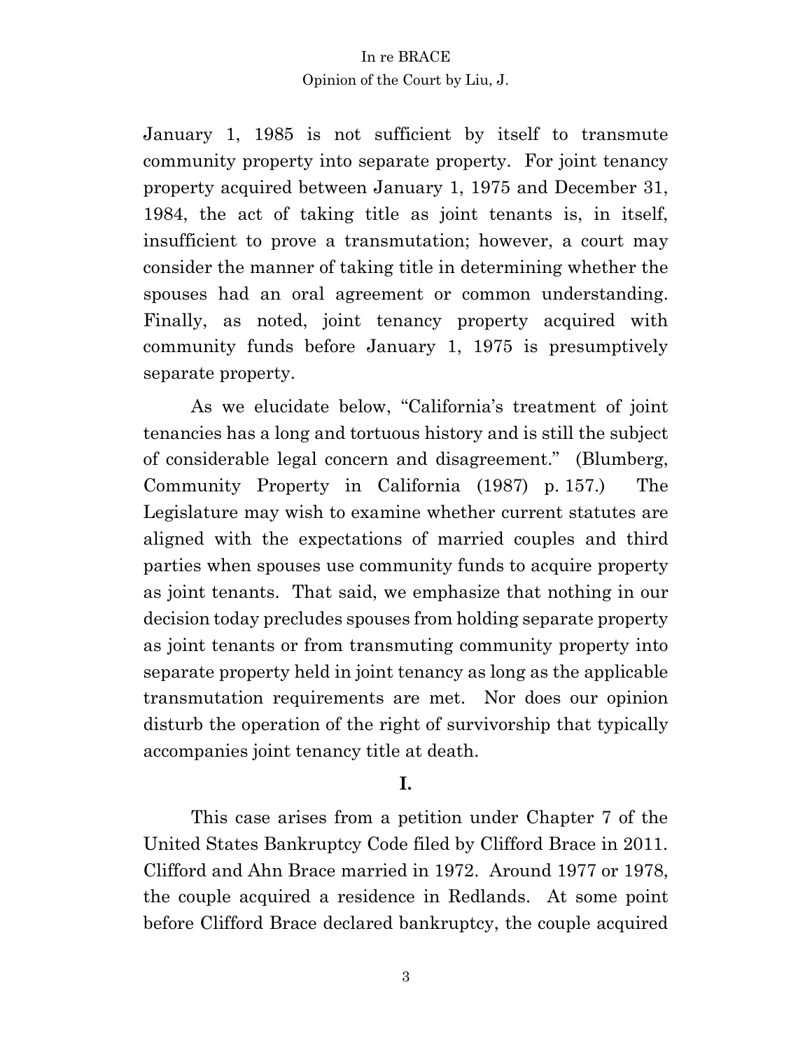January 1, 1985 is not sufficient by itself to transmute community property into separate property. For joint tenancy property acquired between January 1, 1975 and December 31, 1984, the act of taking title as joint tenants is, in itself, insufficient to prove a transmutation; however, a court may consider the manner of taking title in determining whether the spouses had an oral agreement or common understanding. Finally, as noted, joint tenancy property acquired with community funds before January 1, 1975 is presumptively separate property.

As we elucidate below, "California's treatment of joint tenancies has a long and tortuous history and is still the subject of considerable legal concern and disagreement." (Blumberg, Community Property in California (1987) p. 157.) The Legislature may wish to examine whether current statutes are aligned with the expectations of married couples and third parties when spouses use community funds to acquire property as joint tenants. That said, we emphasize that nothing in our decision today precludes spouses from holding separate property as joint tenants or from transmuting community property into separate property held in joint tenancy as long as the applicable transmutation requirements are met. Nor does our opinion disturb the operation of the right of survivorship that typically accompanies joint tenancy title at death.

## I.

This case arises from a petition under Chapter 7 of the United States Bankruptcy Code filed by Clifford Brace in 2011. Clifford and Ahn Brace married in 1972. Around 1977 or 1978, the couple acquired a residence in Redlands. At some point before Clifford Brace declared bankruptcy, the couple acquired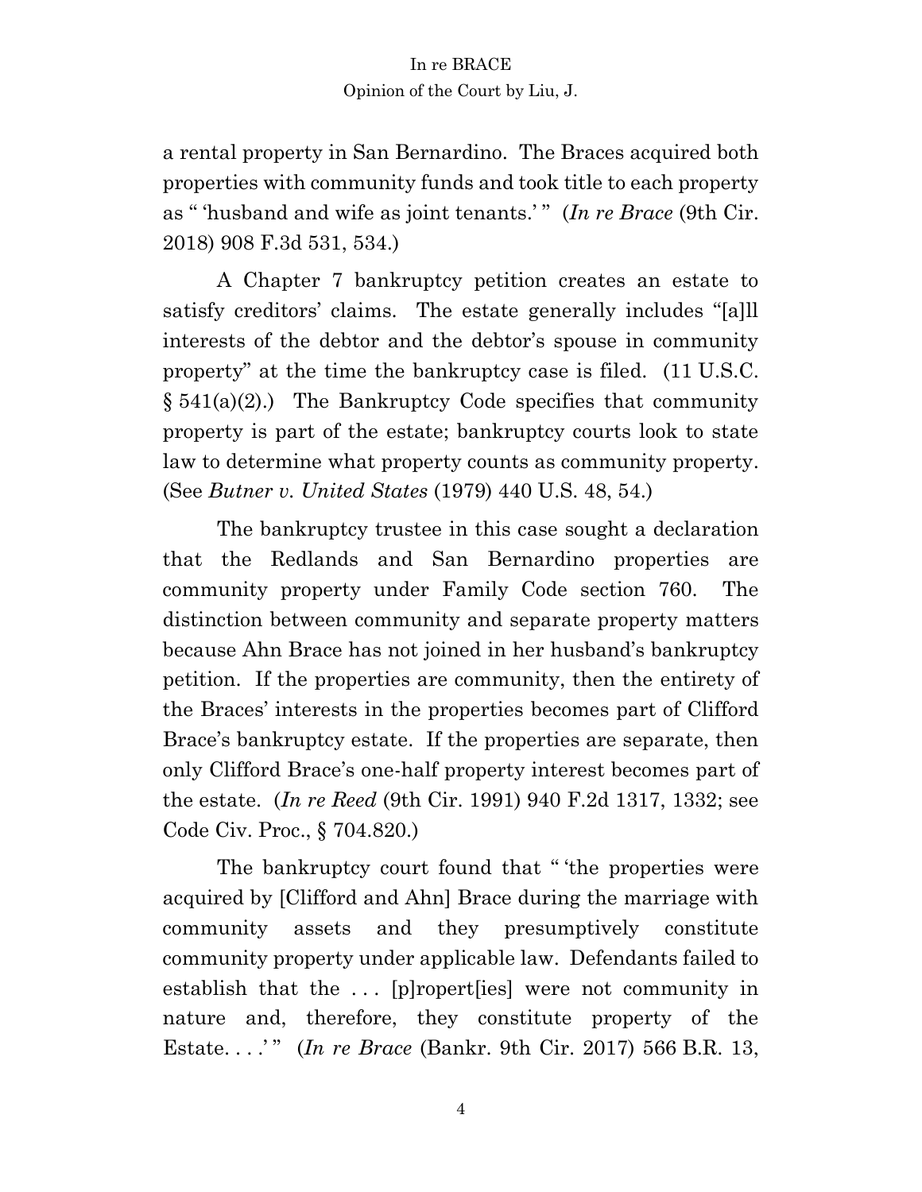a rental property in San Bernardino. The Braces acquired both properties with community funds and took title to each property as " 'husband and wife as joint tenants.' " (*In re Brace* (9th Cir. 2018) 908 F.3d 531, 534.)

A Chapter 7 bankruptcy petition creates an estate to satisfy creditors' claims. The estate generally includes "[a]ll interests of the debtor and the debtor's spouse in community property" at the time the bankruptcy case is filed. (11 U.S.C. § 541(a)(2).) The Bankruptcy Code specifies that community property is part of the estate; bankruptcy courts look to state law to determine what property counts as community property. (See *Butner v. United States* (1979) 440 U.S. 48, 54.)

The bankruptcy trustee in this case sought a declaration that the Redlands and San Bernardino properties are community property under Family Code section 760. The distinction between community and separate property matters because Ahn Brace has not joined in her husband's bankruptcy petition. If the properties are community, then the entirety of the Braces' interests in the properties becomes part of Clifford Brace's bankruptcy estate. If the properties are separate, then only Clifford Brace's one-half property interest becomes part of the estate. (*In re Reed* (9th Cir. 1991) 940 F.2d 1317, 1332; see Code Civ. Proc., § 704.820.)

The bankruptcy court found that " 'the properties were acquired by [Clifford and Ahn] Brace during the marriage with community assets and they presumptively constitute community property under applicable law. Defendants failed to establish that the . . . [p]ropert[ies] were not community in nature and, therefore, they constitute property of the Estate. . . .' " (*In re Brace* (Bankr. 9th Cir. 2017) 566 B.R. 13,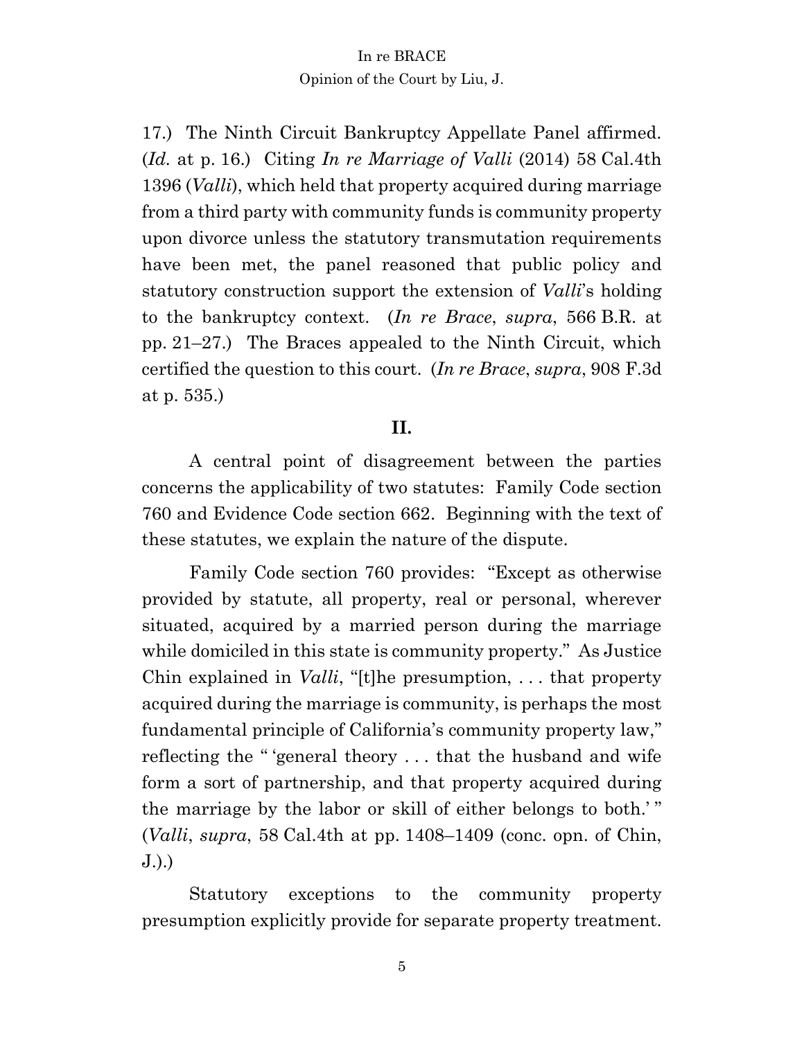17.) The Ninth Circuit Bankruptcy Appellate Panel affirmed. (*Id.* at p. 16.) Citing *In re Marriage of Valli* (2014) 58 Cal.4th 1396 (*Valli*), which held that property acquired during marriage from a third party with community funds is community property upon divorce unless the statutory transmutation requirements have been met, the panel reasoned that public policy and statutory construction support the extension of *Valli*'s holding to the bankruptcy context. (*In re Brace*, *supra*, 566 B.R. at pp. 21–27.) The Braces appealed to the Ninth Circuit, which certified the question to this court. (*In re Brace*, *supra*, 908 F.3d at p. 535.)

## II.

A central point of disagreement between the parties concerns the applicability of two statutes: Family Code section 760 and Evidence Code section 662. Beginning with the text of these statutes, we explain the nature of the dispute.

Family Code section 760 provides: "Except as otherwise provided by statute, all property, real or personal, wherever situated, acquired by a married person during the marriage while domiciled in this state is community property." As Justice Chin explained in *Valli*, "[t]he presumption, . . . that property acquired during the marriage is community, is perhaps the most fundamental principle of California's community property law," reflecting the " 'general theory . . . that the husband and wife form a sort of partnership, and that property acquired during the marriage by the labor or skill of either belongs to both.' " (*Valli*, *supra*, 58 Cal.4th at pp. 1408–1409 (conc. opn. of Chin, J.).)

Statutory exceptions to the community property presumption explicitly provide for separate property treatment.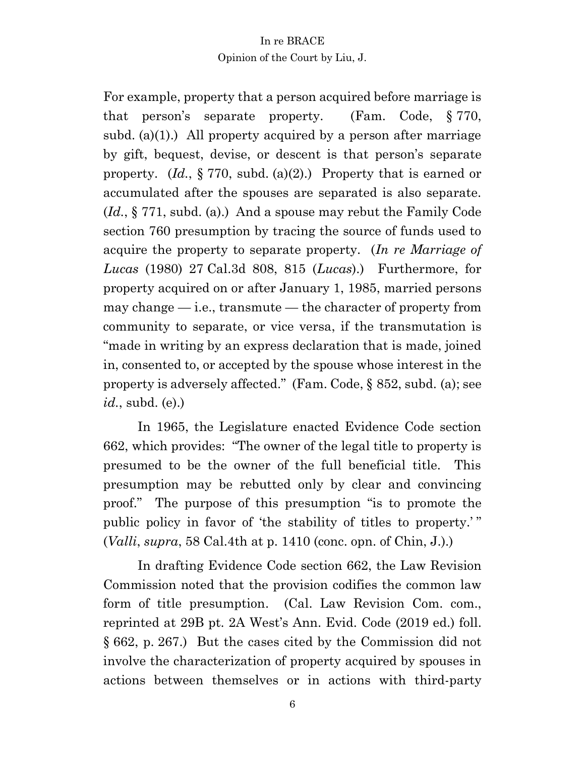For example, property that a person acquired before marriage is that person's separate property. (Fam. Code, § 770, subd. (a)(1).) All property acquired by a person after marriage by gift, bequest, devise, or descent is that person's separate property. (*Id.*, § 770, subd. (a)(2).) Property that is earned or accumulated after the spouses are separated is also separate. (*Id.*, § 771, subd. (a).) And a spouse may rebut the Family Code section 760 presumption by tracing the source of funds used to acquire the property to separate property. (*In re Marriage of Lucas* (1980) 27 Cal.3d 808, 815 (*Lucas*).) Furthermore, for property acquired on or after January 1, 1985, married persons may change — i.e., transmute — the character of property from community to separate, or vice versa, if the transmutation is "made in writing by an express declaration that is made, joined in, consented to, or accepted by the spouse whose interest in the property is adversely affected." (Fam. Code, § 852, subd. (a); see *id.*, subd. (e).)

In 1965, the Legislature enacted Evidence Code section 662, which provides: "The owner of the legal title to property is presumed to be the owner of the full beneficial title. This presumption may be rebutted only by clear and convincing proof." The purpose of this presumption "is to promote the public policy in favor of 'the stability of titles to property.' " (*Valli*, *supra*, 58 Cal.4th at p. 1410 (conc. opn. of Chin, J.).)

In drafting Evidence Code section 662, the Law Revision Commission noted that the provision codifies the common law form of title presumption. (Cal. Law Revision Com. com., reprinted at 29B pt. 2A West's Ann. Evid. Code (2019 ed.) foll. § 662, p. 267.) But the cases cited by the Commission did not involve the characterization of property acquired by spouses in actions between themselves or in actions with third-party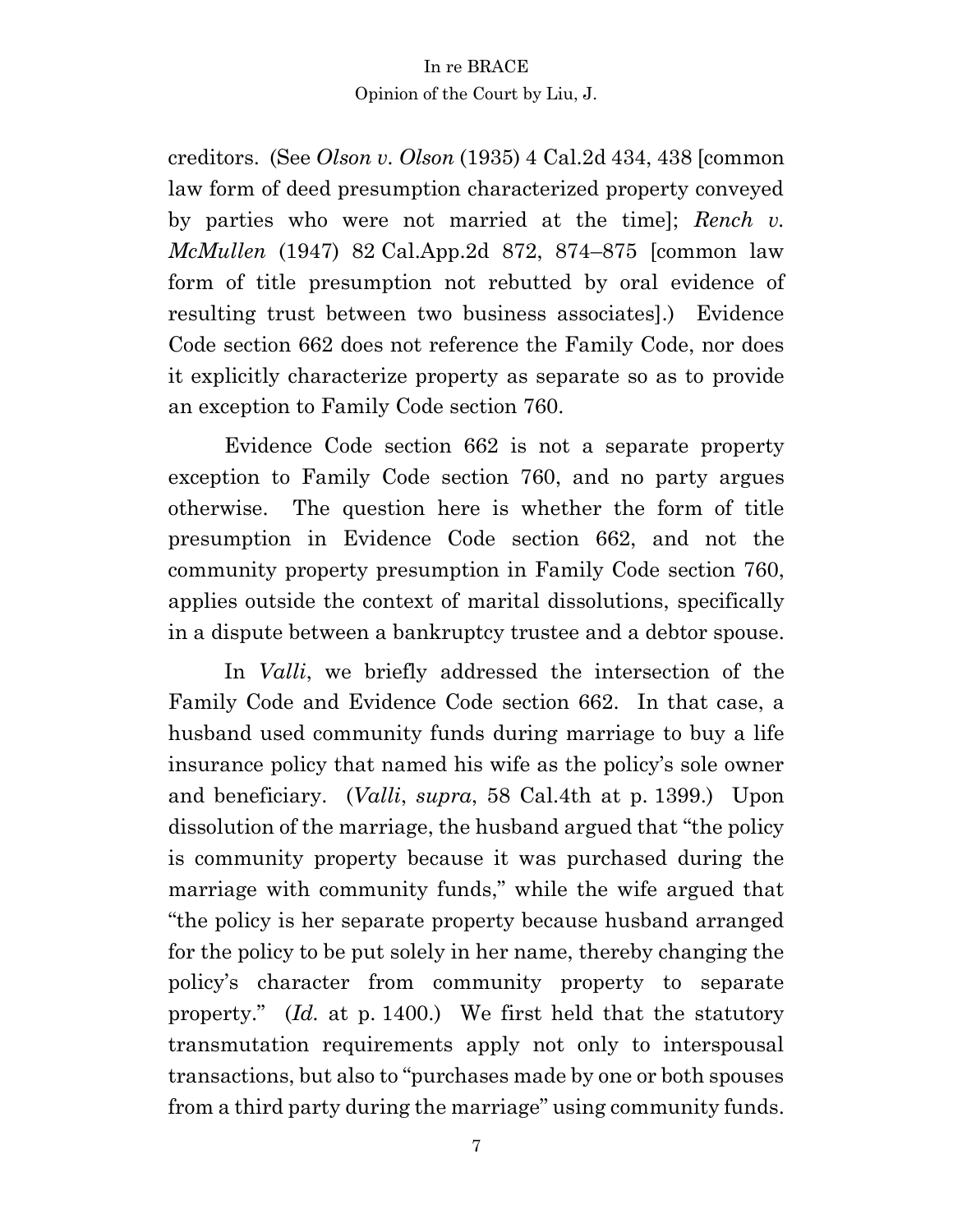creditors. (See *Olson v. Olson* (1935) 4 Cal.2d 434, 438 [common law form of deed presumption characterized property conveyed by parties who were not married at the time]; *Rench v. McMullen* (1947) 82 Cal.App.2d 872, 874–875 [common law form of title presumption not rebutted by oral evidence of resulting trust between two business associates].) Evidence Code section 662 does not reference the Family Code, nor does it explicitly characterize property as separate so as to provide an exception to Family Code section 760.

Evidence Code section 662 is not a separate property exception to Family Code section 760, and no party argues otherwise. The question here is whether the form of title presumption in Evidence Code section 662, and not the community property presumption in Family Code section 760, applies outside the context of marital dissolutions, specifically in a dispute between a bankruptcy trustee and a debtor spouse.

In *Valli*, we briefly addressed the intersection of the Family Code and Evidence Code section 662. In that case, a husband used community funds during marriage to buy a life insurance policy that named his wife as the policy's sole owner and beneficiary. (*Valli*, *supra*, 58 Cal.4th at p. 1399.) Upon dissolution of the marriage, the husband argued that "the policy is community property because it was purchased during the marriage with community funds," while the wife argued that "the policy is her separate property because husband arranged for the policy to be put solely in her name, thereby changing the policy's character from community property to separate property." (*Id.* at p. 1400.) We first held that the statutory transmutation requirements apply not only to interspousal transactions, but also to "purchases made by one or both spouses from a third party during the marriage" using community funds.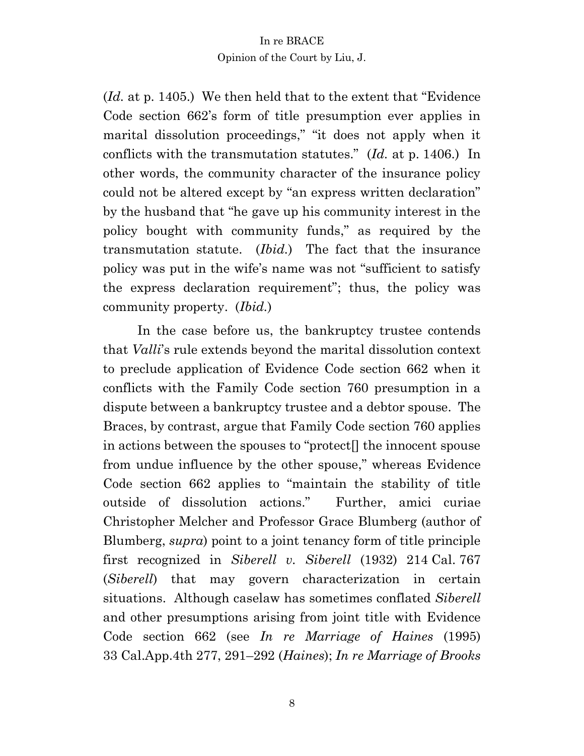(*Id.* at p. 1405.) We then held that to the extent that "Evidence Code section 662's form of title presumption ever applies in marital dissolution proceedings," "it does not apply when it conflicts with the transmutation statutes." (*Id.* at p. 1406.) In other words, the community character of the insurance policy could not be altered except by "an express written declaration" by the husband that "he gave up his community interest in the policy bought with community funds," as required by the transmutation statute. (*Ibid.*) The fact that the insurance policy was put in the wife's name was not "sufficient to satisfy the express declaration requirement"; thus, the policy was community property. (*Ibid.*)

In the case before us, the bankruptcy trustee contends that *Valli*'s rule extends beyond the marital dissolution context to preclude application of Evidence Code section 662 when it conflicts with the Family Code section 760 presumption in a dispute between a bankruptcy trustee and a debtor spouse. The Braces, by contrast, argue that Family Code section 760 applies in actions between the spouses to "protect[] the innocent spouse from undue influence by the other spouse," whereas Evidence Code section 662 applies to "maintain the stability of title outside of dissolution actions." Further, amici curiae Christopher Melcher and Professor Grace Blumberg (author of Blumberg, *supra*) point to a joint tenancy form of title principle first recognized in *Siberell v. Siberell* (1932) 214 Cal. 767 (*Siberell*) that may govern characterization in certain situations. Although caselaw has sometimes conflated *Siberell* and other presumptions arising from joint title with Evidence Code section 662 (see *In re Marriage of Haines* (1995) 33 Cal.App.4th 277, 291–292 (*Haines*); *In re Marriage of Brooks*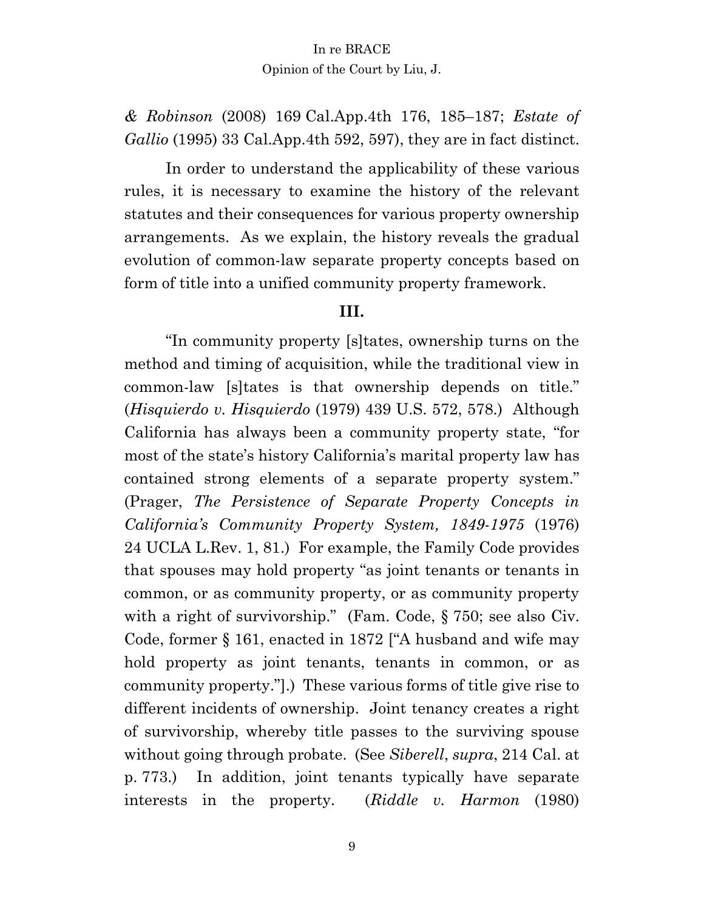*& Robinson* (2008) 169 Cal.App.4th 176, 185–187; *Estate of Gallio* (1995) 33 Cal.App.4th 592, 597), they are in fact distinct.

In order to understand the applicability of these various rules, it is necessary to examine the history of the relevant statutes and their consequences for various property ownership arrangements. As we explain, the history reveals the gradual evolution of common-law separate property concepts based on form of title into a unified community property framework.

## III.

"In community property [s]tates, ownership turns on the method and timing of acquisition, while the traditional view in common-law [s]tates is that ownership depends on title." (*Hisquierdo v. Hisquierdo* (1979) 439 U.S. 572, 578.) Although California has always been a community property state, "for most of the state's history California's marital property law has contained strong elements of a separate property system." (Prager, *The Persistence of Separate Property Concepts in California's Community Property System, 1849-1975* (1976) 24 UCLA L.Rev. 1, 81.) For example, the Family Code provides that spouses may hold property "as joint tenants or tenants in common, or as community property, or as community property with a right of survivorship." (Fam. Code, § 750; see also Civ. Code, former § 161, enacted in 1872 ["A husband and wife may hold property as joint tenants, tenants in common, or as community property."].) These various forms of title give rise to different incidents of ownership. Joint tenancy creates a right of survivorship, whereby title passes to the surviving spouse without going through probate. (See *Siberell*, *supra*, 214 Cal. at p. 773.) In addition, joint tenants typically have separate interests in the property. (*Riddle v. Harmon* (1980)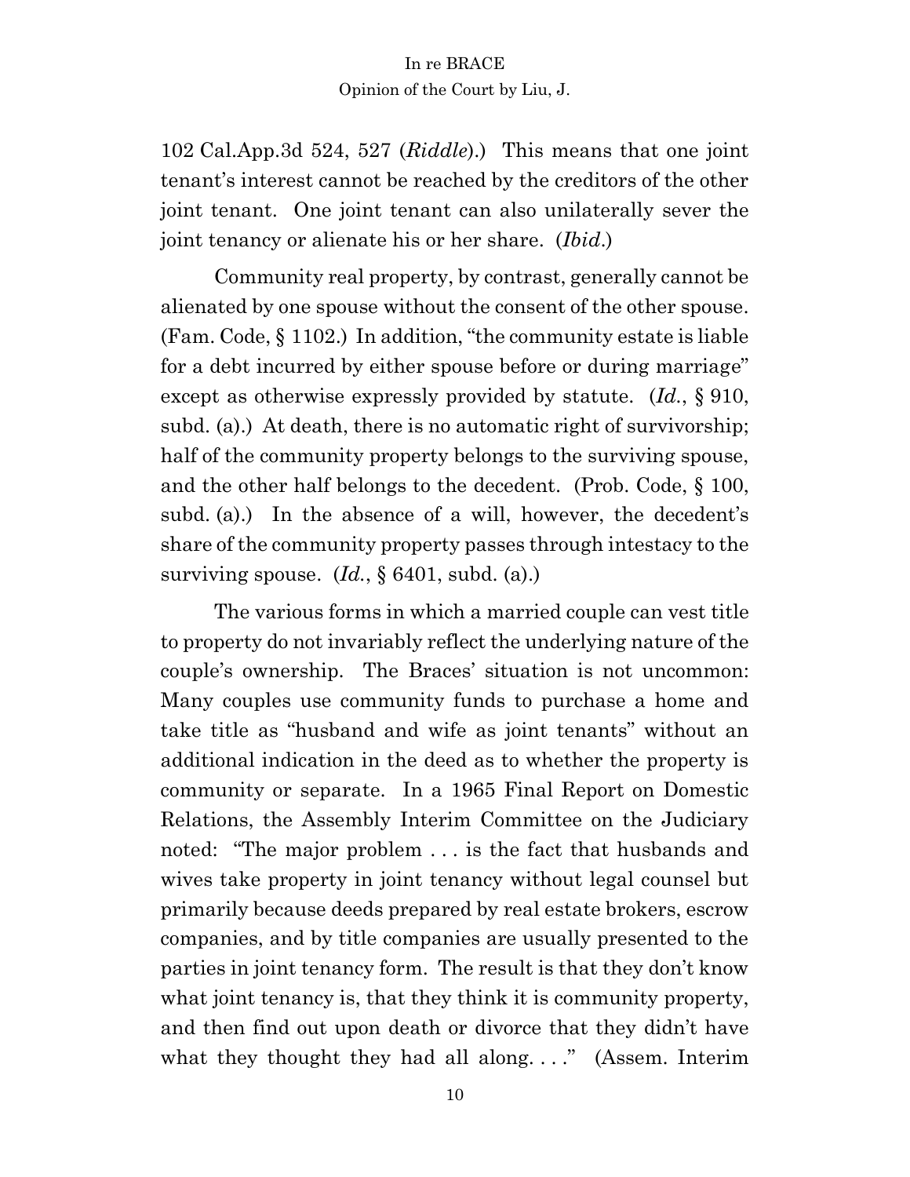102 Cal.App.3d 524, 527 (*Riddle*).) This means that one joint tenant's interest cannot be reached by the creditors of the other joint tenant. One joint tenant can also unilaterally sever the joint tenancy or alienate his or her share. (*Ibid*.)

Community real property, by contrast, generally cannot be alienated by one spouse without the consent of the other spouse. (Fam. Code, § 1102.) In addition, "the community estate is liable for a debt incurred by either spouse before or during marriage" except as otherwise expressly provided by statute. (*Id*., § 910, subd. (a).) At death, there is no automatic right of survivorship; half of the community property belongs to the surviving spouse, and the other half belongs to the decedent. (Prob. Code, § 100, subd. (a).) In the absence of a will, however, the decedent's share of the community property passes through intestacy to the surviving spouse. (*Id*., § 6401, subd. (a).)

The various forms in which a married couple can vest title to property do not invariably reflect the underlying nature of the couple's ownership. The Braces' situation is not uncommon: Many couples use community funds to purchase a home and take title as "husband and wife as joint tenants" without an additional indication in the deed as to whether the property is community or separate. In a 1965 Final Report on Domestic Relations, the Assembly Interim Committee on the Judiciary noted: "The major problem . . . is the fact that husbands and wives take property in joint tenancy without legal counsel but primarily because deeds prepared by real estate brokers, escrow companies, and by title companies are usually presented to the parties in joint tenancy form. The result is that they don't know what joint tenancy is, that they think it is community property, and then find out upon death or divorce that they didn't have what they thought they had all along. . . ." (Assem. Interim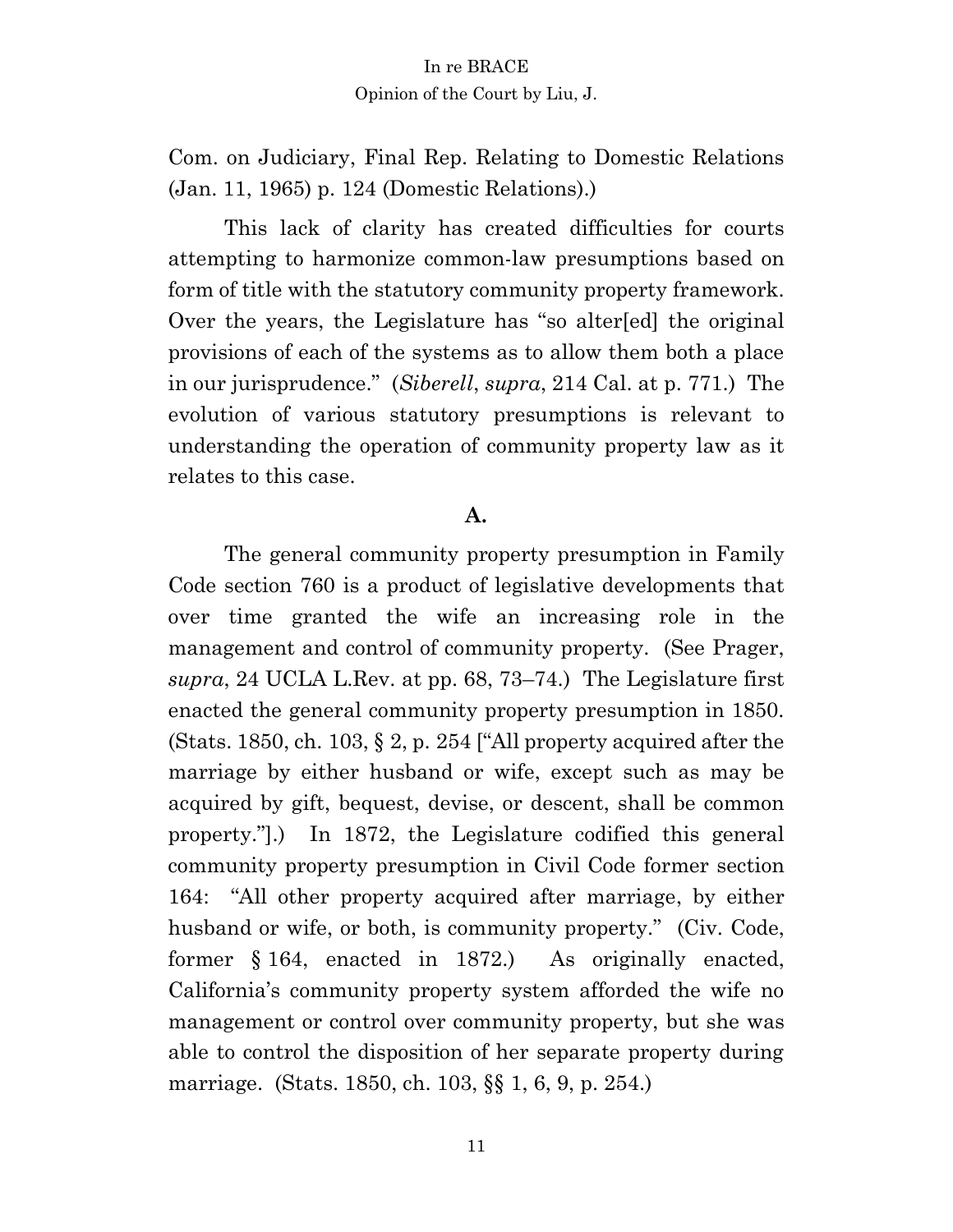Com. on Judiciary, Final Rep. Relating to Domestic Relations (Jan. 11, 1965) p. 124 (Domestic Relations).)

This lack of clarity has created difficulties for courts attempting to harmonize common-law presumptions based on form of title with the statutory community property framework. Over the years, the Legislature has "so alter[ed] the original provisions of each of the systems as to allow them both a place in our jurisprudence." (*Siberell*, *supra*, 214 Cal. at p. 771.) The evolution of various statutory presumptions is relevant to understanding the operation of community property law as it relates to this case.

**A.**

The general community property presumption in Family Code section 760 is a product of legislative developments that over time granted the wife an increasing role in the management and control of community property. (See Prager, *supra*, 24 UCLA L.Rev. at pp. 68, 73–74.) The Legislature first enacted the general community property presumption in 1850. (Stats. 1850, ch. 103, § 2, p. 254 ["All property acquired after the marriage by either husband or wife, except such as may be acquired by gift, bequest, devise, or descent, shall be common property."].) In 1872, the Legislature codified this general community property presumption in Civil Code former section 164: "All other property acquired after marriage, by either husband or wife, or both, is community property." (Civ. Code, former § 164, enacted in 1872.) As originally enacted, California's community property system afforded the wife no management or control over community property, but she was able to control the disposition of her separate property during marriage. (Stats. 1850, ch. 103, §§ 1, 6, 9, p. 254.)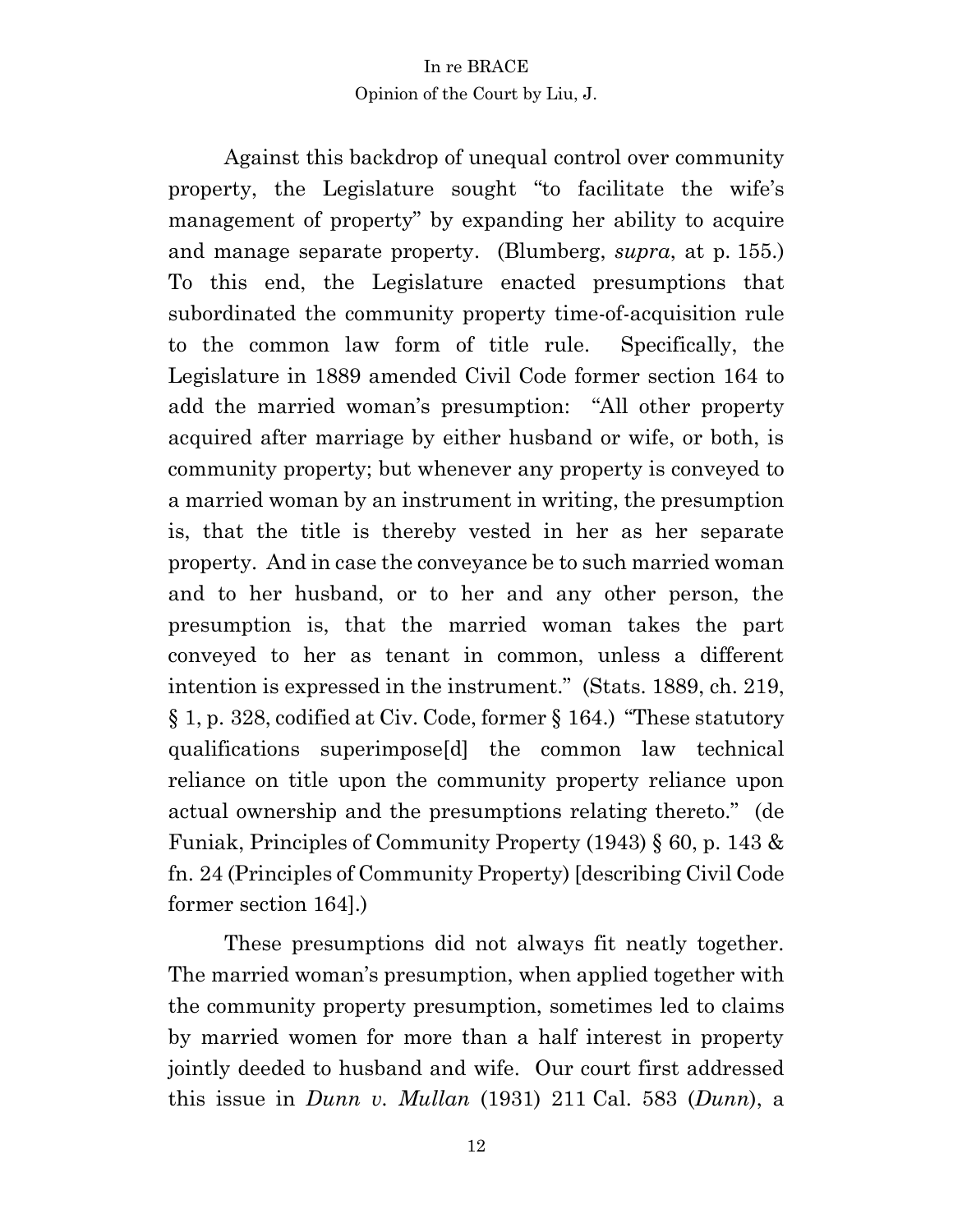Against this backdrop of unequal control over community property, the Legislature sought "to facilitate the wife's management of property" by expanding her ability to acquire and manage separate property. (Blumberg, *supra*, at p. 155.) To this end, the Legislature enacted presumptions that subordinated the community property time-of-acquisition rule to the common law form of title rule. Specifically, the Legislature in 1889 amended Civil Code former section 164 to add the married woman's presumption: "All other property acquired after marriage by either husband or wife, or both, is community property; but whenever any property is conveyed to a married woman by an instrument in writing, the presumption is, that the title is thereby vested in her as her separate property. And in case the conveyance be to such married woman and to her husband, or to her and any other person, the presumption is, that the married woman takes the part conveyed to her as tenant in common, unless a different intention is expressed in the instrument." (Stats. 1889, ch. 219, § 1, p. 328, codified at Civ. Code, former § 164.) "These statutory qualifications superimpose[d] the common law technical reliance on title upon the community property reliance upon actual ownership and the presumptions relating thereto." (de Funiak, Principles of Community Property (1943) § 60, p. 143 & fn. 24 (Principles of Community Property) [describing Civil Code former section 164].)

These presumptions did not always fit neatly together. The married woman's presumption, when applied together with the community property presumption, sometimes led to claims by married women for more than a half interest in property jointly deeded to husband and wife. Our court first addressed this issue in *Dunn v. Mullan* (1931) 211 Cal. 583 (*Dunn*), a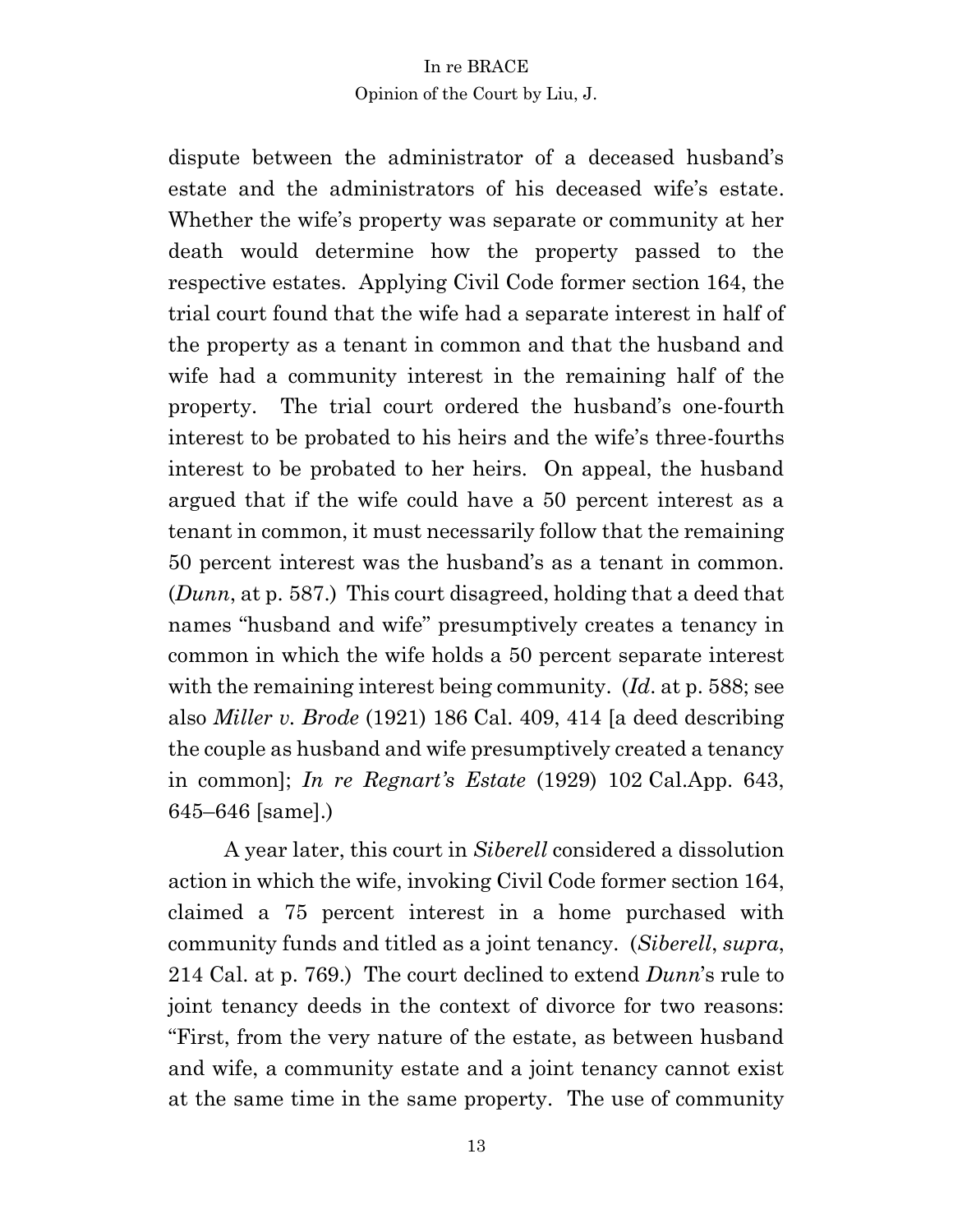dispute between the administrator of a deceased husband's estate and the administrators of his deceased wife's estate. Whether the wife's property was separate or community at her death would determine how the property passed to the respective estates. Applying Civil Code former section 164, the trial court found that the wife had a separate interest in half of the property as a tenant in common and that the husband and wife had a community interest in the remaining half of the property. The trial court ordered the husband's one-fourth interest to be probated to his heirs and the wife's three-fourths interest to be probated to her heirs. On appeal, the husband argued that if the wife could have a 50 percent interest as a tenant in common, it must necessarily follow that the remaining 50 percent interest was the husband's as a tenant in common. (*Dunn*, at p. 587.) This court disagreed, holding that a deed that names "husband and wife" presumptively creates a tenancy in common in which the wife holds a 50 percent separate interest with the remaining interest being community. (*Id*. at p. 588; see also *Miller v. Brode* (1921) 186 Cal. 409, 414 [a deed describing the couple as husband and wife presumptively created a tenancy in common]; *In re Regnart's Estate* (1929) 102 Cal.App. 643, 645–646 [same].)

A year later, this court in *Siberell* considered a dissolution action in which the wife, invoking Civil Code former section 164, claimed a 75 percent interest in a home purchased with community funds and titled as a joint tenancy. (*Siberell*, *supra*, 214 Cal. at p. 769.) The court declined to extend *Dunn*'s rule to joint tenancy deeds in the context of divorce for two reasons: "First, from the very nature of the estate, as between husband and wife, a community estate and a joint tenancy cannot exist at the same time in the same property. The use of community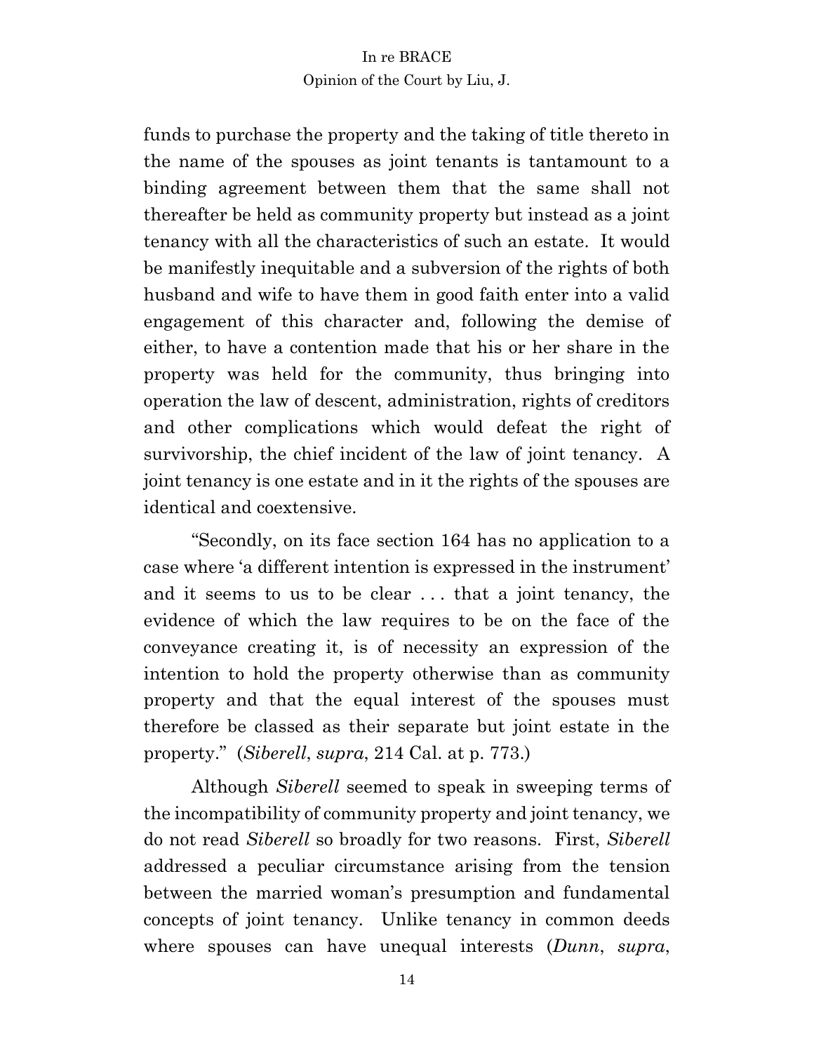funds to purchase the property and the taking of title thereto in the name of the spouses as joint tenants is tantamount to a binding agreement between them that the same shall not thereafter be held as community property but instead as a joint tenancy with all the characteristics of such an estate. It would be manifestly inequitable and a subversion of the rights of both husband and wife to have them in good faith enter into a valid engagement of this character and, following the demise of either, to have a contention made that his or her share in the property was held for the community, thus bringing into operation the law of descent, administration, rights of creditors and other complications which would defeat the right of survivorship, the chief incident of the law of joint tenancy. A joint tenancy is one estate and in it the rights of the spouses are identical and coextensive.

"Secondly, on its face section 164 has no application to a case where 'a different intention is expressed in the instrument' and it seems to us to be clear . . . that a joint tenancy, the evidence of which the law requires to be on the face of the conveyance creating it, is of necessity an expression of the intention to hold the property otherwise than as community property and that the equal interest of the spouses must therefore be classed as their separate but joint estate in the property." (*Siberell*, *supra*, 214 Cal. at p. 773.)

Although *Siberell* seemed to speak in sweeping terms of the incompatibility of community property and joint tenancy, we do not read *Siberell* so broadly for two reasons. First, *Siberell* addressed a peculiar circumstance arising from the tension between the married woman's presumption and fundamental concepts of joint tenancy. Unlike tenancy in common deeds where spouses can have unequal interests (*Dunn*, *supra*,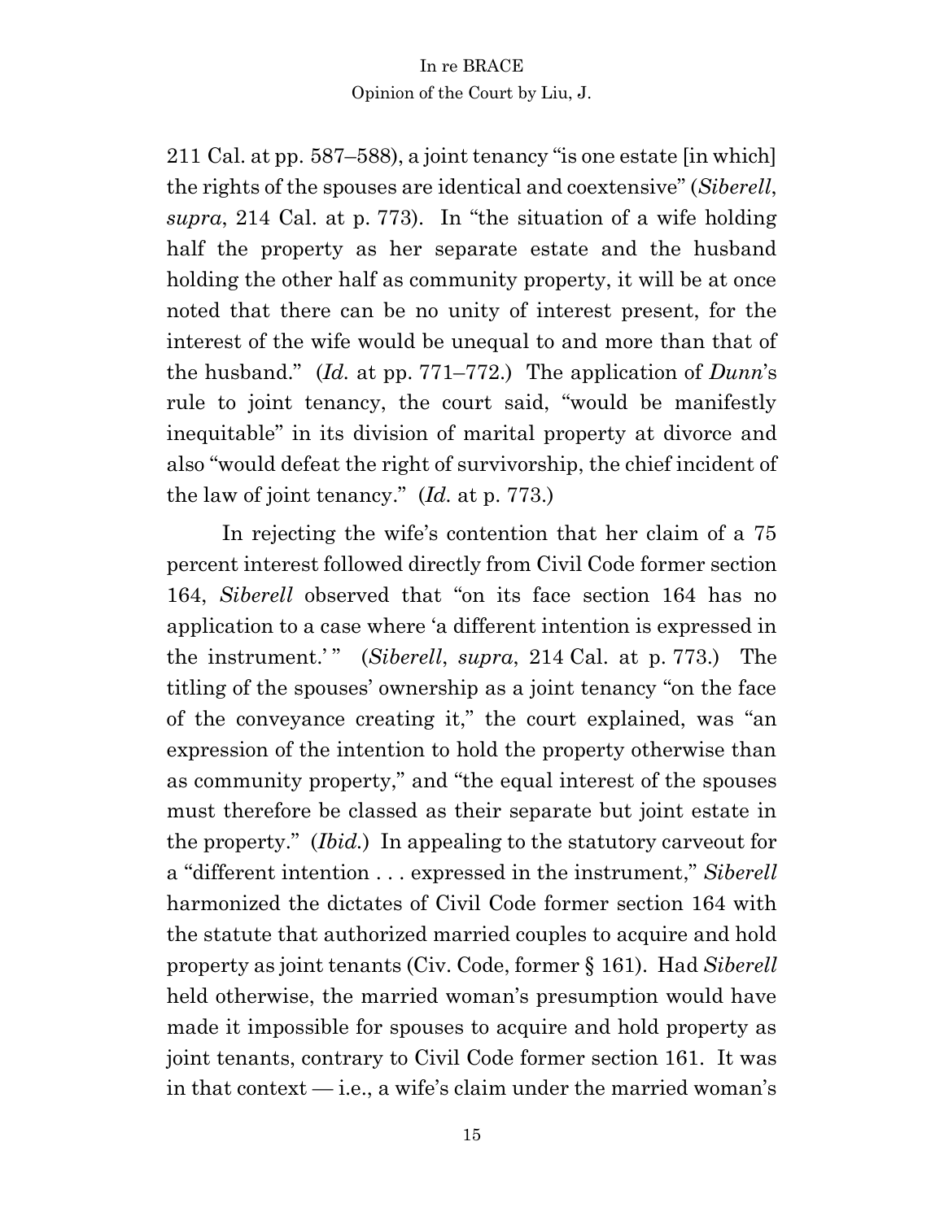211 Cal. at pp. 587–588), a joint tenancy "is one estate [in which] the rights of the spouses are identical and coextensive" (*Siberell*, *supra*, 214 Cal. at p. 773). In "the situation of a wife holding half the property as her separate estate and the husband holding the other half as community property, it will be at once noted that there can be no unity of interest present, for the interest of the wife would be unequal to and more than that of the husband." (*Id.* at pp. 771–772.) The application of *Dunn*'s rule to joint tenancy, the court said, "would be manifestly inequitable" in its division of marital property at divorce and also "would defeat the right of survivorship, the chief incident of the law of joint tenancy." (*Id.* at p. 773.)

In rejecting the wife's contention that her claim of a 75 percent interest followed directly from Civil Code former section 164, *Siberell* observed that "on its face section 164 has no application to a case where 'a different intention is expressed in the instrument.' " (*Siberell*, *supra*, 214 Cal. at p. 773.) The titling of the spouses' ownership as a joint tenancy "on the face of the conveyance creating it," the court explained, was "an expression of the intention to hold the property otherwise than as community property," and "the equal interest of the spouses must therefore be classed as their separate but joint estate in the property." (*Ibid.*) In appealing to the statutory carveout for a "different intention . . . expressed in the instrument," *Siberell* harmonized the dictates of Civil Code former section 164 with the statute that authorized married couples to acquire and hold property as joint tenants (Civ. Code, former § 161). Had *Siberell* held otherwise, the married woman's presumption would have made it impossible for spouses to acquire and hold property as joint tenants, contrary to Civil Code former section 161. It was in that context — i.e., a wife's claim under the married woman's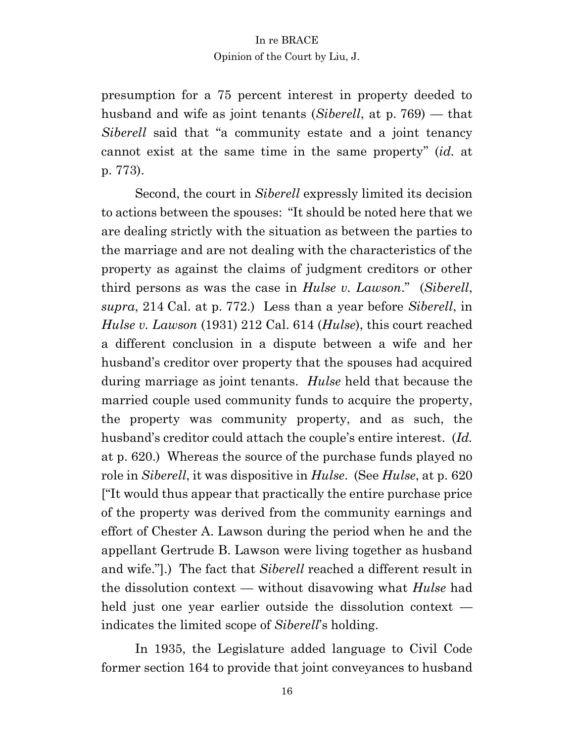presumption for a 75 percent interest in property deeded to husband and wife as joint tenants (*Siberell*, at p. 769) — that *Siberell* said that "a community estate and a joint tenancy cannot exist at the same time in the same property" (*id.* at p. 773).

Second, the court in *Siberell* expressly limited its decision to actions between the spouses: "It should be noted here that we are dealing strictly with the situation as between the parties to the marriage and are not dealing with the characteristics of the property as against the claims of judgment creditors or other third persons as was the case in *Hulse v. Lawson*." (*Siberell*, *supra*, 214 Cal. at p. 772.) Less than a year before *Siberell*, in *Hulse v. Lawson* (1931) 212 Cal. 614 (*Hulse*), this court reached a different conclusion in a dispute between a wife and her husband's creditor over property that the spouses had acquired during marriage as joint tenants. *Hulse* held that because the married couple used community funds to acquire the property, the property was community property, and as such, the husband's creditor could attach the couple's entire interest. (*Id.* at p. 620.) Whereas the source of the purchase funds played no role in *Siberell*, it was dispositive in *Hulse*. (See *Hulse*, at p. 620 ["It would thus appear that practically the entire purchase price of the property was derived from the community earnings and effort of Chester A. Lawson during the period when he and the appellant Gertrude B. Lawson were living together as husband and wife."].) The fact that *Siberell* reached a different result in the dissolution context — without disavowing what *Hulse* had held just one year earlier outside the dissolution context — indicates the limited scope of *Siberell*'s holding.

In 1935, the Legislature added language to Civil Code former section 164 to provide that joint conveyances to husband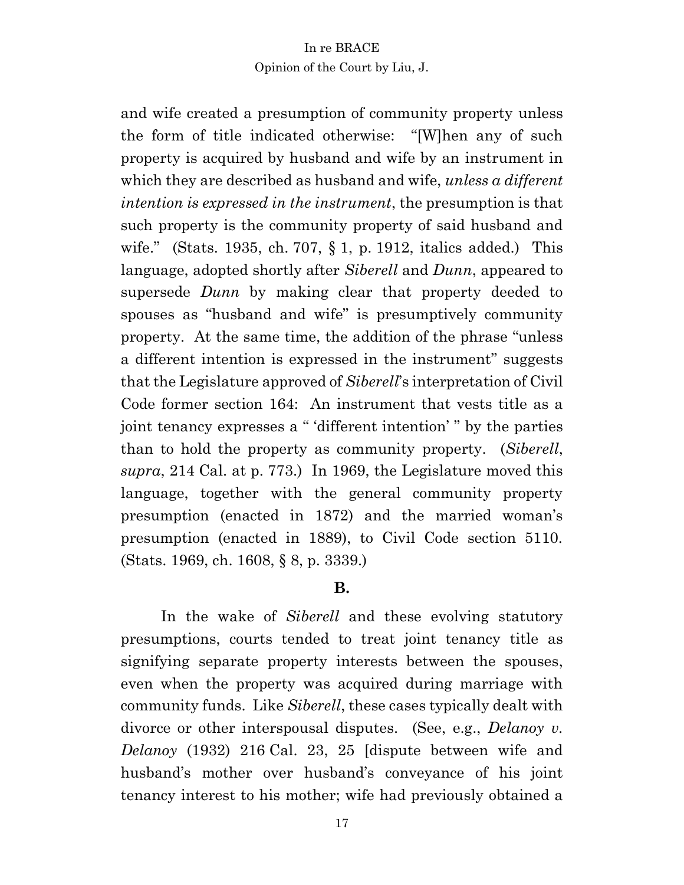and wife created a presumption of community property unless the form of title indicated otherwise: "[W]hen any of such property is acquired by husband and wife by an instrument in which they are described as husband and wife, *unless a different intention is expressed in the instrument*, the presumption is that such property is the community property of said husband and wife." (Stats. 1935, ch. 707, § 1, p. 1912, italics added.) This language, adopted shortly after *Siberell* and *Dunn*, appeared to supersede *Dunn* by making clear that property deeded to spouses as "husband and wife" is presumptively community property. At the same time, the addition of the phrase "unless a different intention is expressed in the instrument" suggests that the Legislature approved of *Siberell*'s interpretation of Civil Code former section 164: An instrument that vests title as a joint tenancy expresses a " 'different intention' " by the parties than to hold the property as community property. (*Siberell*, *supra*, 214 Cal. at p. 773.) In 1969, the Legislature moved this language, together with the general community property presumption (enacted in 1872) and the married woman's presumption (enacted in 1889), to Civil Code section 5110. (Stats. 1969, ch. 1608, § 8, p. 3339.)

**B.**

In the wake of *Siberell* and these evolving statutory presumptions, courts tended to treat joint tenancy title as signifying separate property interests between the spouses, even when the property was acquired during marriage with community funds. Like *Siberell*, these cases typically dealt with divorce or other interspousal disputes. (See, e.g., *Delanoy v. Delanoy* (1932) 216 Cal. 23, 25 [dispute between wife and husband's mother over husband's conveyance of his joint tenancy interest to his mother; wife had previously obtained a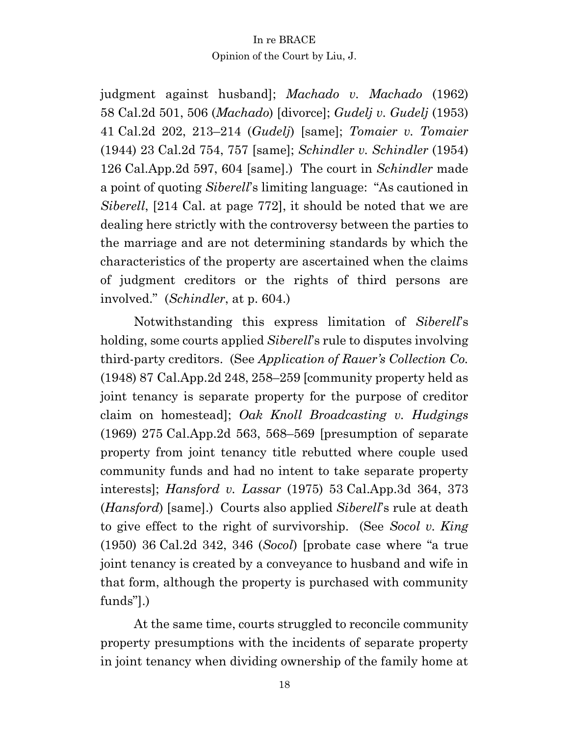judgment against husband]; *Machado v. Machado* (1962) 58 Cal.2d 501, 506 (*Machado*) [divorce]; *Gudelj v. Gudelj* (1953) 41 Cal.2d 202, 213–214 (*Gudelj*) [same]; *Tomaier v. Tomaier* (1944) 23 Cal.2d 754, 757 [same]; *Schindler v. Schindler* (1954) 126 Cal.App.2d 597, 604 [same].) The court in *Schindler* made a point of quoting *Siberell*'s limiting language: "As cautioned in *Siberell*, [214 Cal. at page 772], it should be noted that we are dealing here strictly with the controversy between the parties to the marriage and are not determining standards by which the characteristics of the property are ascertained when the claims of judgment creditors or the rights of third persons are involved." (*Schindler*, at p. 604.)

Notwithstanding this express limitation of *Siberell*'s holding, some courts applied *Siberell*'s rule to disputes involving third-party creditors. (See *Application of Rauer's Collection Co.* (1948) 87 Cal.App.2d 248, 258–259 [community property held as joint tenancy is separate property for the purpose of creditor claim on homestead]; *Oak Knoll Broadcasting v. Hudgings* (1969) 275 Cal.App.2d 563, 568–569 [presumption of separate property from joint tenancy title rebutted where couple used community funds and had no intent to take separate property interests]; *Hansford v. Lassar* (1975) 53 Cal.App.3d 364, 373 (*Hansford*) [same].) Courts also applied *Siberell*'s rule at death to give effect to the right of survivorship. (See *Socol v. King* (1950) 36 Cal.2d 342, 346 (*Socol*) [probate case where "a true joint tenancy is created by a conveyance to husband and wife in that form, although the property is purchased with community funds"].)

At the same time, courts struggled to reconcile community property presumptions with the incidents of separate property in joint tenancy when dividing ownership of the family home at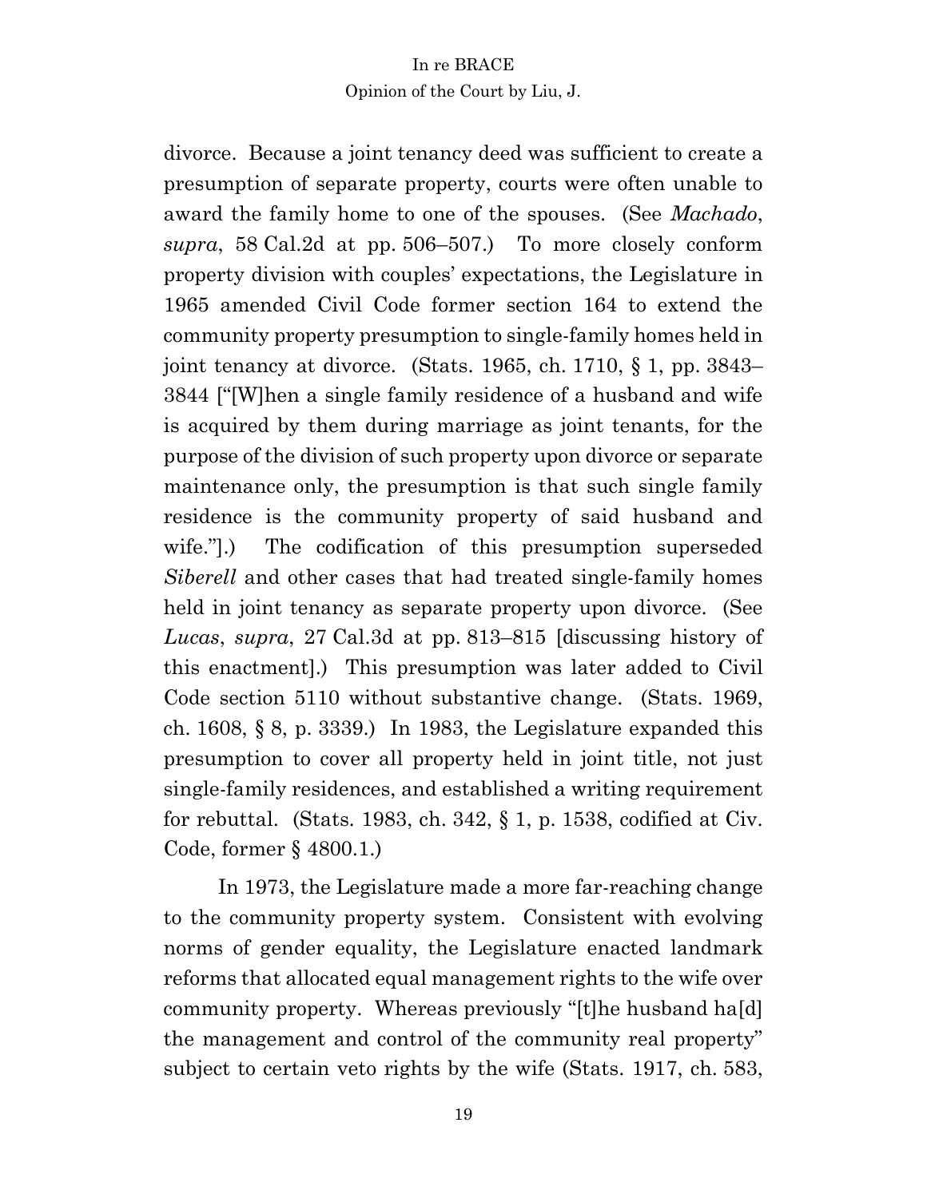divorce. Because a joint tenancy deed was sufficient to create a presumption of separate property, courts were often unable to award the family home to one of the spouses. (See *Machado*, *supra*, 58 Cal.2d at pp. 506–507.) To more closely conform property division with couples' expectations, the Legislature in 1965 amended Civil Code former section 164 to extend the community property presumption to single-family homes held in joint tenancy at divorce. (Stats. 1965, ch. 1710, § 1, pp. 3843–3844 ["[W]hen a single family residence of a husband and wife is acquired by them during marriage as joint tenants, for the purpose of the division of such property upon divorce or separate maintenance only, the presumption is that such single family residence is the community property of said husband and wife."].) The codification of this presumption superseded *Siberell* and other cases that had treated single-family homes held in joint tenancy as separate property upon divorce. (See *Lucas*, *supra*, 27 Cal.3d at pp. 813–815 [discussing history of this enactment].) This presumption was later added to Civil Code section 5110 without substantive change. (Stats. 1969, ch. 1608, § 8, p. 3339.) In 1983, the Legislature expanded this presumption to cover all property held in joint title, not just single-family residences, and established a writing requirement for rebuttal. (Stats. 1983, ch. 342, § 1, p. 1538, codified at Civ. Code, former § 4800.1.)

In 1973, the Legislature made a more far-reaching change to the community property system. Consistent with evolving norms of gender equality, the Legislature enacted landmark reforms that allocated equal management rights to the wife over community property. Whereas previously "[t]he husband ha[d] the management and control of the community real property" subject to certain veto rights by the wife (Stats. 1917, ch. 583,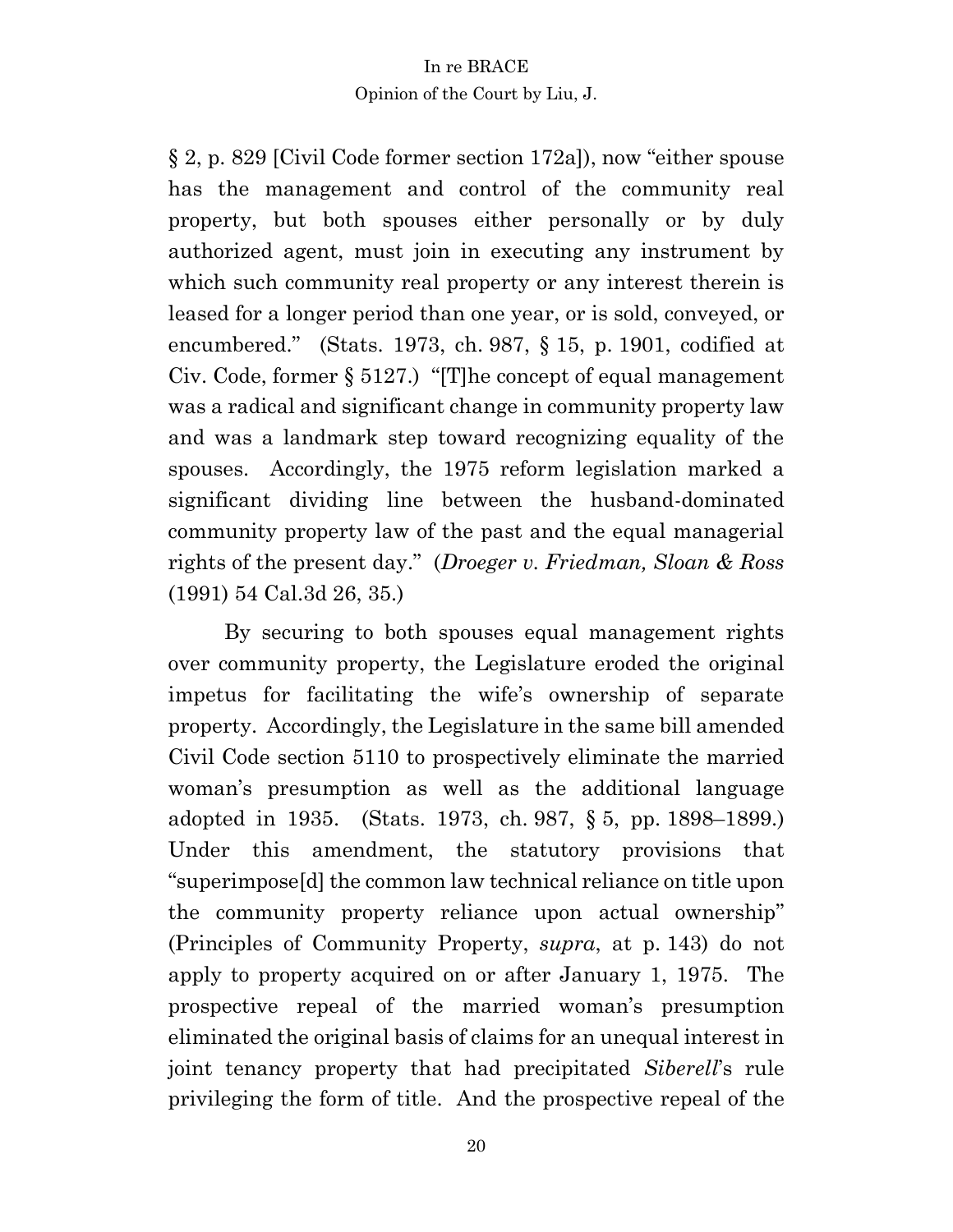§ 2, p. 829 [Civil Code former section 172a]), now "either spouse has the management and control of the community real property, but both spouses either personally or by duly authorized agent, must join in executing any instrument by which such community real property or any interest therein is leased for a longer period than one year, or is sold, conveyed, or encumbered." (Stats. 1973, ch. 987, § 15, p. 1901, codified at Civ. Code, former § 5127.) "[T]he concept of equal management was a radical and significant change in community property law and was a landmark step toward recognizing equality of the spouses. Accordingly, the 1975 reform legislation marked a significant dividing line between the husband-dominated community property law of the past and the equal managerial rights of the present day." (*Droeger v. Friedman, Sloan & Ross* (1991) 54 Cal.3d 26, 35.)

By securing to both spouses equal management rights over community property, the Legislature eroded the original impetus for facilitating the wife's ownership of separate property. Accordingly, the Legislature in the same bill amended Civil Code section 5110 to prospectively eliminate the married woman's presumption as well as the additional language adopted in 1935. (Stats. 1973, ch. 987, § 5, pp. 1898–1899.) Under this amendment, the statutory provisions that "superimpose[d] the common law technical reliance on title upon the community property reliance upon actual ownership" (Principles of Community Property, *supra*, at p. 143) do not apply to property acquired on or after January 1, 1975. The prospective repeal of the married woman's presumption eliminated the original basis of claims for an unequal interest in joint tenancy property that had precipitated *Siberell*'s rule privileging the form of title. And the prospective repeal of the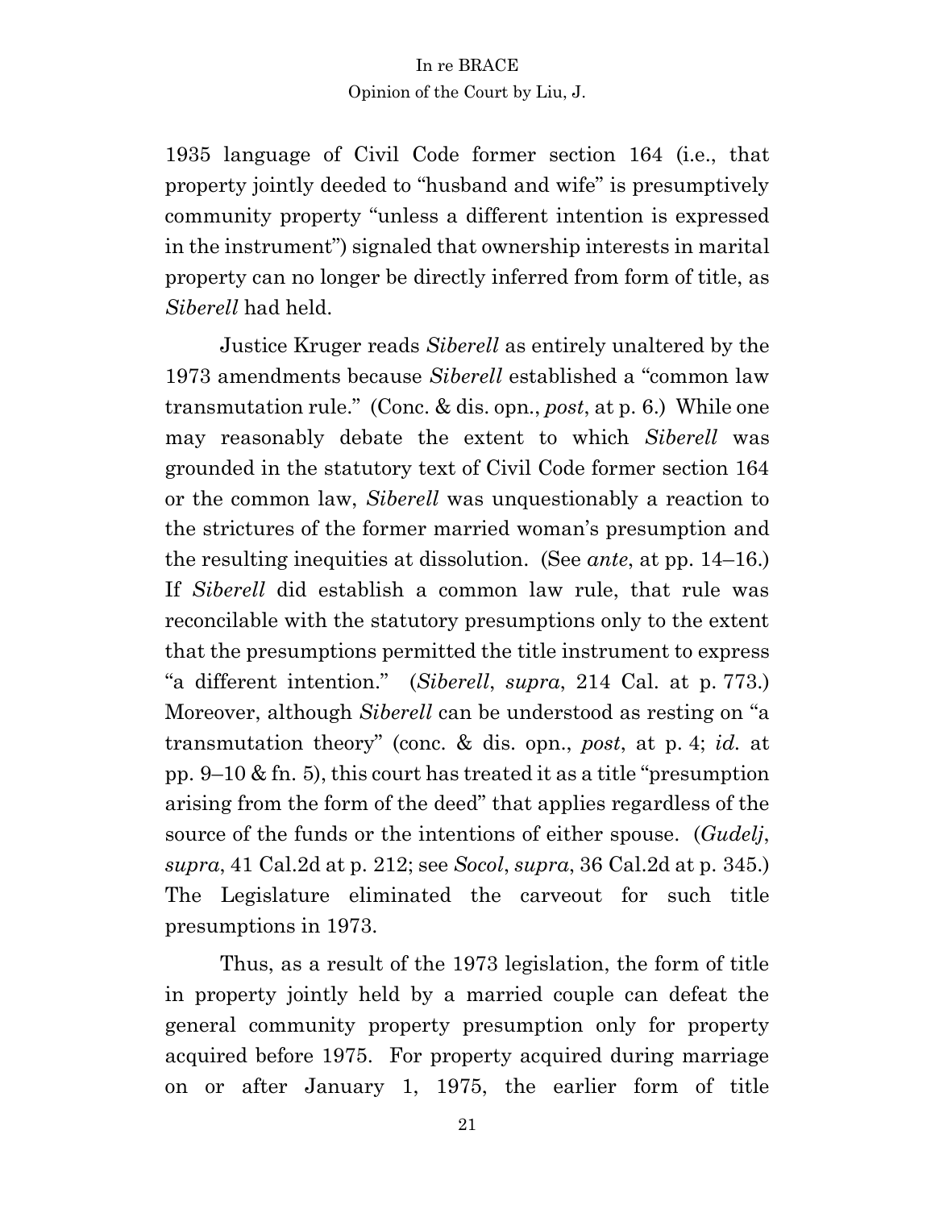1935 language of Civil Code former section 164 (i.e., that property jointly deeded to "husband and wife" is presumptively community property "unless a different intention is expressed in the instrument") signaled that ownership interests in marital property can no longer be directly inferred from form of title, as *Siberell* had held.

Justice Kruger reads *Siberell* as entirely unaltered by the 1973 amendments because *Siberell* established a "common law transmutation rule." (Conc. & dis. opn., *post*, at p. 6.) While one may reasonably debate the extent to which *Siberell* was grounded in the statutory text of Civil Code former section 164 or the common law, *Siberell* was unquestionably a reaction to the strictures of the former married woman's presumption and the resulting inequities at dissolution. (See *ante*, at pp. 14–16.) If *Siberell* did establish a common law rule, that rule was reconcilable with the statutory presumptions only to the extent that the presumptions permitted the title instrument to express "a different intention." (*Siberell*, *supra*, 214 Cal. at p. 773.) Moreover, although *Siberell* can be understood as resting on "a transmutation theory" (conc. & dis. opn., *post*, at p. 4; *id.* at pp. 9–10 & fn. 5), this court has treated it as a title "presumption arising from the form of the deed" that applies regardless of the source of the funds or the intentions of either spouse. (*Gudelj*, *supra*, 41 Cal.2d at p. 212; see *Socol*, *supra*, 36 Cal.2d at p. 345.) The Legislature eliminated the carveout for such title presumptions in 1973.

Thus, as a result of the 1973 legislation, the form of title in property jointly held by a married couple can defeat the general community property presumption only for property acquired before 1975. For property acquired during marriage on or after January 1, 1975, the earlier form of title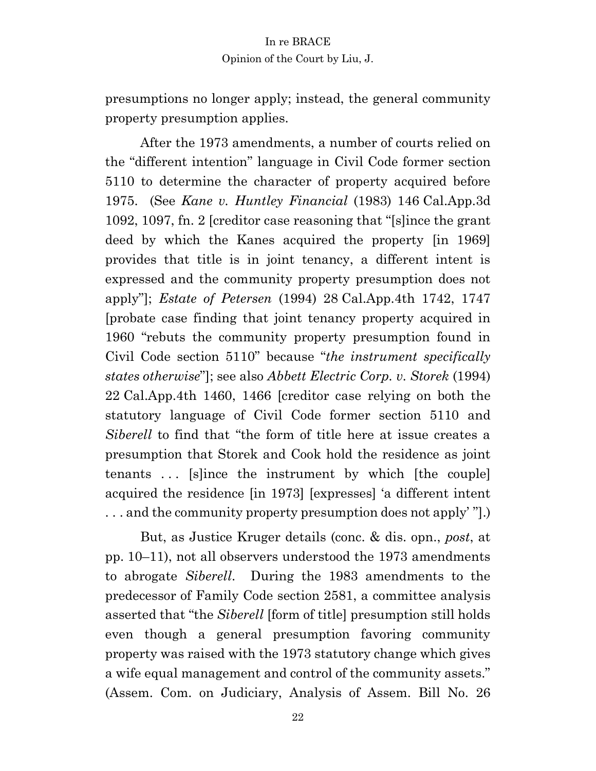presumptions no longer apply; instead, the general community property presumption applies.

After the 1973 amendments, a number of courts relied on the "different intention" language in Civil Code former section 5110 to determine the character of property acquired before 1975. (See *Kane v. Huntley Financial* (1983) 146 Cal.App.3d 1092, 1097, fn. 2 [creditor case reasoning that "[s]ince the grant deed by which the Kanes acquired the property [in 1969] provides that title is in joint tenancy, a different intent is expressed and the community property presumption does not apply"]; *Estate of Petersen* (1994) 28 Cal.App.4th 1742, 1747 [probate case finding that joint tenancy property acquired in 1960 "rebuts the community property presumption found in Civil Code section 5110" because "*the instrument specifically states otherwise*"]; see also *Abbett Electric Corp. v. Storek* (1994) 22 Cal.App.4th 1460, 1466 [creditor case relying on both the statutory language of Civil Code former section 5110 and *Siberell* to find that "the form of title here at issue creates a presumption that Storek and Cook hold the residence as joint tenants . . . [s]ince the instrument by which [the couple] acquired the residence [in 1973] [expresses] 'a different intent . . . and the community property presumption does not apply' "].)

But, as Justice Kruger details (conc. & dis. opn., *post*, at pp. 10–11), not all observers understood the 1973 amendments to abrogate *Siberell*. During the 1983 amendments to the predecessor of Family Code section 2581, a committee analysis asserted that "the *Siberell* [form of title] presumption still holds even though a general presumption favoring community property was raised with the 1973 statutory change which gives a wife equal management and control of the community assets." (Assem. Com. on Judiciary, Analysis of Assem. Bill No. 26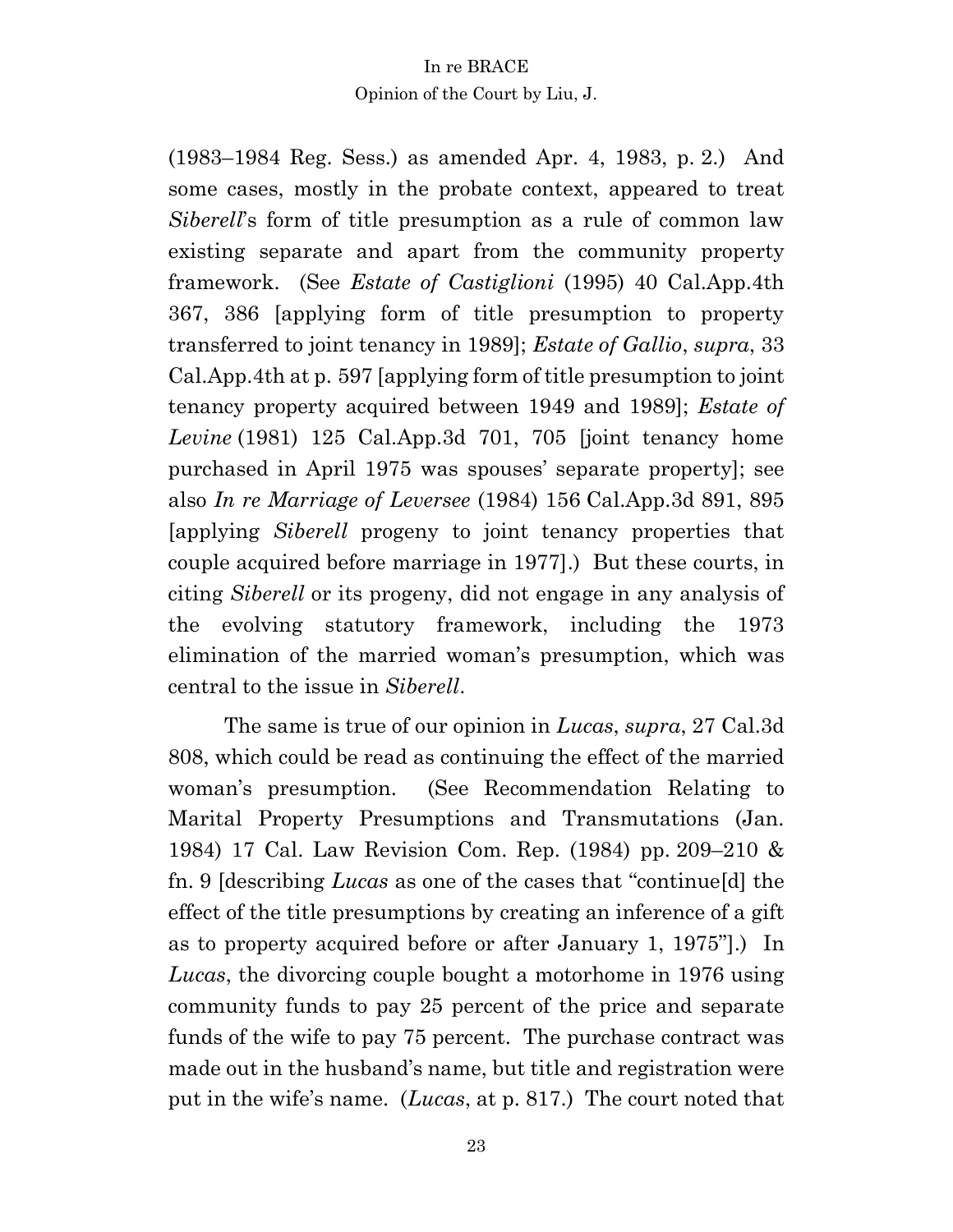(1983–1984 Reg. Sess.) as amended Apr. 4, 1983, p. 2.) And some cases, mostly in the probate context, appeared to treat *Siberell*'s form of title presumption as a rule of common law existing separate and apart from the community property framework. (See *Estate of Castiglioni* (1995) 40 Cal.App.4th 367, 386 [applying form of title presumption to property transferred to joint tenancy in 1989]; *Estate of Gallio*, *supra*, 33 Cal.App.4th at p. 597 [applying form of title presumption to joint tenancy property acquired between 1949 and 1989]; *Estate of Levine* (1981) 125 Cal.App.3d 701, 705 [joint tenancy home purchased in April 1975 was spouses' separate property]; see also *In re Marriage of Leversee* (1984) 156 Cal.App.3d 891, 895 [applying *Siberell* progeny to joint tenancy properties that couple acquired before marriage in 1977].) But these courts, in citing *Siberell* or its progeny, did not engage in any analysis of the evolving statutory framework, including the 1973 elimination of the married woman's presumption, which was central to the issue in *Siberell*.

The same is true of our opinion in *Lucas*, *supra*, 27 Cal.3d 808, which could be read as continuing the effect of the married woman's presumption. (See Recommendation Relating to Marital Property Presumptions and Transmutations (Jan. 1984) 17 Cal. Law Revision Com. Rep. (1984) pp. 209–210 & fn. 9 [describing *Lucas* as one of the cases that "continue[d] the effect of the title presumptions by creating an inference of a gift as to property acquired before or after January 1, 1975"].) In *Lucas*, the divorcing couple bought a motorhome in 1976 using community funds to pay 25 percent of the price and separate funds of the wife to pay 75 percent. The purchase contract was made out in the husband's name, but title and registration were put in the wife's name. (*Lucas*, at p. 817.) The court noted that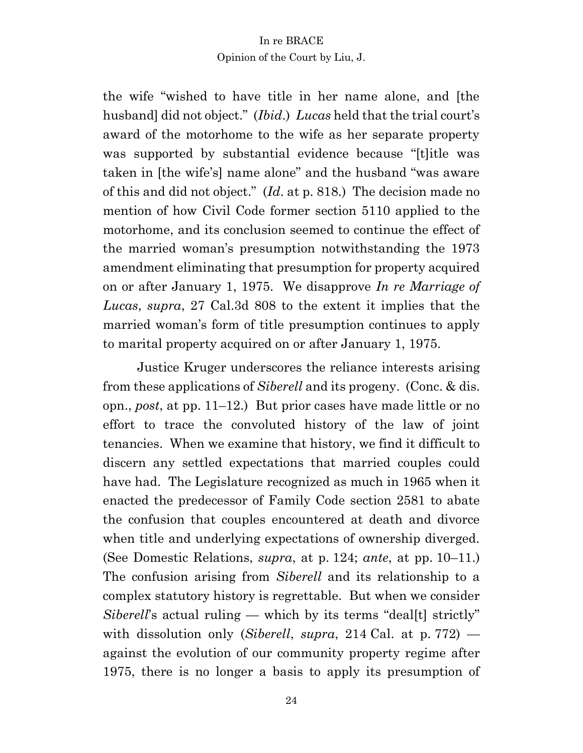the wife "wished to have title in her name alone, and [the husband] did not object." (*Ibid*.) *Lucas* held that the trial court's award of the motorhome to the wife as her separate property was supported by substantial evidence because "[t]itle was taken in [the wife's] name alone" and the husband "was aware of this and did not object." (*Id*. at p. 818.) The decision made no mention of how Civil Code former section 5110 applied to the motorhome, and its conclusion seemed to continue the effect of the married woman's presumption notwithstanding the 1973 amendment eliminating that presumption for property acquired on or after January 1, 1975. We disapprove *In re Marriage of Lucas*, *supra*, 27 Cal.3d 808 to the extent it implies that the married woman's form of title presumption continues to apply to marital property acquired on or after January 1, 1975.

Justice Kruger underscores the reliance interests arising from these applications of *Siberell* and its progeny. (Conc. & dis. opn., *post*, at pp. 11–12.) But prior cases have made little or no effort to trace the convoluted history of the law of joint tenancies. When we examine that history, we find it difficult to discern any settled expectations that married couples could have had. The Legislature recognized as much in 1965 when it enacted the predecessor of Family Code section 2581 to abate the confusion that couples encountered at death and divorce when title and underlying expectations of ownership diverged. (See Domestic Relations, *supra*, at p. 124; *ante*, at pp. 10–11.) The confusion arising from *Siberell* and its relationship to a complex statutory history is regrettable. But when we consider *Siberell*'s actual ruling — which by its terms "deal[t] strictly" with dissolution only (*Siberell*, *supra*, 214 Cal. at p. 772) — against the evolution of our community property regime after 1975, there is no longer a basis to apply its presumption of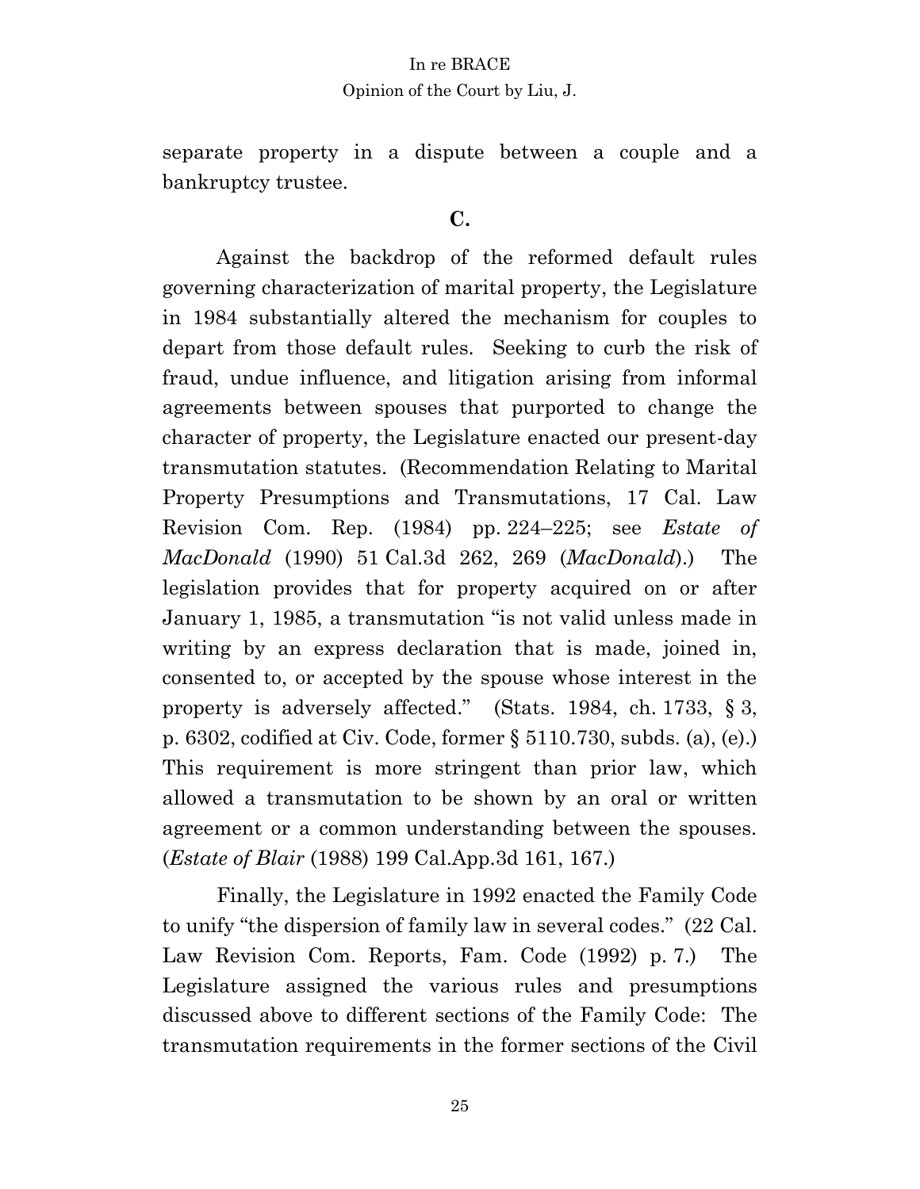separate property in a dispute between a couple and a bankruptcy trustee.

### C.

Against the backdrop of the reformed default rules governing characterization of marital property, the Legislature in 1984 substantially altered the mechanism for couples to depart from those default rules. Seeking to curb the risk of fraud, undue influence, and litigation arising from informal agreements between spouses that purported to change the character of property, the Legislature enacted our present-day transmutation statutes. (Recommendation Relating to Marital Property Presumptions and Transmutations, 17 Cal. Law Revision Com. Rep. (1984) pp. 224–225; see *Estate of MacDonald* (1990) 51 Cal.3d 262, 269 (*MacDonald*).) The legislation provides that for property acquired on or after January 1, 1985, a transmutation "is not valid unless made in writing by an express declaration that is made, joined in, consented to, or accepted by the spouse whose interest in the property is adversely affected." (Stats. 1984, ch. 1733, § 3, p. 6302, codified at Civ. Code, former § 5110.730, subds. (a), (e).) This requirement is more stringent than prior law, which allowed a transmutation to be shown by an oral or written agreement or a common understanding between the spouses. (*Estate of Blair* (1988) 199 Cal.App.3d 161, 167.)

Finally, the Legislature in 1992 enacted the Family Code to unify "the dispersion of family law in several codes." (22 Cal. Law Revision Com. Reports, Fam. Code (1992) p. 7.) The Legislature assigned the various rules and presumptions discussed above to different sections of the Family Code: The transmutation requirements in the former sections of the Civil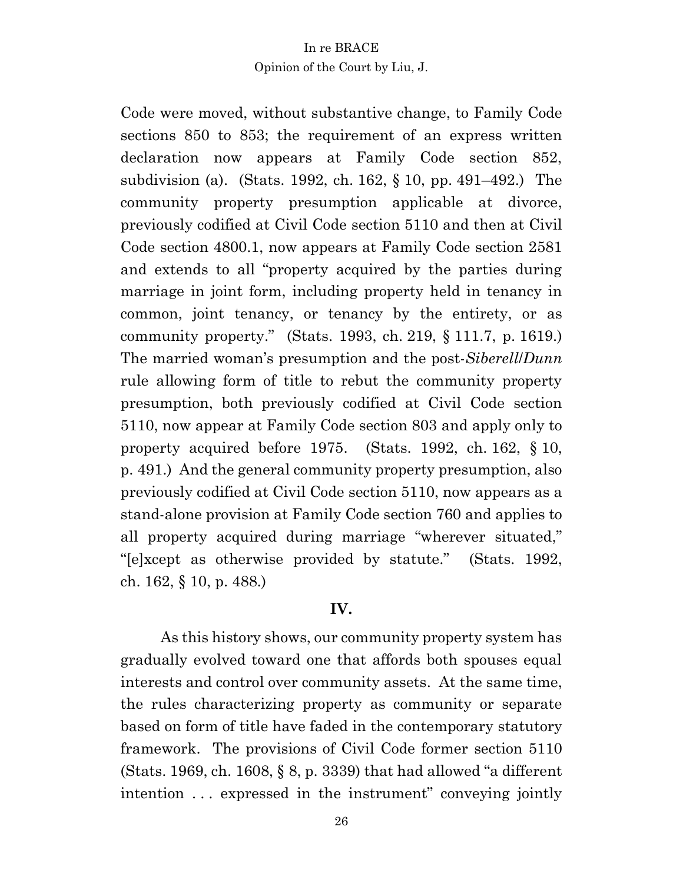Code were moved, without substantive change, to Family Code sections 850 to 853; the requirement of an express written declaration now appears at Family Code section 852, subdivision (a). (Stats. 1992, ch. 162, § 10, pp. 491–492.) The community property presumption applicable at divorce, previously codified at Civil Code section 5110 and then at Civil Code section 4800.1, now appears at Family Code section 2581 and extends to all "property acquired by the parties during marriage in joint form, including property held in tenancy in common, joint tenancy, or tenancy by the entirety, or as community property." (Stats. 1993, ch. 219, § 111.7, p. 1619.) The married woman's presumption and the post-*Siberell*/*Dunn* rule allowing form of title to rebut the community property presumption, both previously codified at Civil Code section 5110, now appear at Family Code section 803 and apply only to property acquired before 1975. (Stats. 1992, ch. 162, § 10, p. 491.) And the general community property presumption, also previously codified at Civil Code section 5110, now appears as a stand-alone provision at Family Code section 760 and applies to all property acquired during marriage "wherever situated," "[e]xcept as otherwise provided by statute." (Stats. 1992, ch. 162, § 10, p. 488.)

## IV.

As this history shows, our community property system has gradually evolved toward one that affords both spouses equal interests and control over community assets. At the same time, the rules characterizing property as community or separate based on form of title have faded in the contemporary statutory framework. The provisions of Civil Code former section 5110 (Stats. 1969, ch. 1608, § 8, p. 3339) that had allowed "a different intention . . . expressed in the instrument" conveying jointly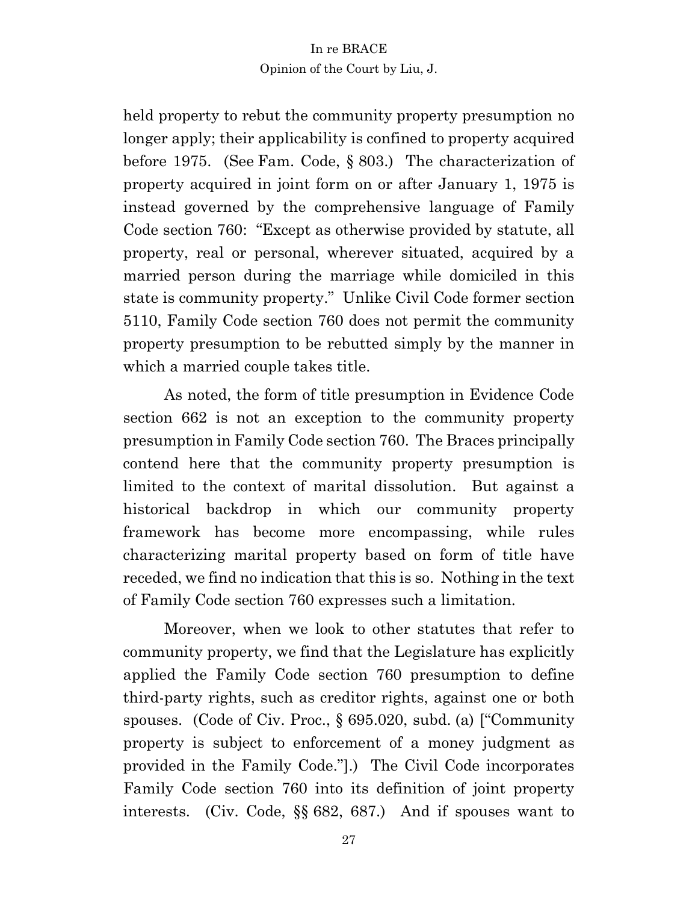held property to rebut the community property presumption no longer apply; their applicability is confined to property acquired before 1975. (See Fam. Code, § 803.) The characterization of property acquired in joint form on or after January 1, 1975 is instead governed by the comprehensive language of Family Code section 760: "Except as otherwise provided by statute, all property, real or personal, wherever situated, acquired by a married person during the marriage while domiciled in this state is community property." Unlike Civil Code former section 5110, Family Code section 760 does not permit the community property presumption to be rebutted simply by the manner in which a married couple takes title.

As noted, the form of title presumption in Evidence Code section 662 is not an exception to the community property presumption in Family Code section 760. The Braces principally contend here that the community property presumption is limited to the context of marital dissolution. But against a historical backdrop in which our community property framework has become more encompassing, while rules characterizing marital property based on form of title have receded, we find no indication that this is so. Nothing in the text of Family Code section 760 expresses such a limitation.

Moreover, when we look to other statutes that refer to community property, we find that the Legislature has explicitly applied the Family Code section 760 presumption to define third-party rights, such as creditor rights, against one or both spouses. (Code of Civ. Proc., § 695.020, subd. (a) ["Community property is subject to enforcement of a money judgment as provided in the Family Code."].) The Civil Code incorporates Family Code section 760 into its definition of joint property interests. (Civ. Code, §§ 682, 687.) And if spouses want to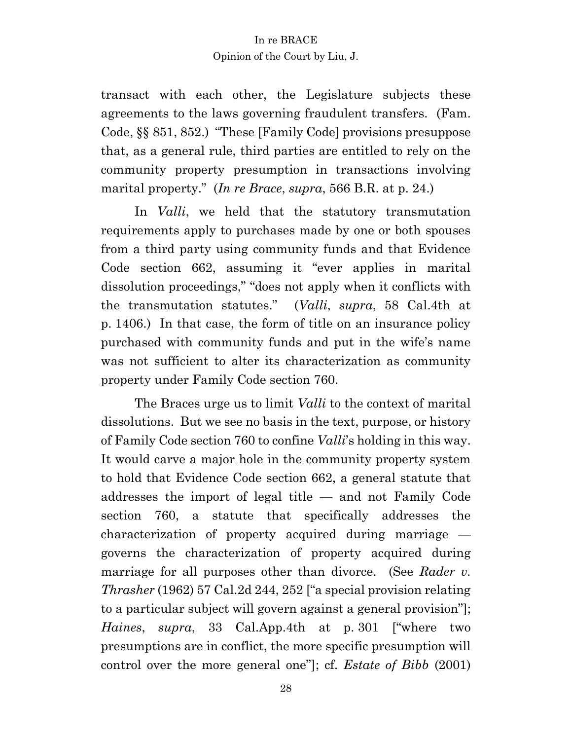transact with each other, the Legislature subjects these agreements to the laws governing fraudulent transfers. (Fam. Code, §§ 851, 852.) "These [Family Code] provisions presuppose that, as a general rule, third parties are entitled to rely on the community property presumption in transactions involving marital property." (*In re Brace*, *supra*, 566 B.R. at p. 24.)

In *Valli*, we held that the statutory transmutation requirements apply to purchases made by one or both spouses from a third party using community funds and that Evidence Code section 662, assuming it "ever applies in marital dissolution proceedings," "does not apply when it conflicts with the transmutation statutes." (*Valli*, *supra*, 58 Cal.4th at p. 1406.) In that case, the form of title on an insurance policy purchased with community funds and put in the wife's name was not sufficient to alter its characterization as community property under Family Code section 760.

The Braces urge us to limit *Valli* to the context of marital dissolutions. But we see no basis in the text, purpose, or history of Family Code section 760 to confine *Valli*'s holding in this way. It would carve a major hole in the community property system to hold that Evidence Code section 662, a general statute that addresses the import of legal title — and not Family Code section 760, a statute that specifically addresses the characterization of property acquired during marriage — governs the characterization of property acquired during marriage for all purposes other than divorce. (See *Rader v. Thrasher* (1962) 57 Cal.2d 244, 252 ["a special provision relating to a particular subject will govern against a general provision"]; *Haines*, *supra*, 33 Cal.App.4th at p. 301 ["where two presumptions are in conflict, the more specific presumption will control over the more general one"]; cf. *Estate of Bibb* (2001)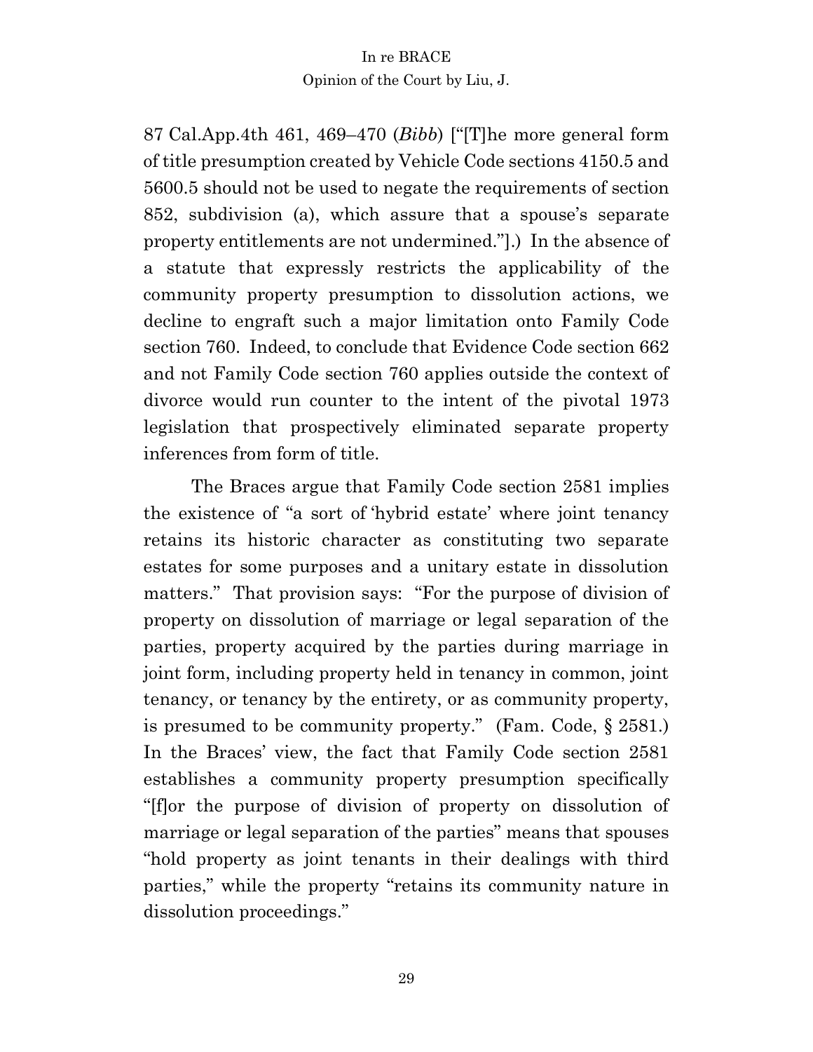87 Cal.App.4th 461, 469–470 (*Bibb*) ["[T]he more general form of title presumption created by Vehicle Code sections 4150.5 and 5600.5 should not be used to negate the requirements of section 852, subdivision (a), which assure that a spouse's separate property entitlements are not undermined."].) In the absence of a statute that expressly restricts the applicability of the community property presumption to dissolution actions, we decline to engraft such a major limitation onto Family Code section 760. Indeed, to conclude that Evidence Code section 662 and not Family Code section 760 applies outside the context of divorce would run counter to the intent of the pivotal 1973 legislation that prospectively eliminated separate property inferences from form of title.

The Braces argue that Family Code section 2581 implies the existence of "a sort of 'hybrid estate' where joint tenancy retains its historic character as constituting two separate estates for some purposes and a unitary estate in dissolution matters." That provision says: "For the purpose of division of property on dissolution of marriage or legal separation of the parties, property acquired by the parties during marriage in joint form, including property held in tenancy in common, joint tenancy, or tenancy by the entirety, or as community property, is presumed to be community property." (Fam. Code, § 2581.) In the Braces' view, the fact that Family Code section 2581 establishes a community property presumption specifically "[f]or the purpose of division of property on dissolution of marriage or legal separation of the parties" means that spouses "hold property as joint tenants in their dealings with third parties," while the property "retains its community nature in dissolution proceedings."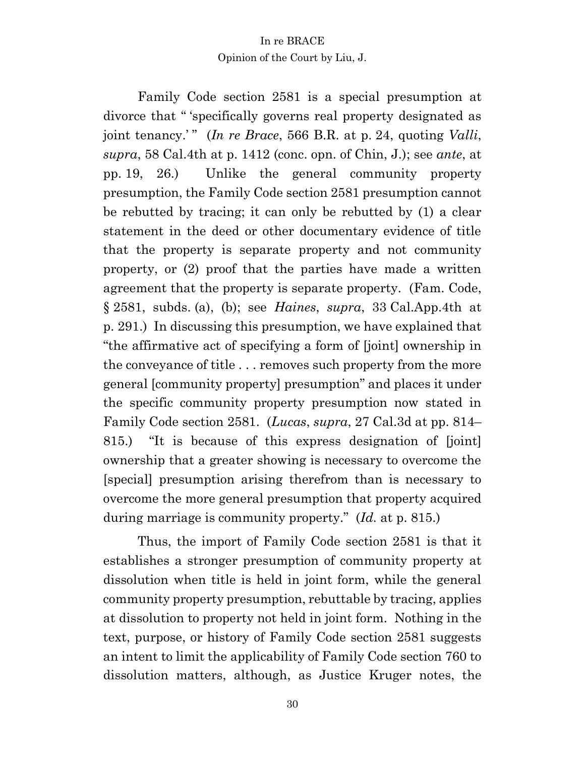Family Code section 2581 is a special presumption at divorce that " 'specifically governs real property designated as joint tenancy.' " (*In re Brace*, 566 B.R. at p. 24, quoting *Valli*, *supra*, 58 Cal.4th at p. 1412 (conc. opn. of Chin, J.); see *ante*, at pp. 19, 26.) Unlike the general community property presumption, the Family Code section 2581 presumption cannot be rebutted by tracing; it can only be rebutted by (1) a clear statement in the deed or other documentary evidence of title that the property is separate property and not community property, or (2) proof that the parties have made a written agreement that the property is separate property. (Fam. Code, § 2581, subds. (a), (b); see *Haines*, *supra*, 33 Cal.App.4th at p. 291.) In discussing this presumption, we have explained that "the affirmative act of specifying a form of [joint] ownership in the conveyance of title . . . removes such property from the more general [community property] presumption" and places it under the specific community property presumption now stated in Family Code section 2581. (*Lucas*, *supra*, 27 Cal.3d at pp. 814–815.) "It is because of this express designation of [joint] ownership that a greater showing is necessary to overcome the [special] presumption arising therefrom than is necessary to overcome the more general presumption that property acquired during marriage is community property." (*Id.* at p. 815.)

Thus, the import of Family Code section 2581 is that it establishes a stronger presumption of community property at dissolution when title is held in joint form, while the general community property presumption, rebuttable by tracing, applies at dissolution to property not held in joint form. Nothing in the text, purpose, or history of Family Code section 2581 suggests an intent to limit the applicability of Family Code section 760 to dissolution matters, although, as Justice Kruger notes, the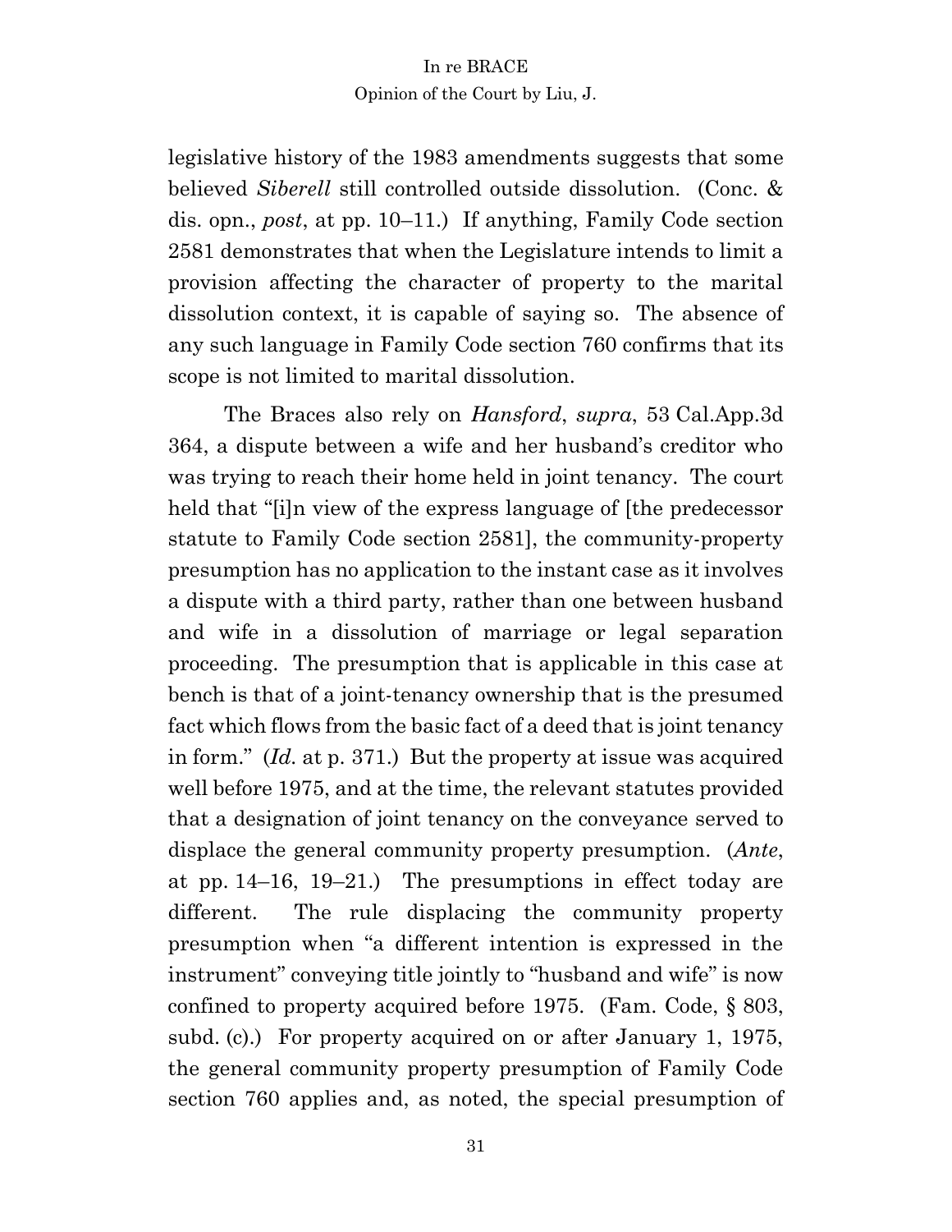legislative history of the 1983 amendments suggests that some believed *Siberell* still controlled outside dissolution. (Conc. & dis. opn., *post*, at pp. 10–11.) If anything, Family Code section 2581 demonstrates that when the Legislature intends to limit a provision affecting the character of property to the marital dissolution context, it is capable of saying so. The absence of any such language in Family Code section 760 confirms that its scope is not limited to marital dissolution.

The Braces also rely on *Hansford*, *supra*, 53 Cal.App.3d 364, a dispute between a wife and her husband's creditor who was trying to reach their home held in joint tenancy. The court held that "[i]n view of the express language of [the predecessor statute to Family Code section 2581], the community-property presumption has no application to the instant case as it involves a dispute with a third party, rather than one between husband and wife in a dissolution of marriage or legal separation proceeding. The presumption that is applicable in this case at bench is that of a joint-tenancy ownership that is the presumed fact which flows from the basic fact of a deed that is joint tenancy in form." (*Id.* at p. 371.) But the property at issue was acquired well before 1975, and at the time, the relevant statutes provided that a designation of joint tenancy on the conveyance served to displace the general community property presumption. (*Ante*, at pp. 14–16, 19–21.) The presumptions in effect today are different. The rule displacing the community property presumption when "a different intention is expressed in the instrument" conveying title jointly to "husband and wife" is now confined to property acquired before 1975. (Fam. Code, § 803, subd. (c).) For property acquired on or after January 1, 1975, the general community property presumption of Family Code section 760 applies and, as noted, the special presumption of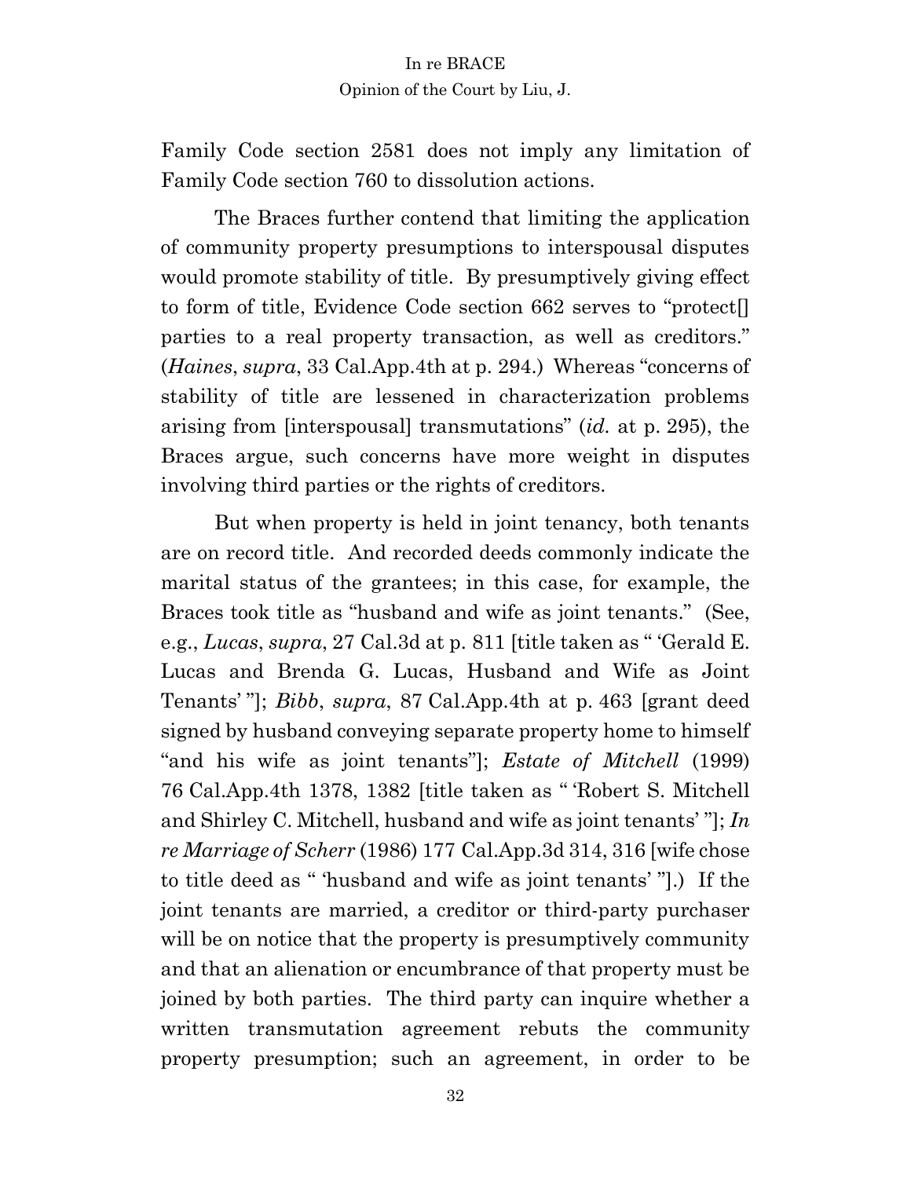Family Code section 2581 does not imply any limitation of Family Code section 760 to dissolution actions.

The Braces further contend that limiting the application of community property presumptions to interspousal disputes would promote stability of title. By presumptively giving effect to form of title, Evidence Code section 662 serves to "protect[] parties to a real property transaction, as well as creditors." (*Haines*, *supra*, 33 Cal.App.4th at p. 294.) Whereas "concerns of stability of title are lessened in characterization problems arising from [interspousal] transmutations" (*id.* at p. 295), the Braces argue, such concerns have more weight in disputes involving third parties or the rights of creditors.

But when property is held in joint tenancy, both tenants are on record title. And recorded deeds commonly indicate the marital status of the grantees; in this case, for example, the Braces took title as "husband and wife as joint tenants." (See, e.g., *Lucas*, *supra*, 27 Cal.3d at p. 811 [title taken as " 'Gerald E. Lucas and Brenda G. Lucas, Husband and Wife as Joint Tenants' "]; *Bibb*, *supra*, 87 Cal.App.4th at p. 463 [grant deed signed by husband conveying separate property home to himself "and his wife as joint tenants"]; *Estate of Mitchell* (1999) 76 Cal.App.4th 1378, 1382 [title taken as " 'Robert S. Mitchell and Shirley C. Mitchell, husband and wife as joint tenants' "]; *In re Marriage of Scherr* (1986) 177 Cal.App.3d 314, 316 [wife chose to title deed as " 'husband and wife as joint tenants' "].) If the joint tenants are married, a creditor or third-party purchaser will be on notice that the property is presumptively community and that an alienation or encumbrance of that property must be joined by both parties. The third party can inquire whether a written transmutation agreement rebuts the community property presumption; such an agreement, in order to be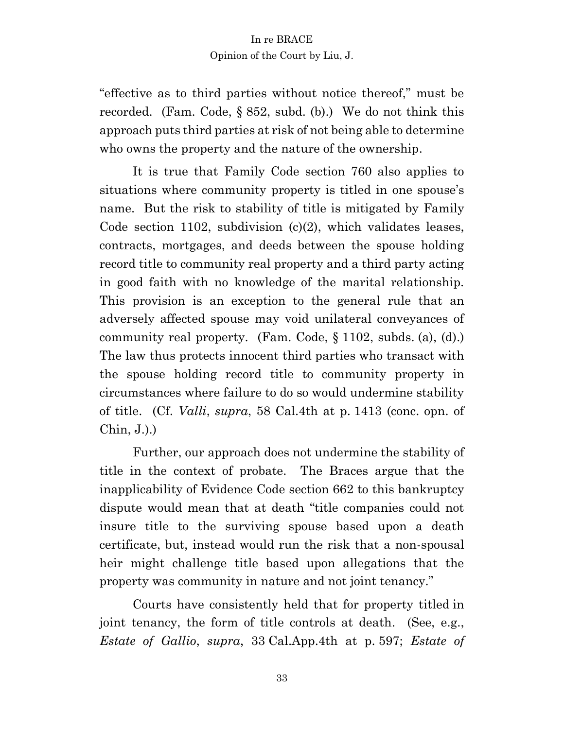"effective as to third parties without notice thereof," must be recorded. (Fam. Code, § 852, subd. (b).) We do not think this approach puts third parties at risk of not being able to determine who owns the property and the nature of the ownership.

It is true that Family Code section 760 also applies to situations where community property is titled in one spouse's name. But the risk to stability of title is mitigated by Family Code section 1102, subdivision (c)(2), which validates leases, contracts, mortgages, and deeds between the spouse holding record title to community real property and a third party acting in good faith with no knowledge of the marital relationship. This provision is an exception to the general rule that an adversely affected spouse may void unilateral conveyances of community real property. (Fam. Code, § 1102, subds. (a), (d).) The law thus protects innocent third parties who transact with the spouse holding record title to community property in circumstances where failure to do so would undermine stability of title. (Cf. *Valli*, *supra*, 58 Cal.4th at p. 1413 (conc. opn. of Chin, J.).)

Further, our approach does not undermine the stability of title in the context of probate. The Braces argue that the inapplicability of Evidence Code section 662 to this bankruptcy dispute would mean that at death "title companies could not insure title to the surviving spouse based upon a death certificate, but, instead would run the risk that a non-spousal heir might challenge title based upon allegations that the property was community in nature and not joint tenancy."

Courts have consistently held that for property titled in joint tenancy, the form of title controls at death. (See, e.g., *Estate of Gallio*, *supra*, 33 Cal.App.4th at p. 597; *Estate of*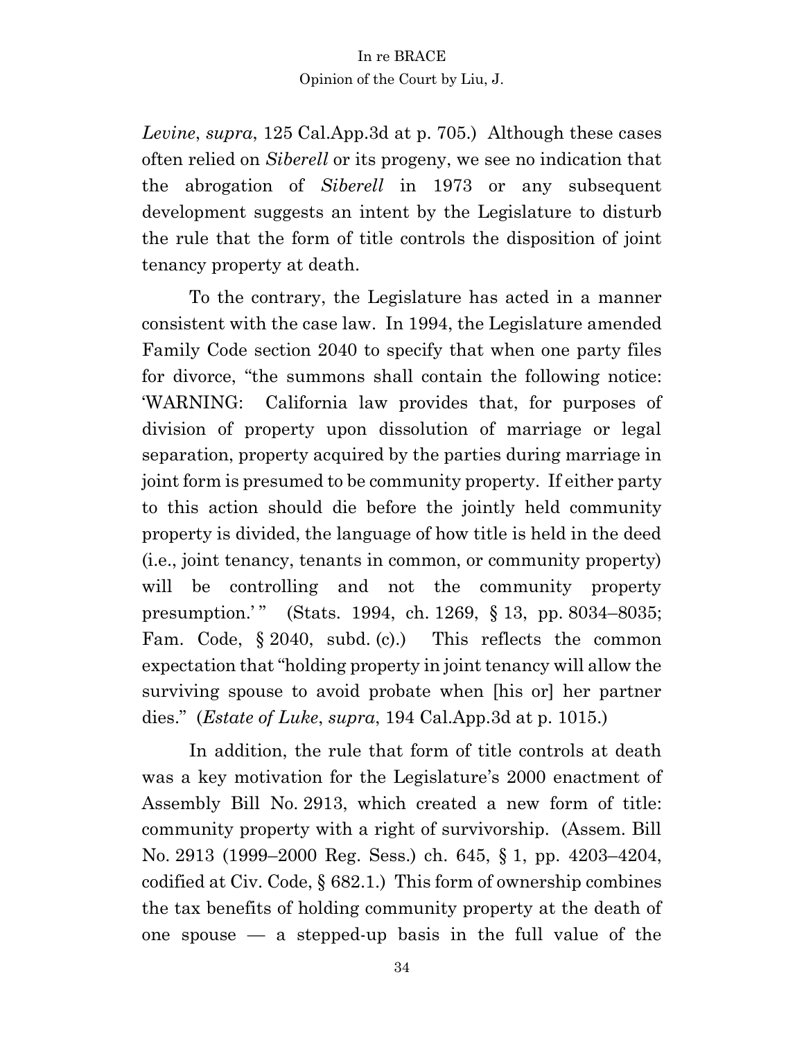*Levine*, *supra*, 125 Cal.App.3d at p. 705.) Although these cases often relied on *Siberell* or its progeny, we see no indication that the abrogation of *Siberell* in 1973 or any subsequent development suggests an intent by the Legislature to disturb the rule that the form of title controls the disposition of joint tenancy property at death.

To the contrary, the Legislature has acted in a manner consistent with the case law. In 1994, the Legislature amended Family Code section 2040 to specify that when one party files for divorce, "the summons shall contain the following notice: 'WARNING: California law provides that, for purposes of division of property upon dissolution of marriage or legal separation, property acquired by the parties during marriage in joint form is presumed to be community property. If either party to this action should die before the jointly held community property is divided, the language of how title is held in the deed (i.e., joint tenancy, tenants in common, or community property) will be controlling and not the community property presumption.' " (Stats. 1994, ch. 1269, § 13, pp. 8034–8035; Fam. Code, § 2040, subd. (c).) This reflects the common expectation that "holding property in joint tenancy will allow the surviving spouse to avoid probate when [his or] her partner dies." (*Estate of Luke*, *supra*, 194 Cal.App.3d at p. 1015.)

In addition, the rule that form of title controls at death was a key motivation for the Legislature's 2000 enactment of Assembly Bill No. 2913, which created a new form of title: community property with a right of survivorship. (Assem. Bill No. 2913 (1999–2000 Reg. Sess.) ch. 645, § 1, pp. 4203–4204, codified at Civ. Code, § 682.1.) This form of ownership combines the tax benefits of holding community property at the death of one spouse — a stepped-up basis in the full value of the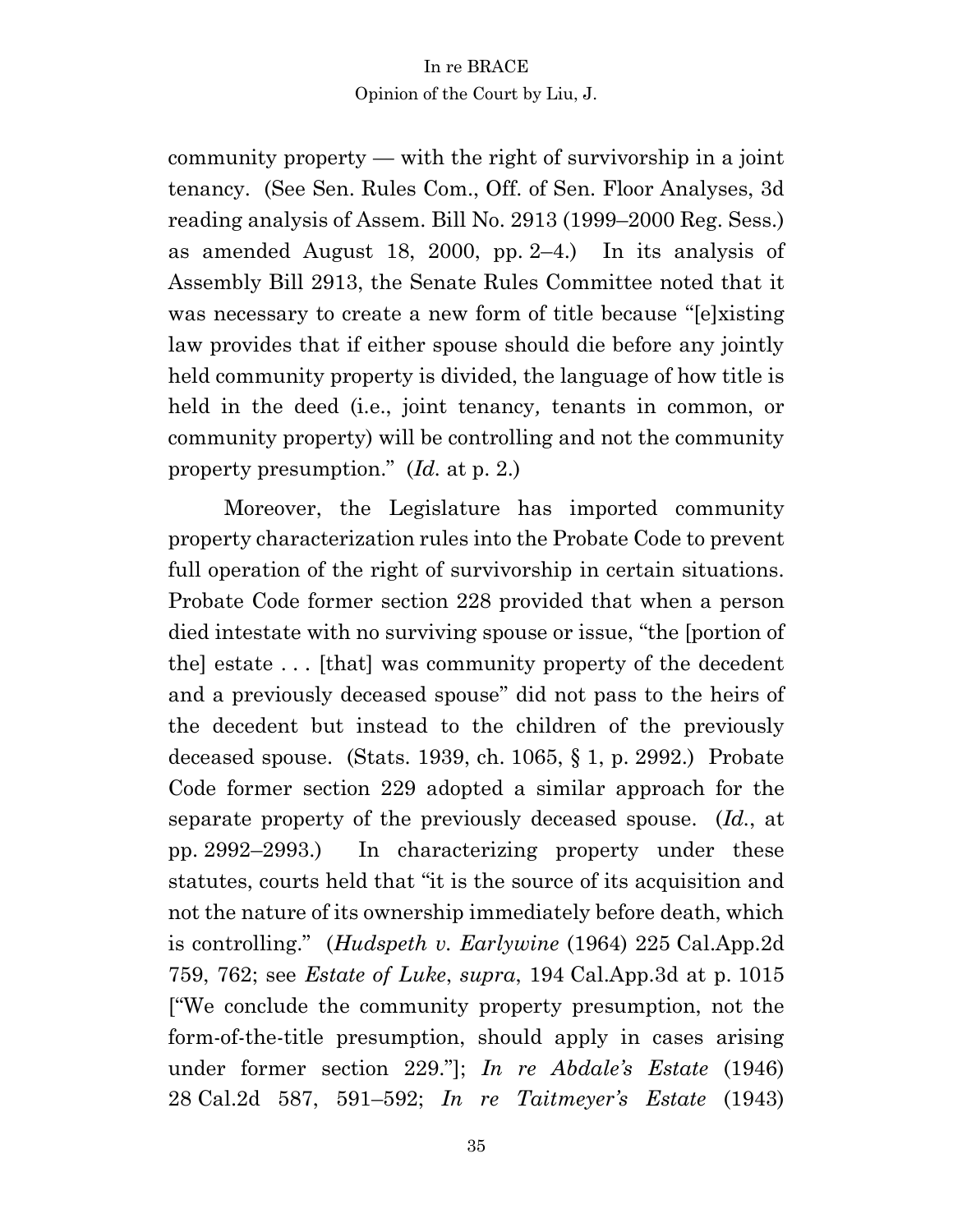community property — with the right of survivorship in a joint tenancy. (See Sen. Rules Com., Off. of Sen. Floor Analyses, 3d reading analysis of Assem. Bill No. 2913 (1999–2000 Reg. Sess.) as amended August 18, 2000, pp. 2–4.) In its analysis of Assembly Bill 2913, the Senate Rules Committee noted that it was necessary to create a new form of title because "[e]xisting law provides that if either spouse should die before any jointly held community property is divided, the language of how title is held in the deed (i.e., joint tenancy, tenants in common, or community property) will be controlling and not the community property presumption." (*Id.* at p. 2.)

Moreover, the Legislature has imported community property characterization rules into the Probate Code to prevent full operation of the right of survivorship in certain situations. Probate Code former section 228 provided that when a person died intestate with no surviving spouse or issue, "the [portion of the] estate . . . [that] was community property of the decedent and a previously deceased spouse" did not pass to the heirs of the decedent but instead to the children of the previously deceased spouse. (Stats. 1939, ch. 1065, § 1, p. 2992.) Probate Code former section 229 adopted a similar approach for the separate property of the previously deceased spouse. (*Id.*, at pp. 2992–2993.) In characterizing property under these statutes, courts held that "it is the source of its acquisition and not the nature of its ownership immediately before death, which is controlling." (*Hudspeth v. Earlywine* (1964) 225 Cal.App.2d 759, 762; see *Estate of Luke*, *supra*, 194 Cal.App.3d at p. 1015 ["We conclude the community property presumption, not the form-of-the-title presumption, should apply in cases arising under former section 229."]; *In re Abdale's Estate* (1946) 28 Cal.2d 587, 591–592; *In re Taitmeyer's Estate* (1943)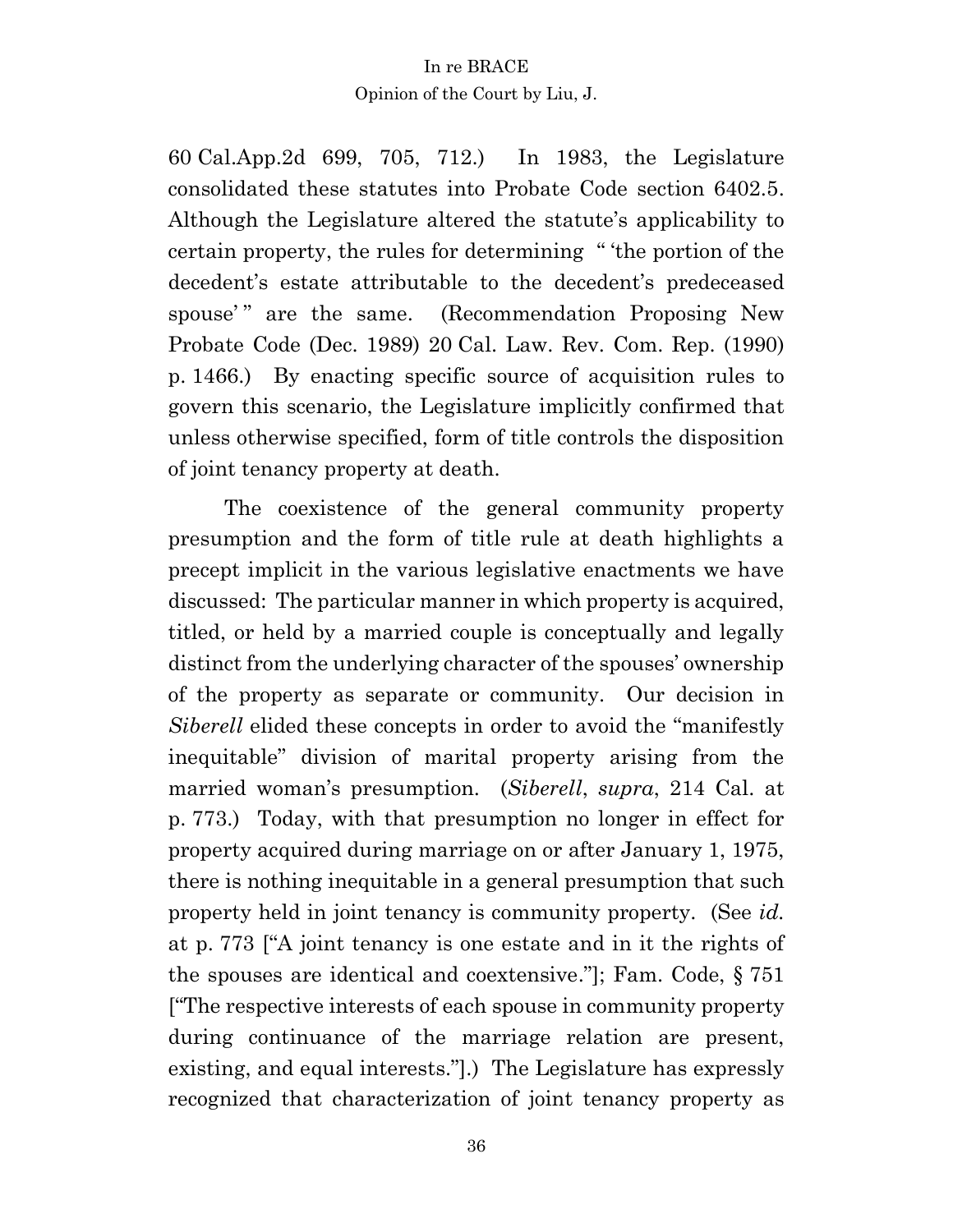60 Cal.App.2d 699, 705, 712.) In 1983, the Legislature consolidated these statutes into Probate Code section 6402.5. Although the Legislature altered the statute's applicability to certain property, the rules for determining " 'the portion of the decedent's estate attributable to the decedent's predeceased spouse' " are the same. (Recommendation Proposing New Probate Code (Dec. 1989) 20 Cal. Law. Rev. Com. Rep. (1990) p. 1466.) By enacting specific source of acquisition rules to govern this scenario, the Legislature implicitly confirmed that unless otherwise specified, form of title controls the disposition of joint tenancy property at death.

The coexistence of the general community property presumption and the form of title rule at death highlights a precept implicit in the various legislative enactments we have discussed: The particular manner in which property is acquired, titled, or held by a married couple is conceptually and legally distinct from the underlying character of the spouses' ownership of the property as separate or community. Our decision in *Siberell* elided these concepts in order to avoid the "manifestly inequitable" division of marital property arising from the married woman's presumption. (*Siberell*, *supra*, 214 Cal. at p. 773.) Today, with that presumption no longer in effect for property acquired during marriage on or after January 1, 1975, there is nothing inequitable in a general presumption that such property held in joint tenancy is community property. (See *id.* at p. 773 ["A joint tenancy is one estate and in it the rights of the spouses are identical and coextensive."]; Fam. Code, § 751 ["The respective interests of each spouse in community property during continuance of the marriage relation are present, existing, and equal interests."].) The Legislature has expressly recognized that characterization of joint tenancy property as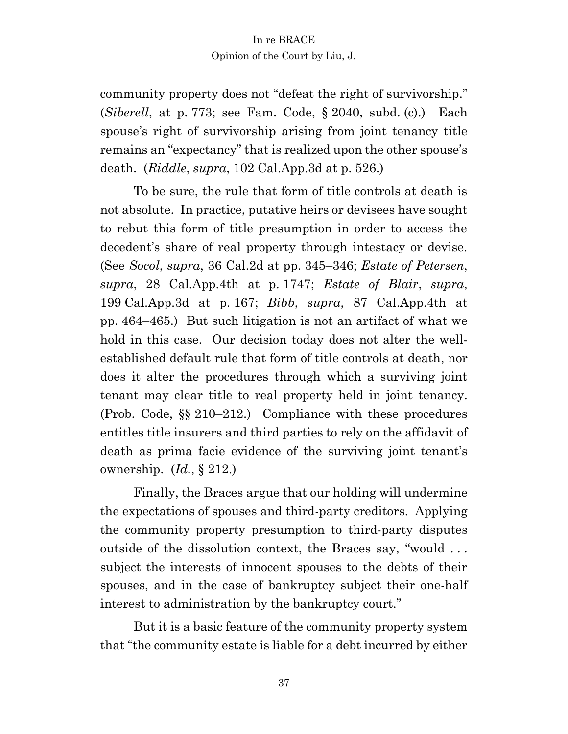community property does not "defeat the right of survivorship." (*Siberell*, at p. 773; see Fam. Code, § 2040, subd. (c).) Each spouse's right of survivorship arising from joint tenancy title remains an "expectancy" that is realized upon the other spouse's death. (*Riddle*, *supra*, 102 Cal.App.3d at p. 526.)

To be sure, the rule that form of title controls at death is not absolute. In practice, putative heirs or devisees have sought to rebut this form of title presumption in order to access the decedent's share of real property through intestacy or devise. (See *Socol*, *supra*, 36 Cal.2d at pp. 345–346; *Estate of Petersen*, *supra*, 28 Cal.App.4th at p. 1747; *Estate of Blair*, *supra*, 199 Cal.App.3d at p. 167; *Bibb*, *supra*, 87 Cal.App.4th at pp. 464–465.) But such litigation is not an artifact of what we hold in this case. Our decision today does not alter the well-established default rule that form of title controls at death, nor does it alter the procedures through which a surviving joint tenant may clear title to real property held in joint tenancy. (Prob. Code, §§ 210–212.) Compliance with these procedures entitles title insurers and third parties to rely on the affidavit of death as prima facie evidence of the surviving joint tenant's ownership. (*Id.*, § 212.)

Finally, the Braces argue that our holding will undermine the expectations of spouses and third-party creditors. Applying the community property presumption to third-party disputes outside of the dissolution context, the Braces say, "would . . . subject the interests of innocent spouses to the debts of their spouses, and in the case of bankruptcy subject their one-half interest to administration by the bankruptcy court."

But it is a basic feature of the community property system that "the community estate is liable for a debt incurred by either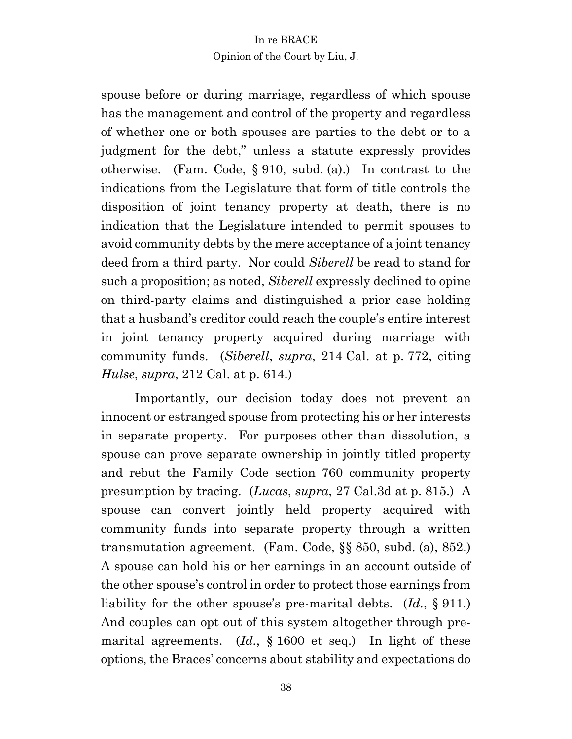spouse before or during marriage, regardless of which spouse has the management and control of the property and regardless of whether one or both spouses are parties to the debt or to a judgment for the debt," unless a statute expressly provides otherwise. (Fam. Code, § 910, subd. (a).) In contrast to the indications from the Legislature that form of title controls the disposition of joint tenancy property at death, there is no indication that the Legislature intended to permit spouses to avoid community debts by the mere acceptance of a joint tenancy deed from a third party. Nor could *Siberell* be read to stand for such a proposition; as noted, *Siberell* expressly declined to opine on third-party claims and distinguished a prior case holding that a husband's creditor could reach the couple's entire interest in joint tenancy property acquired during marriage with community funds. (*Siberell*, *supra*, 214 Cal. at p. 772, citing *Hulse*, *supra*, 212 Cal. at p. 614.)

Importantly, our decision today does not prevent an innocent or estranged spouse from protecting his or her interests in separate property. For purposes other than dissolution, a spouse can prove separate ownership in jointly titled property and rebut the Family Code section 760 community property presumption by tracing. (*Lucas*, *supra*, 27 Cal.3d at p. 815.) A spouse can convert jointly held property acquired with community funds into separate property through a written transmutation agreement. (Fam. Code, §§ 850, subd. (a), 852.) A spouse can hold his or her earnings in an account outside of the other spouse's control in order to protect those earnings from liability for the other spouse's pre-marital debts. (*Id.*, § 911.) And couples can opt out of this system altogether through pre-marital agreements. (*Id.*, § 1600 et seq.) In light of these options, the Braces' concerns about stability and expectations do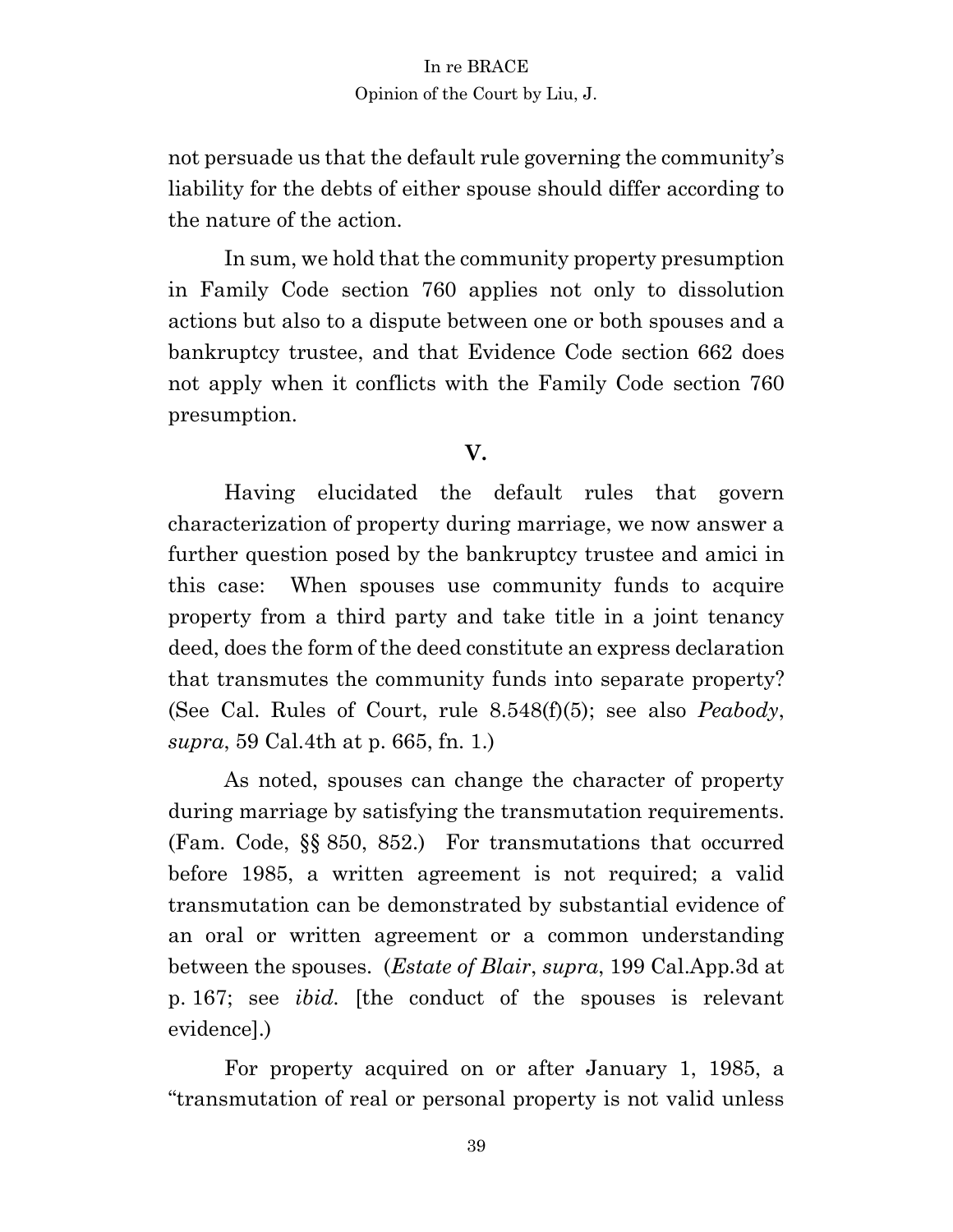not persuade us that the default rule governing the community's liability for the debts of either spouse should differ according to the nature of the action.

In sum, we hold that the community property presumption in Family Code section 760 applies not only to dissolution actions but also to a dispute between one or both spouses and a bankruptcy trustee, and that Evidence Code section 662 does not apply when it conflicts with the Family Code section 760 presumption.

## V.

Having elucidated the default rules that govern characterization of property during marriage, we now answer a further question posed by the bankruptcy trustee and amici in this case: When spouses use community funds to acquire property from a third party and take title in a joint tenancy deed, does the form of the deed constitute an express declaration that transmutes the community funds into separate property? (See Cal. Rules of Court, rule 8.548(f)(5); see also *Peabody*, *supra*, 59 Cal.4th at p. 665, fn. 1.)

As noted, spouses can change the character of property during marriage by satisfying the transmutation requirements. (Fam. Code, §§ 850, 852.) For transmutations that occurred before 1985, a written agreement is not required; a valid transmutation can be demonstrated by substantial evidence of an oral or written agreement or a common understanding between the spouses. (*Estate of Blair*, *supra*, 199 Cal.App.3d at p. 167; see *ibid.* [the conduct of the spouses is relevant evidence].)

For property acquired on or after January 1, 1985, a "transmutation of real or personal property is not valid unless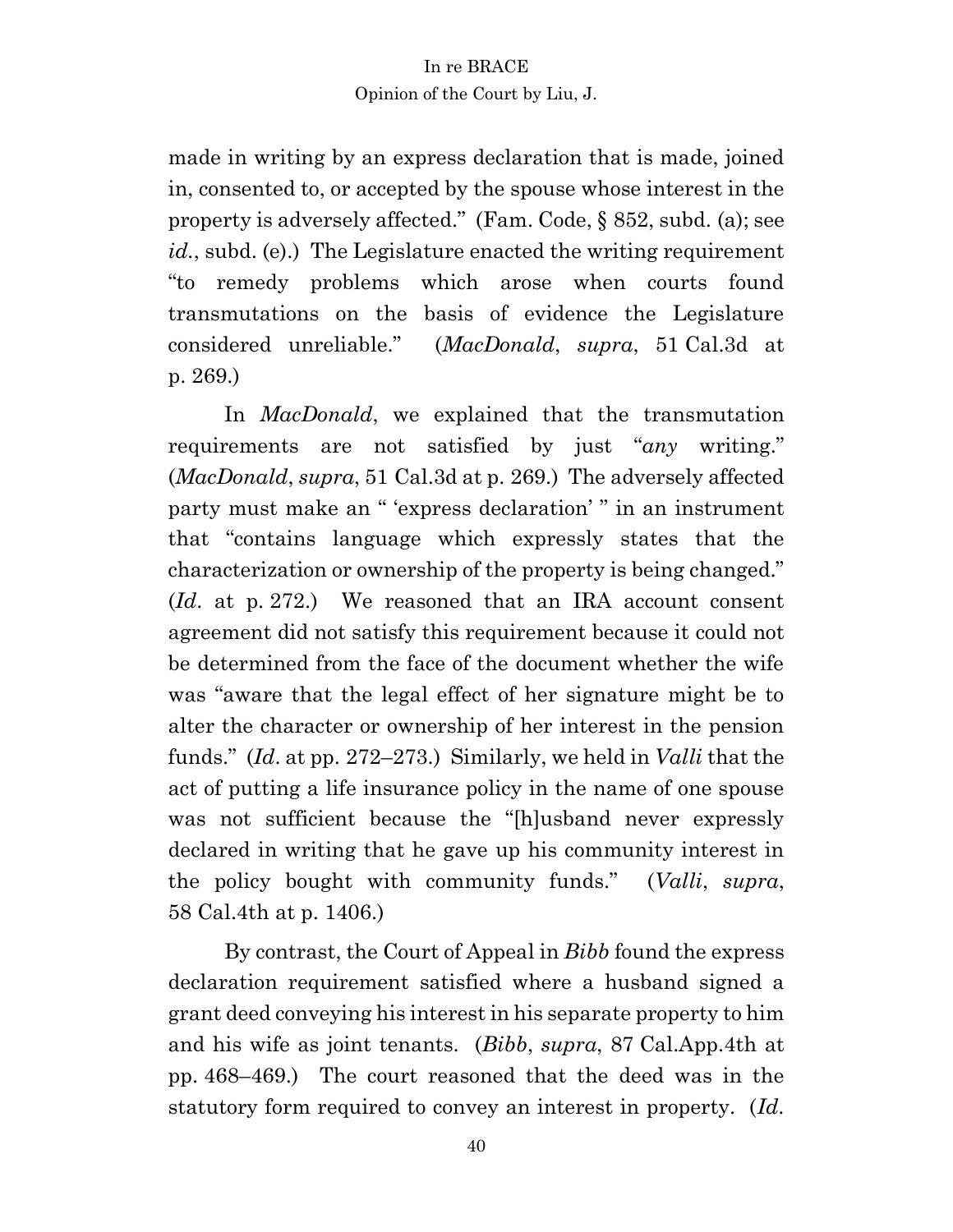made in writing by an express declaration that is made, joined in, consented to, or accepted by the spouse whose interest in the property is adversely affected." (Fam. Code, § 852, subd. (a); see *id.*, subd. (e).) The Legislature enacted the writing requirement "to remedy problems which arose when courts found transmutations on the basis of evidence the Legislature considered unreliable." (*MacDonald*, *supra*, 51 Cal.3d at p. 269.)

In *MacDonald*, we explained that the transmutation requirements are not satisfied by just "*any* writing." (*MacDonald*, *supra*, 51 Cal.3d at p. 269.) The adversely affected party must make an " 'express declaration' " in an instrument that "contains language which expressly states that the characterization or ownership of the property is being changed." (*Id*. at p. 272.) We reasoned that an IRA account consent agreement did not satisfy this requirement because it could not be determined from the face of the document whether the wife was "aware that the legal effect of her signature might be to alter the character or ownership of her interest in the pension funds." (*Id*. at pp. 272–273.) Similarly, we held in *Valli* that the act of putting a life insurance policy in the name of one spouse was not sufficient because the "[h]usband never expressly declared in writing that he gave up his community interest in the policy bought with community funds." (*Valli*, *supra*, 58 Cal.4th at p. 1406.)

By contrast, the Court of Appeal in *Bibb* found the express declaration requirement satisfied where a husband signed a grant deed conveying his interest in his separate property to him and his wife as joint tenants. (*Bibb*, *supra*, 87 Cal.App.4th at pp. 468–469.) The court reasoned that the deed was in the statutory form required to convey an interest in property. (*Id*.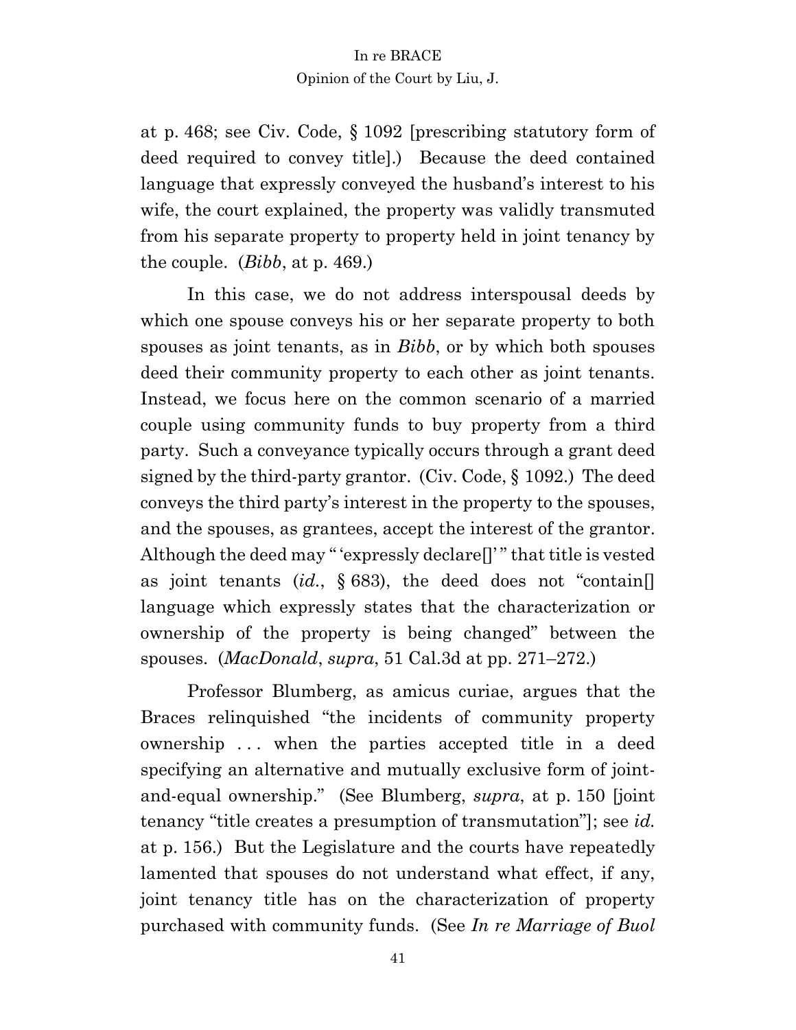at p. 468; see Civ. Code, § 1092 [prescribing statutory form of deed required to convey title].) Because the deed contained language that expressly conveyed the husband's interest to his wife, the court explained, the property was validly transmuted from his separate property to property held in joint tenancy by the couple. (*Bibb*, at p. 469.)

In this case, we do not address interspousal deeds by which one spouse conveys his or her separate property to both spouses as joint tenants, as in *Bibb*, or by which both spouses deed their community property to each other as joint tenants. Instead, we focus here on the common scenario of a married couple using community funds to buy property from a third party. Such a conveyance typically occurs through a grant deed signed by the third-party grantor. (Civ. Code, § 1092.) The deed conveys the third party's interest in the property to the spouses, and the spouses, as grantees, accept the interest of the grantor. Although the deed may " 'expressly declare[]' " that title is vested as joint tenants (*id.*, § 683), the deed does not "contain[] language which expressly states that the characterization or ownership of the property is being changed" between the spouses. (*MacDonald*, *supra*, 51 Cal.3d at pp. 271–272.)

Professor Blumberg, as amicus curiae, argues that the Braces relinquished "the incidents of community property ownership . . . when the parties accepted title in a deed specifying an alternative and mutually exclusive form of joint-and-equal ownership." (See Blumberg, *supra*, at p. 150 [joint tenancy "title creates a presumption of transmutation"]; see *id.* at p. 156.) But the Legislature and the courts have repeatedly lamented that spouses do not understand what effect, if any, joint tenancy title has on the characterization of property purchased with community funds. (See *In re Marriage of Buol*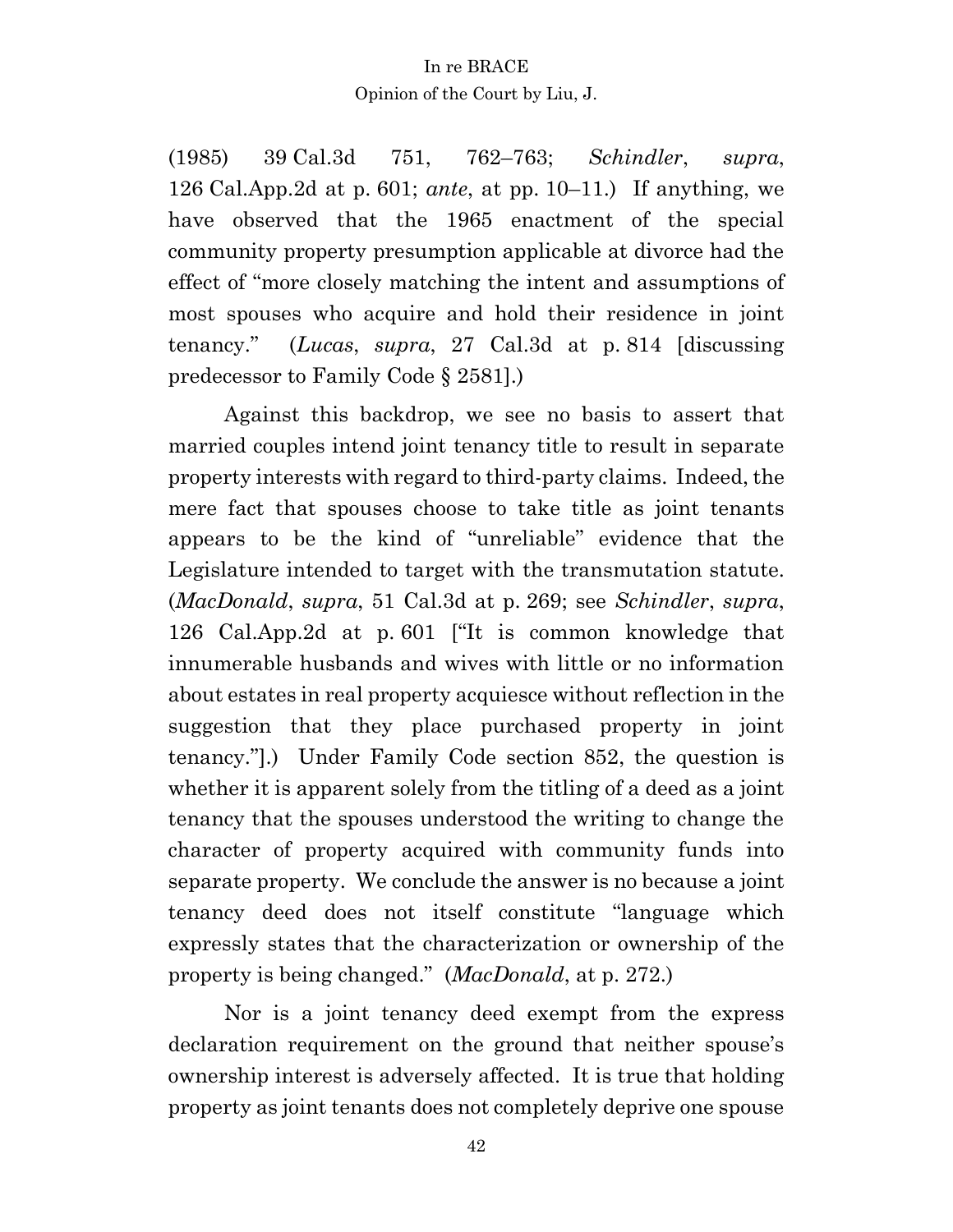(1985) 39 Cal.3d 751, 762–763; *Schindler*, *supra*, 126 Cal.App.2d at p. 601; *ante*, at pp. 10–11.) If anything, we have observed that the 1965 enactment of the special community property presumption applicable at divorce had the effect of "more closely matching the intent and assumptions of most spouses who acquire and hold their residence in joint tenancy." (*Lucas*, *supra*, 27 Cal.3d at p. 814 [discussing predecessor to Family Code § 2581].)

Against this backdrop, we see no basis to assert that married couples intend joint tenancy title to result in separate property interests with regard to third-party claims. Indeed, the mere fact that spouses choose to take title as joint tenants appears to be the kind of "unreliable" evidence that the Legislature intended to target with the transmutation statute. (*MacDonald*, *supra*, 51 Cal.3d at p. 269; see *Schindler*, *supra*, 126 Cal.App.2d at p. 601 ["It is common knowledge that innumerable husbands and wives with little or no information about estates in real property acquiesce without reflection in the suggestion that they place purchased property in joint tenancy."].) Under Family Code section 852, the question is whether it is apparent solely from the titling of a deed as a joint tenancy that the spouses understood the writing to change the character of property acquired with community funds into separate property. We conclude the answer is no because a joint tenancy deed does not itself constitute "language which expressly states that the characterization or ownership of the property is being changed." (*MacDonald*, at p. 272.)

Nor is a joint tenancy deed exempt from the express declaration requirement on the ground that neither spouse's ownership interest is adversely affected. It is true that holding property as joint tenants does not completely deprive one spouse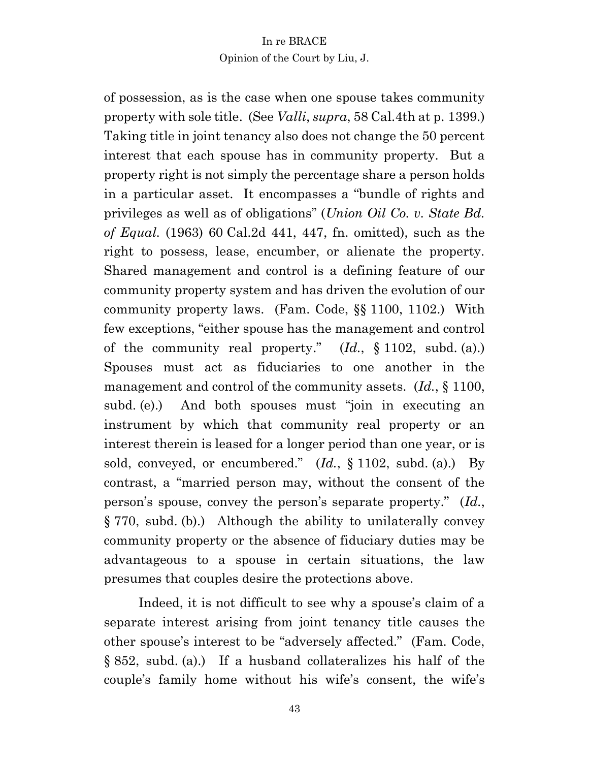of possession, as is the case when one spouse takes community property with sole title. (See *Valli*, *supra*, 58 Cal.4th at p. 1399.) Taking title in joint tenancy also does not change the 50 percent interest that each spouse has in community property. But a property right is not simply the percentage share a person holds in a particular asset. It encompasses a "bundle of rights and privileges as well as of obligations" (*Union Oil Co. v. State Bd. of Equal.* (1963) 60 Cal.2d 441, 447, fn. omitted), such as the right to possess, lease, encumber, or alienate the property. Shared management and control is a defining feature of our community property system and has driven the evolution of our community property laws. (Fam. Code, §§ 1100, 1102.) With few exceptions, "either spouse has the management and control of the community real property." (*Id.*, § 1102, subd. (a).) Spouses must act as fiduciaries to one another in the management and control of the community assets. (*Id.*, § 1100, subd. (e).) And both spouses must "join in executing an instrument by which that community real property or an interest therein is leased for a longer period than one year, or is sold, conveyed, or encumbered." (*Id.*, § 1102, subd. (a).) By contrast, a "married person may, without the consent of the person's spouse, convey the person's separate property." (*Id.*, § 770, subd. (b).) Although the ability to unilaterally convey community property or the absence of fiduciary duties may be advantageous to a spouse in certain situations, the law presumes that couples desire the protections above.

Indeed, it is not difficult to see why a spouse's claim of a separate interest arising from joint tenancy title causes the other spouse's interest to be "adversely affected." (Fam. Code, § 852, subd. (a).) If a husband collateralizes his half of the couple's family home without his wife's consent, the wife's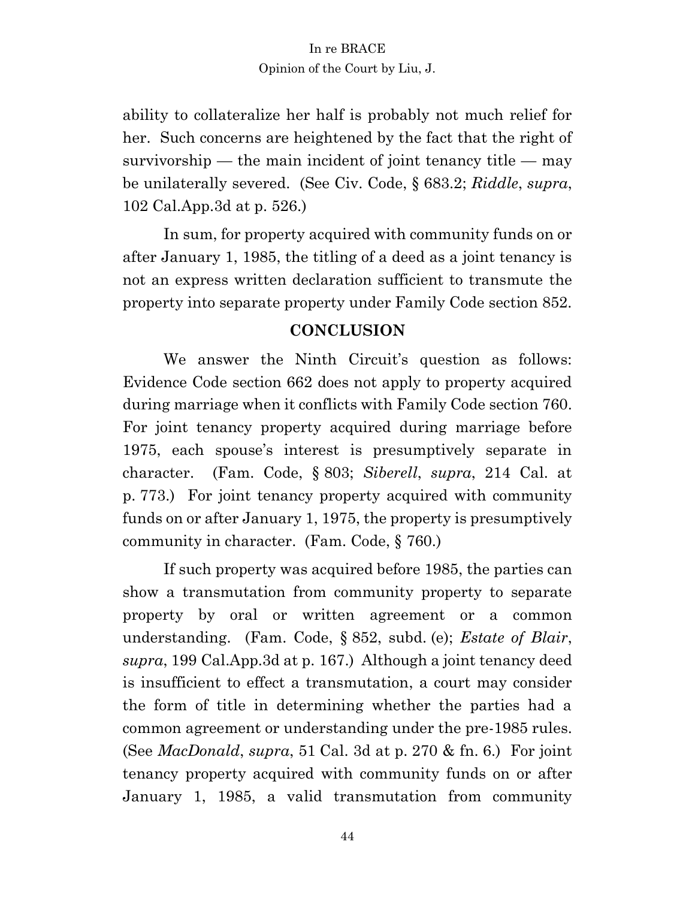ability to collateralize her half is probably not much relief for her. Such concerns are heightened by the fact that the right of survivorship — the main incident of joint tenancy title — may be unilaterally severed. (See Civ. Code, § 683.2; *Riddle*, *supra*, 102 Cal.App.3d at p. 526.)

In sum, for property acquired with community funds on or after January 1, 1985, the titling of a deed as a joint tenancy is not an express written declaration sufficient to transmute the property into separate property under Family Code section 852.

## CONCLUSION

We answer the Ninth Circuit's question as follows: Evidence Code section 662 does not apply to property acquired during marriage when it conflicts with Family Code section 760. For joint tenancy property acquired during marriage before 1975, each spouse's interest is presumptively separate in character. (Fam. Code, § 803; *Siberell*, *supra*, 214 Cal. at p. 773.) For joint tenancy property acquired with community funds on or after January 1, 1975, the property is presumptively community in character. (Fam. Code, § 760.)

If such property was acquired before 1985, the parties can show a transmutation from community property to separate property by oral or written agreement or a common understanding. (Fam. Code, § 852, subd. (e); *Estate of Blair*, *supra*, 199 Cal.App.3d at p. 167.) Although a joint tenancy deed is insufficient to effect a transmutation, a court may consider the form of title in determining whether the parties had a common agreement or understanding under the pre-1985 rules. (See *MacDonald*, *supra*, 51 Cal. 3d at p. 270 & fn. 6.) For joint tenancy property acquired with community funds on or after January 1, 1985, a valid transmutation from community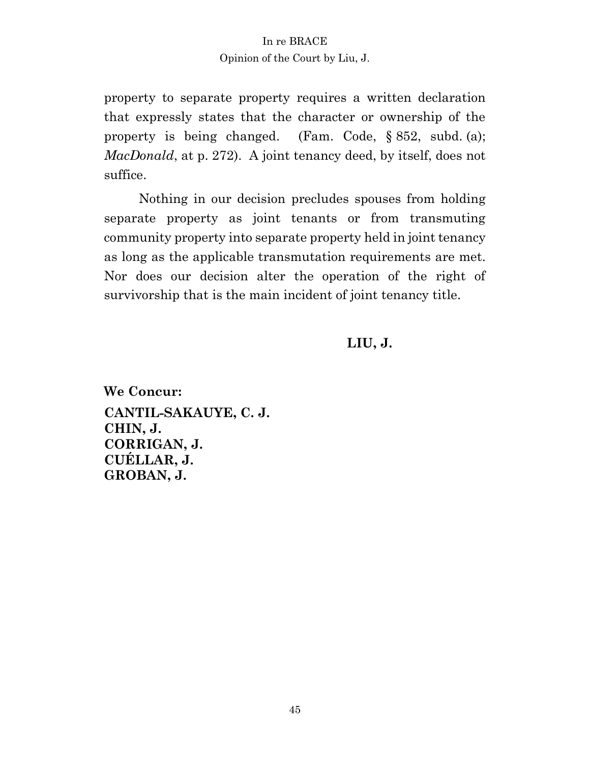property to separate property requires a written declaration that expressly states that the character or ownership of the property is being changed. (Fam. Code, § 852, subd. (a); *MacDonald*, at p. 272). A joint tenancy deed, by itself, does not suffice.

Nothing in our decision precludes spouses from holding separate property as joint tenants or from transmuting community property into separate property held in joint tenancy as long as the applicable transmutation requirements are met. Nor does our decision alter the operation of the right of survivorship that is the main incident of joint tenancy title.

**LIU, J.**

**We Concur:**

**CANTIL-SAKAUYE, C. J.**
**CHIN, J.**
**CORRIGAN, J.**
**CUÉLLAR, J.**
**GROBAN, J.**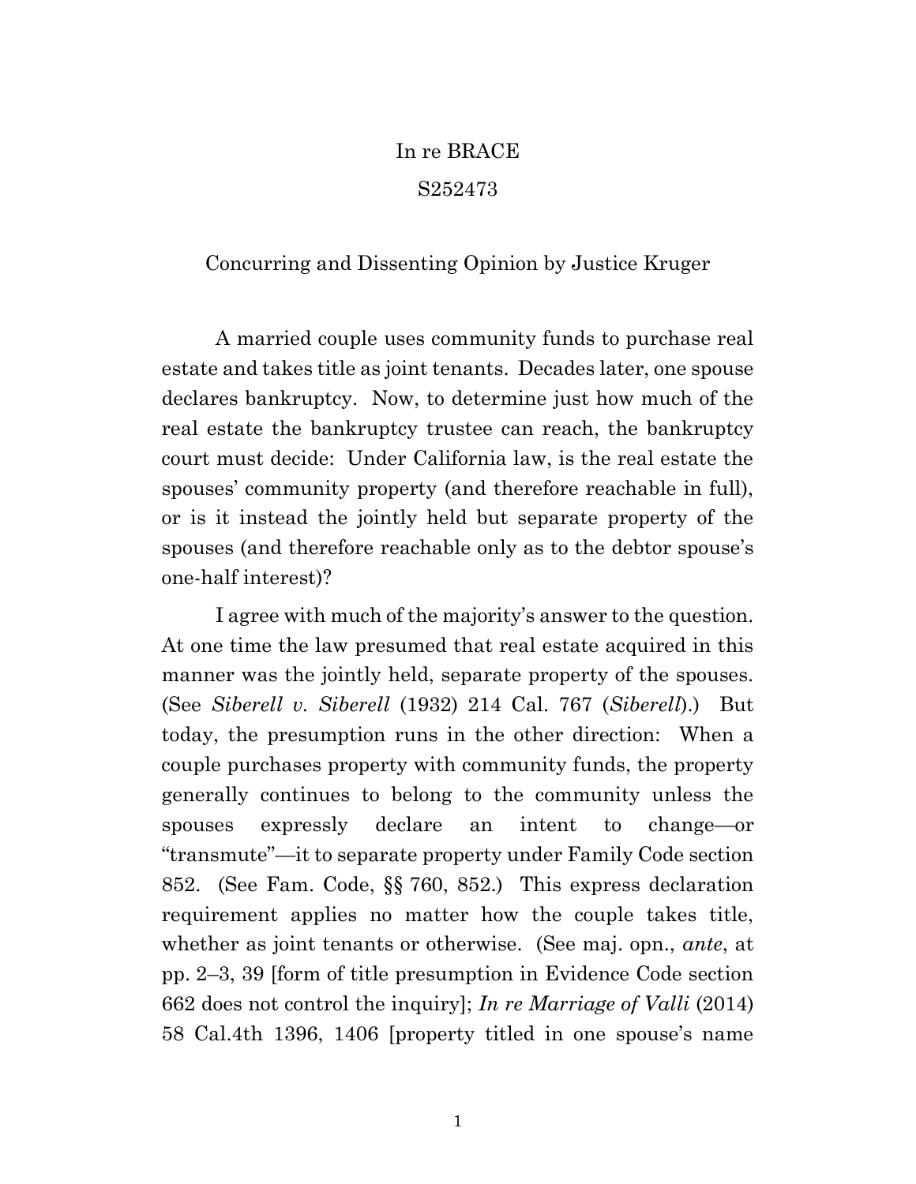In re BRACE

S252473

Concurring and Dissenting Opinion by Justice Kruger

A married couple uses community funds to purchase real estate and takes title as joint tenants. Decades later, one spouse declares bankruptcy. Now, to determine just how much of the real estate the bankruptcy trustee can reach, the bankruptcy court must decide: Under California law, is the real estate the spouses' community property (and therefore reachable in full), or is it instead the jointly held but separate property of the spouses (and therefore reachable only as to the debtor spouse's one-half interest)?

I agree with much of the majority's answer to the question. At one time the law presumed that real estate acquired in this manner was the jointly held, separate property of the spouses. (See *Siberell v. Siberell* (1932) 214 Cal. 767 (*Siberell*).) But today, the presumption runs in the other direction: When a couple purchases property with community funds, the property generally continues to belong to the community unless the spouses expressly declare an intent to change—or "transmute"—it to separate property under Family Code section 852. (See Fam. Code, §§ 760, 852.) This express declaration requirement applies no matter how the couple takes title, whether as joint tenants or otherwise. (See maj. opn., *ante*, at pp. 2–3, 39 [form of title presumption in Evidence Code section 662 does not control the inquiry]; *In re Marriage of Valli* (2014) 58 Cal.4th 1396, 1406 [property titled in one spouse's name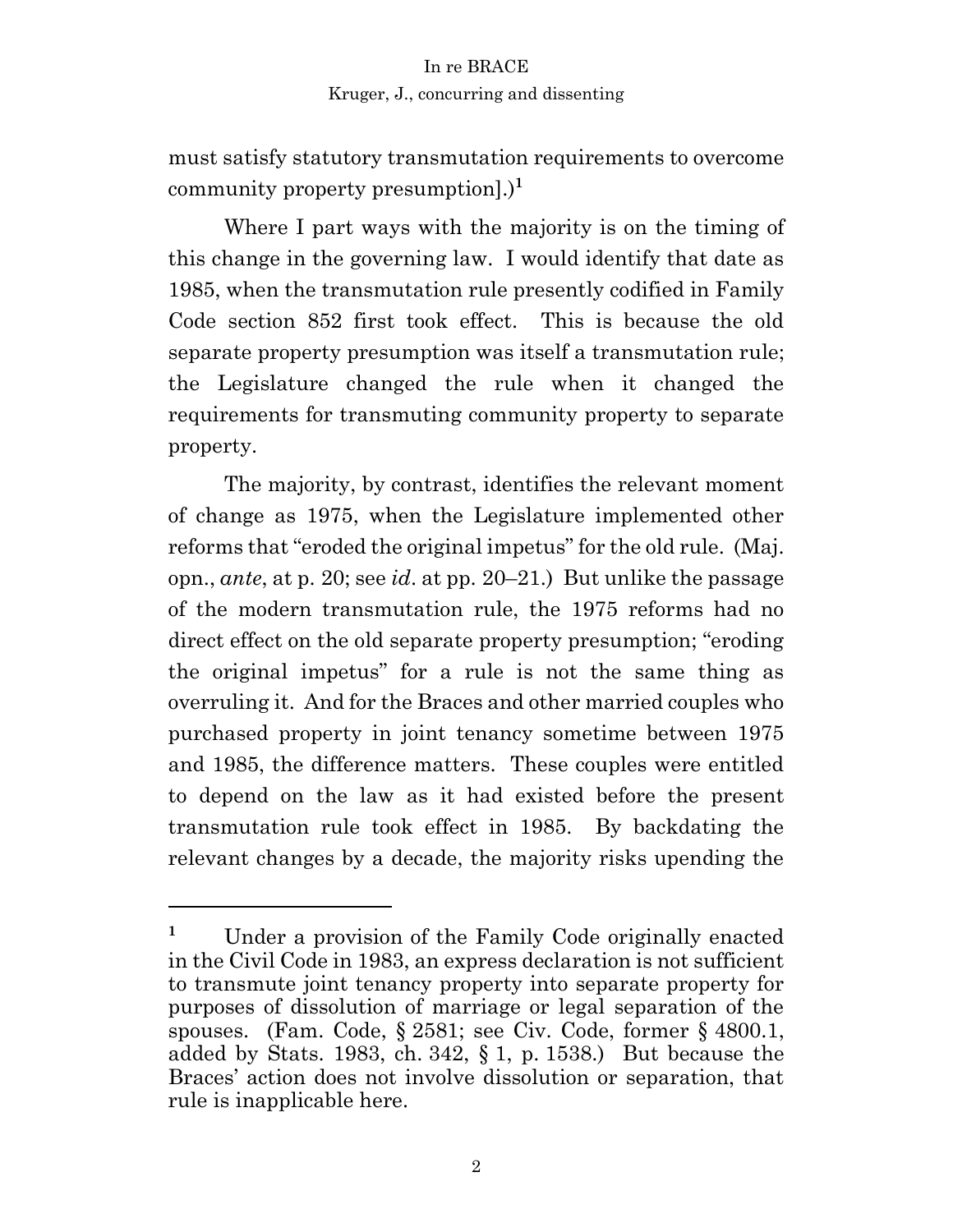must satisfy statutory transmutation requirements to overcome community property presumption].)[1]

Where I part ways with the majority is on the timing of this change in the governing law. I would identify that date as 1985, when the transmutation rule presently codified in Family Code section 852 first took effect. This is because the old separate property presumption was itself a transmutation rule; the Legislature changed the rule when it changed the requirements for transmuting community property to separate property.

The majority, by contrast, identifies the relevant moment of change as 1975, when the Legislature implemented other reforms that "eroded the original impetus" for the old rule. (Maj. opn., *ante*, at p. 20; see *id*. at pp. 20–21.) But unlike the passage of the modern transmutation rule, the 1975 reforms had no direct effect on the old separate property presumption; "eroding the original impetus" for a rule is not the same thing as overruling it. And for the Braces and other married couples who purchased property in joint tenancy sometime between 1975 and 1985, the difference matters. These couples were entitled to depend on the law as it had existed before the present transmutation rule took effect in 1985. By backdating the relevant changes by a decade, the majority risks upending the

---

[1] Under a provision of the Family Code originally enacted in the Civil Code in 1983, an express declaration is not sufficient to transmute joint tenancy property into separate property for purposes of dissolution of marriage or legal separation of the spouses. (Fam. Code, § 2581; see Civ. Code, former § 4800.1, added by Stats. 1983, ch. 342, § 1, p. 1538.) But because the Braces' action does not involve dissolution or separation, that rule is inapplicable here.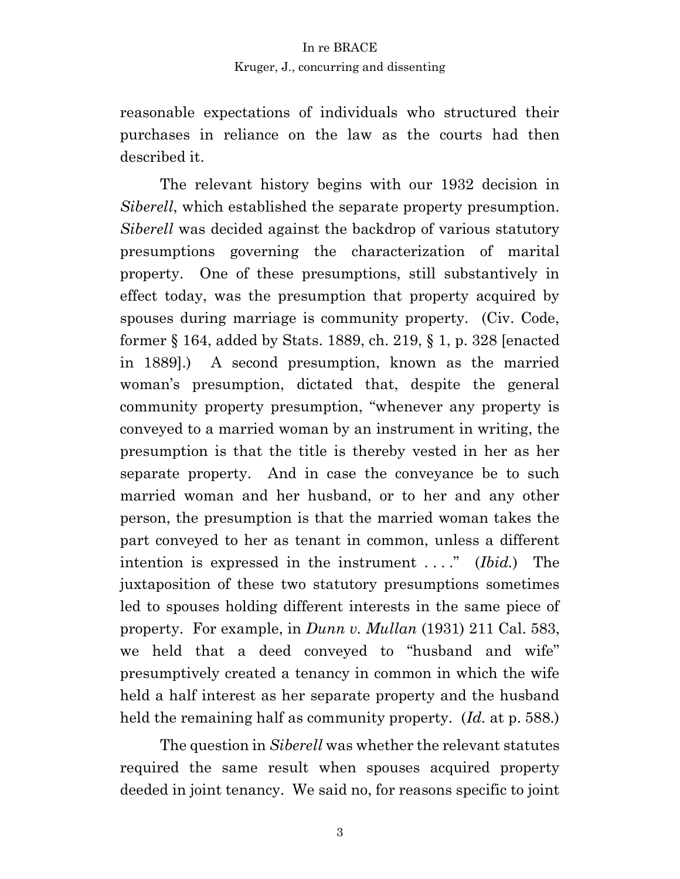reasonable expectations of individuals who structured their purchases in reliance on the law as the courts had then described it.

The relevant history begins with our 1932 decision in *Siberell*, which established the separate property presumption. *Siberell* was decided against the backdrop of various statutory presumptions governing the characterization of marital property. One of these presumptions, still substantively in effect today, was the presumption that property acquired by spouses during marriage is community property. (Civ. Code, former § 164, added by Stats. 1889, ch. 219, § 1, p. 328 [enacted in 1889].) A second presumption, known as the married woman's presumption, dictated that, despite the general community property presumption, "whenever any property is conveyed to a married woman by an instrument in writing, the presumption is that the title is thereby vested in her as her separate property. And in case the conveyance be to such married woman and her husband, or to her and any other person, the presumption is that the married woman takes the part conveyed to her as tenant in common, unless a different intention is expressed in the instrument . . . ." (*Ibid.*) The juxtaposition of these two statutory presumptions sometimes led to spouses holding different interests in the same piece of property. For example, in *Dunn v. Mullan* (1931) 211 Cal. 583, we held that a deed conveyed to "husband and wife" presumptively created a tenancy in common in which the wife held a half interest as her separate property and the husband held the remaining half as community property. (*Id.* at p. 588.)

The question in *Siberell* was whether the relevant statutes required the same result when spouses acquired property deeded in joint tenancy. We said no, for reasons specific to joint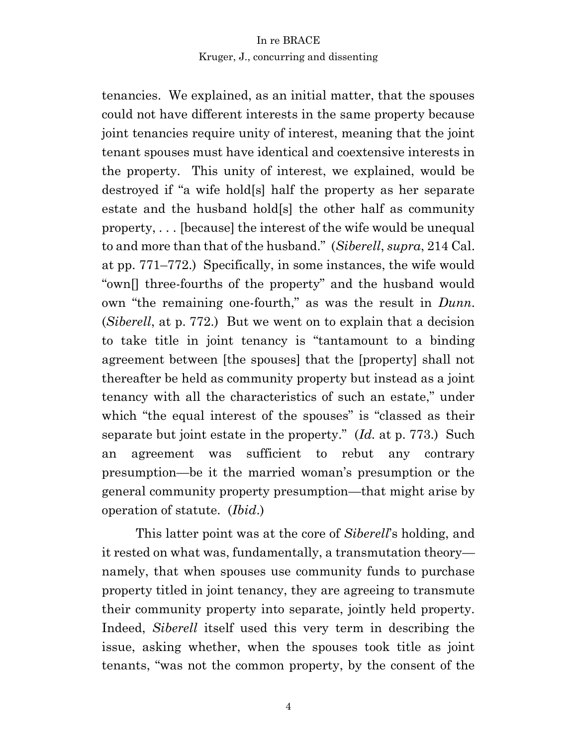tenancies. We explained, as an initial matter, that the spouses could not have different interests in the same property because joint tenancies require unity of interest, meaning that the joint tenant spouses must have identical and coextensive interests in the property. This unity of interest, we explained, would be destroyed if "a wife hold[s] half the property as her separate estate and the husband hold[s] the other half as community property, . . . [because] the interest of the wife would be unequal to and more than that of the husband." (*Siberell*, *supra*, 214 Cal. at pp. 771–772.) Specifically, in some instances, the wife would "own[] three-fourths of the property" and the husband would own "the remaining one-fourth," as was the result in *Dunn*. (*Siberell*, at p. 772.) But we went on to explain that a decision to take title in joint tenancy is "tantamount to a binding agreement between [the spouses] that the [property] shall not thereafter be held as community property but instead as a joint tenancy with all the characteristics of such an estate," under which "the equal interest of the spouses" is "classed as their separate but joint estate in the property." (*Id.* at p. 773.) Such an agreement was sufficient to rebut any contrary presumption—be it the married woman's presumption or the general community property presumption—that might arise by operation of statute. (*Ibid*.)

This latter point was at the core of *Siberell*'s holding, and it rested on what was, fundamentally, a transmutation theory—namely, that when spouses use community funds to purchase property titled in joint tenancy, they are agreeing to transmute their community property into separate, jointly held property. Indeed, *Siberell* itself used this very term in describing the issue, asking whether, when the spouses took title as joint tenants, "was not the common property, by the consent of the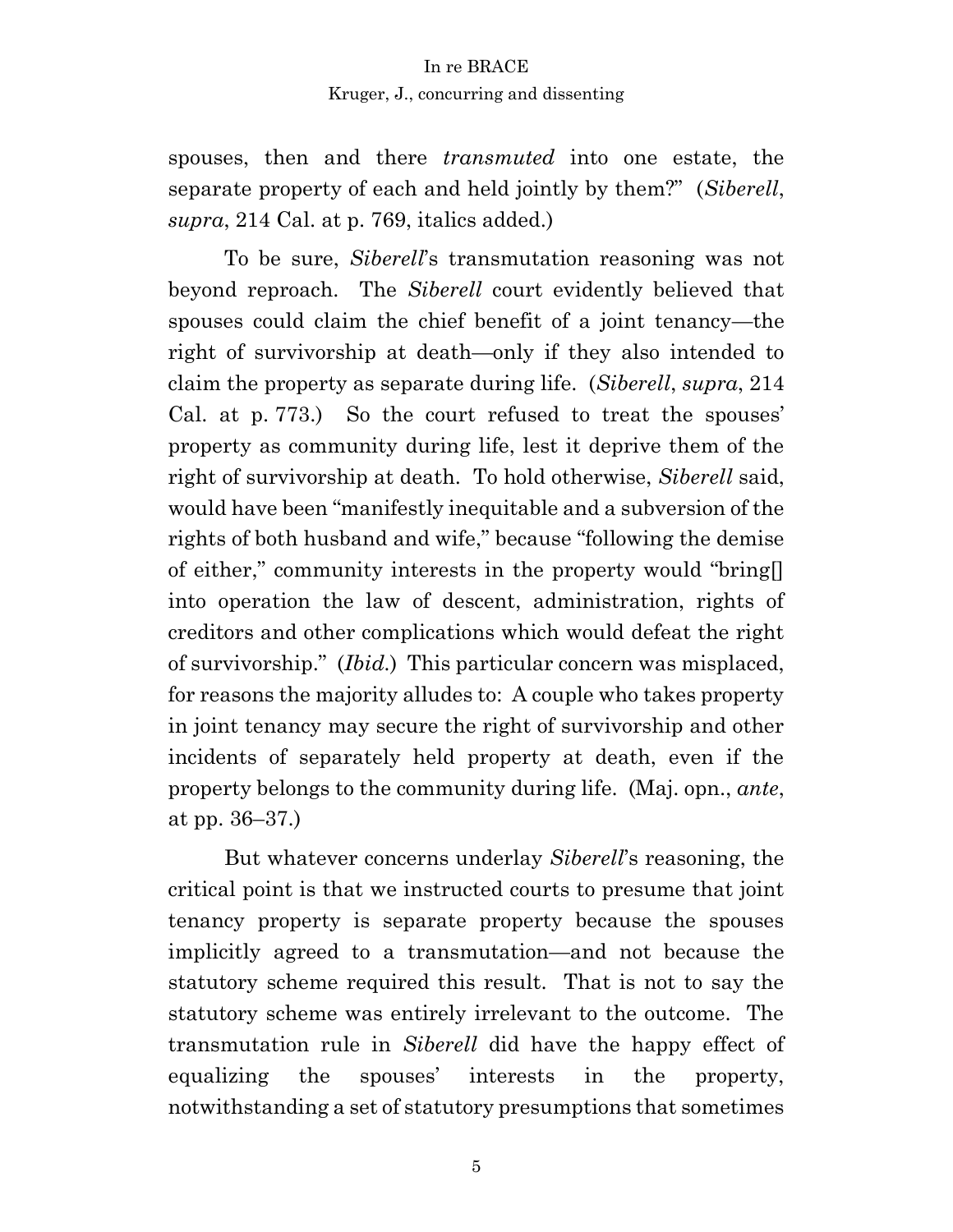spouses, then and there *transmuted* into one estate, the separate property of each and held jointly by them?" (*Siberell*, *supra*, 214 Cal. at p. 769, italics added.)

To be sure, *Siberell*'s transmutation reasoning was not beyond reproach. The *Siberell* court evidently believed that spouses could claim the chief benefit of a joint tenancy—the right of survivorship at death—only if they also intended to claim the property as separate during life. (*Siberell*, *supra*, 214 Cal. at p. 773.) So the court refused to treat the spouses' property as community during life, lest it deprive them of the right of survivorship at death. To hold otherwise, *Siberell* said, would have been "manifestly inequitable and a subversion of the rights of both husband and wife," because "following the demise of either," community interests in the property would "bring[] into operation the law of descent, administration, rights of creditors and other complications which would defeat the right of survivorship." (*Ibid.*) This particular concern was misplaced, for reasons the majority alludes to: A couple who takes property in joint tenancy may secure the right of survivorship and other incidents of separately held property at death, even if the property belongs to the community during life. (Maj. opn., *ante*, at pp. 36–37.)

But whatever concerns underlay *Siberell*'s reasoning, the critical point is that we instructed courts to presume that joint tenancy property is separate property because the spouses implicitly agreed to a transmutation—and not because the statutory scheme required this result. That is not to say the statutory scheme was entirely irrelevant to the outcome. The transmutation rule in *Siberell* did have the happy effect of equalizing the spouses' interests in the property, notwithstanding a set of statutory presumptions that sometimes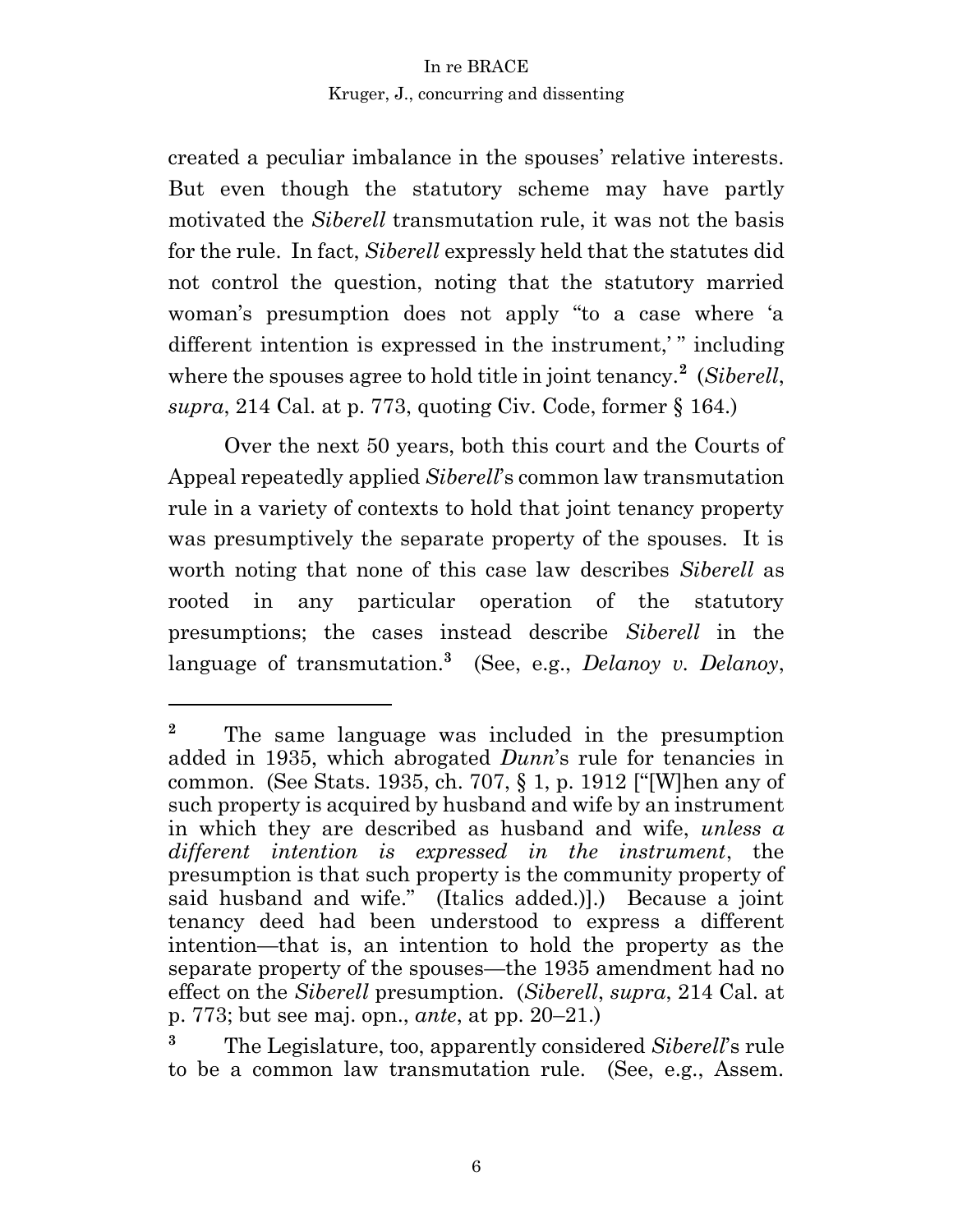created a peculiar imbalance in the spouses' relative interests. But even though the statutory scheme may have partly motivated the *Siberell* transmutation rule, it was not the basis for the rule. In fact, *Siberell* expressly held that the statutes did not control the question, noting that the statutory married woman's presumption does not apply "to a case where 'a different intention is expressed in the instrument,' " including where the spouses agree to hold title in joint tenancy.[2] (*Siberell*, *supra*, 214 Cal. at p. 773, quoting Civ. Code, former § 164.)

Over the next 50 years, both this court and the Courts of Appeal repeatedly applied *Siberell*'s common law transmutation rule in a variety of contexts to hold that joint tenancy property was presumptively the separate property of the spouses. It is worth noting that none of this case law describes *Siberell* as rooted in any particular operation of the statutory presumptions; the cases instead describe *Siberell* in the language of transmutation.[3] (See, e.g., *Delanoy v. Delanoy*,

---

[2] The same language was included in the presumption added in 1935, which abrogated *Dunn*'s rule for tenancies in common. (See Stats. 1935, ch. 707, § 1, p. 1912 ["[W]hen any of such property is acquired by husband and wife by an instrument in which they are described as husband and wife, *unless a different intention is expressed in the instrument*, the presumption is that such property is the community property of said husband and wife." (Italics added.)].) Because a joint tenancy deed had been understood to express a different intention—that is, an intention to hold the property as the separate property of the spouses—the 1935 amendment had no effect on the *Siberell* presumption. (*Siberell*, *supra*, 214 Cal. at p. 773; but see maj. opn., *ante*, at pp. 20–21.)

[3] The Legislature, too, apparently considered *Siberell*'s rule to be a common law transmutation rule. (See, e.g., Assem.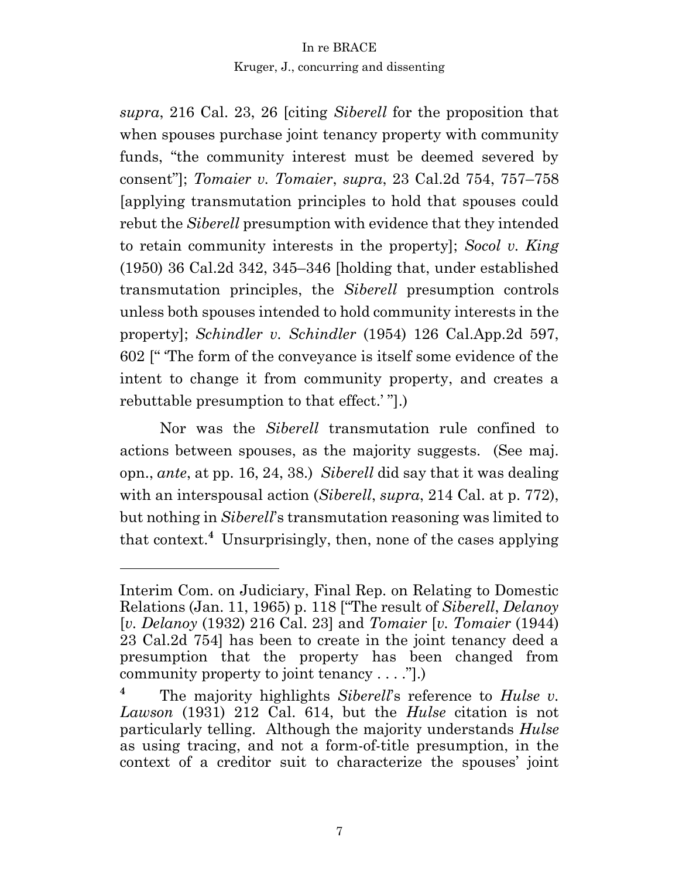*supra*, 216 Cal. 23, 26 [citing *Siberell* for the proposition that when spouses purchase joint tenancy property with community funds, "the community interest must be deemed severed by consent"]; *Tomaier v. Tomaier*, *supra*, 23 Cal.2d 754, 757–758 [applying transmutation principles to hold that spouses could rebut the *Siberell* presumption with evidence that they intended to retain community interests in the property]; *Socol v. King* (1950) 36 Cal.2d 342, 345–346 [holding that, under established transmutation principles, the *Siberell* presumption controls unless both spouses intended to hold community interests in the property]; *Schindler v. Schindler* (1954) 126 Cal.App.2d 597, 602 [" 'The form of the conveyance is itself some evidence of the intent to change it from community property, and creates a rebuttable presumption to that effect.' "].)

Nor was the *Siberell* transmutation rule confined to actions between spouses, as the majority suggests. (See maj. opn., *ante*, at pp. 16, 24, 38.) *Siberell* did say that it was dealing with an interspousal action (*Siberell*, *supra*, 214 Cal. at p. 772), but nothing in *Siberell*'s transmutation reasoning was limited to that context.[4] Unsurprisingly, then, none of the cases applying

---

Interim Com. on Judiciary, Final Rep. on Relating to Domestic Relations (Jan. 11, 1965) p. 118 ["The result of *Siberell*, *Delanoy* [*v. Delanoy* (1932) 216 Cal. 23] and *Tomaier* [*v. Tomaier* (1944) 23 Cal.2d 754] has been to create in the joint tenancy deed a presumption that the property has been changed from community property to joint tenancy . . . ."].)

[4] The majority highlights *Siberell*'s reference to *Hulse v. Lawson* (1931) 212 Cal. 614, but the *Hulse* citation is not particularly telling. Although the majority understands *Hulse* as using tracing, and not a form-of-title presumption, in the context of a creditor suit to characterize the spouses' joint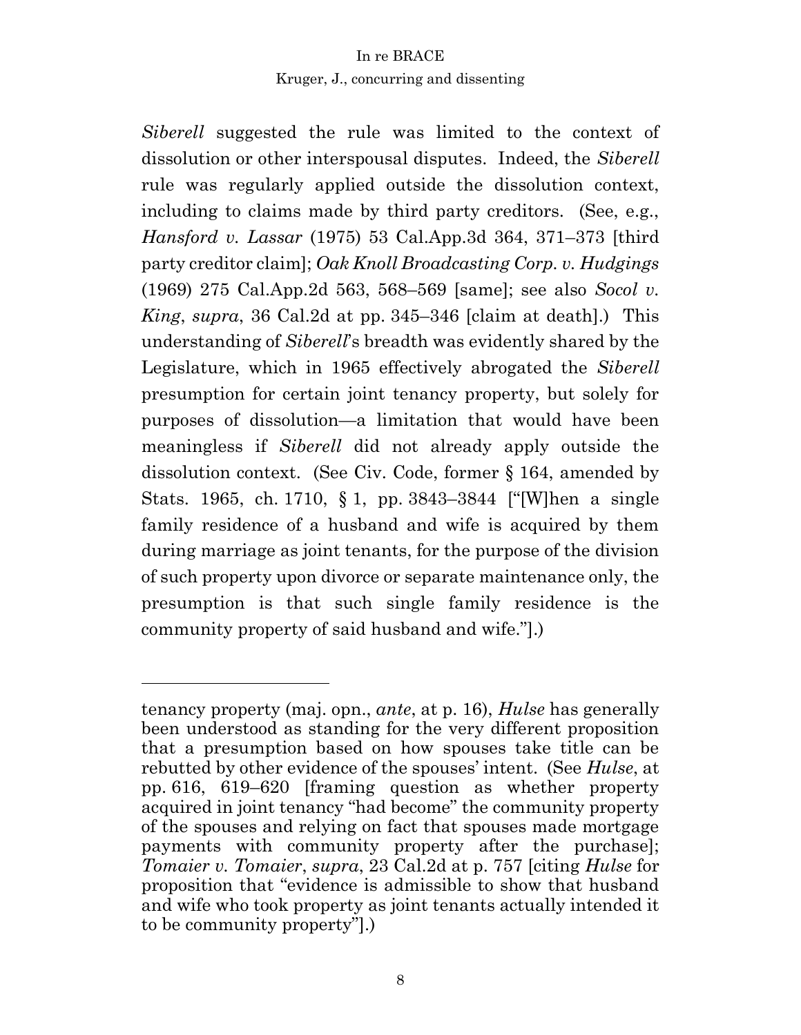*Siberell* suggested the rule was limited to the context of dissolution or other interspousal disputes. Indeed, the *Siberell* rule was regularly applied outside the dissolution context, including to claims made by third party creditors. (See, e.g., *Hansford v. Lassar* (1975) 53 Cal.App.3d 364, 371–373 [third party creditor claim]; *Oak Knoll Broadcasting Corp. v. Hudgings* (1969) 275 Cal.App.2d 563, 568–569 [same]; see also *Socol v. King*, *supra*, 36 Cal.2d at pp. 345–346 [claim at death].) This understanding of *Siberell*'s breadth was evidently shared by the Legislature, which in 1965 effectively abrogated the *Siberell* presumption for certain joint tenancy property, but solely for purposes of dissolution—a limitation that would have been meaningless if *Siberell* did not already apply outside the dissolution context. (See Civ. Code, former § 164, amended by Stats. 1965, ch. 1710, § 1, pp. 3843–3844 ["[W]hen a single family residence of a husband and wife is acquired by them during marriage as joint tenants, for the purpose of the division of such property upon divorce or separate maintenance only, the presumption is that such single family residence is the community property of said husband and wife."].)

---

tenancy property (maj. opn., *ante*, at p. 16), *Hulse* has generally been understood as standing for the very different proposition that a presumption based on how spouses take title can be rebutted by other evidence of the spouses' intent. (See *Hulse*, at pp. 616, 619–620 [framing question as whether property acquired in joint tenancy "had become" the community property of the spouses and relying on fact that spouses made mortgage payments with community property after the purchase]; *Tomaier v. Tomaier*, *supra*, 23 Cal.2d at p. 757 [citing *Hulse* for proposition that "evidence is admissible to show that husband and wife who took property as joint tenants actually intended it to be community property"].)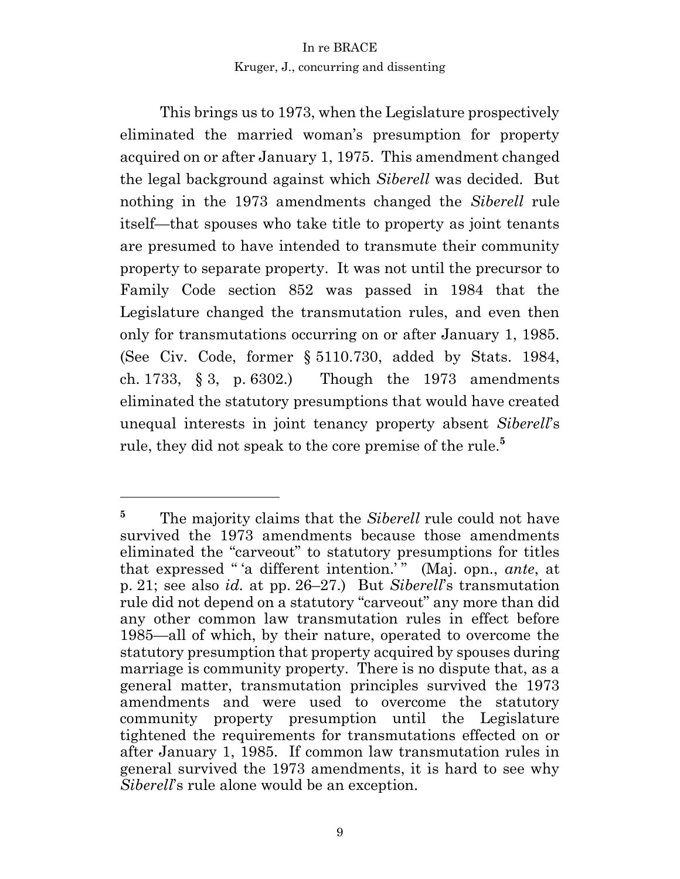This brings us to 1973, when the Legislature prospectively eliminated the married woman's presumption for property acquired on or after January 1, 1975. This amendment changed the legal background against which *Siberell* was decided. But nothing in the 1973 amendments changed the *Siberell* rule itself—that spouses who take title to property as joint tenants are presumed to have intended to transmute their community property to separate property. It was not until the precursor to Family Code section 852 was passed in 1984 that the Legislature changed the transmutation rules, and even then only for transmutations occurring on or after January 1, 1985. (See Civ. Code, former § 5110.730, added by Stats. 1984, ch. 1733, § 3, p. 6302.) Though the 1973 amendments eliminated the statutory presumptions that would have created unequal interests in joint tenancy property absent *Siberell*'s rule, they did not speak to the core premise of the rule.[5]

---

[5] The majority claims that the *Siberell* rule could not have survived the 1973 amendments because those amendments eliminated the "carveout" to statutory presumptions for titles that expressed " 'a different intention.' " (Maj. opn., *ante*, at p. 21; see also *id.* at pp. 26–27.) But *Siberell*'s transmutation rule did not depend on a statutory "carveout" any more than did any other common law transmutation rules in effect before 1985—all of which, by their nature, operated to overcome the statutory presumption that property acquired by spouses during marriage is community property. There is no dispute that, as a general matter, transmutation principles survived the 1973 amendments and were used to overcome the statutory community property presumption until the Legislature tightened the requirements for transmutations effected on or after January 1, 1985. If common law transmutation rules in general survived the 1973 amendments, it is hard to see why *Siberell*'s rule alone would be an exception.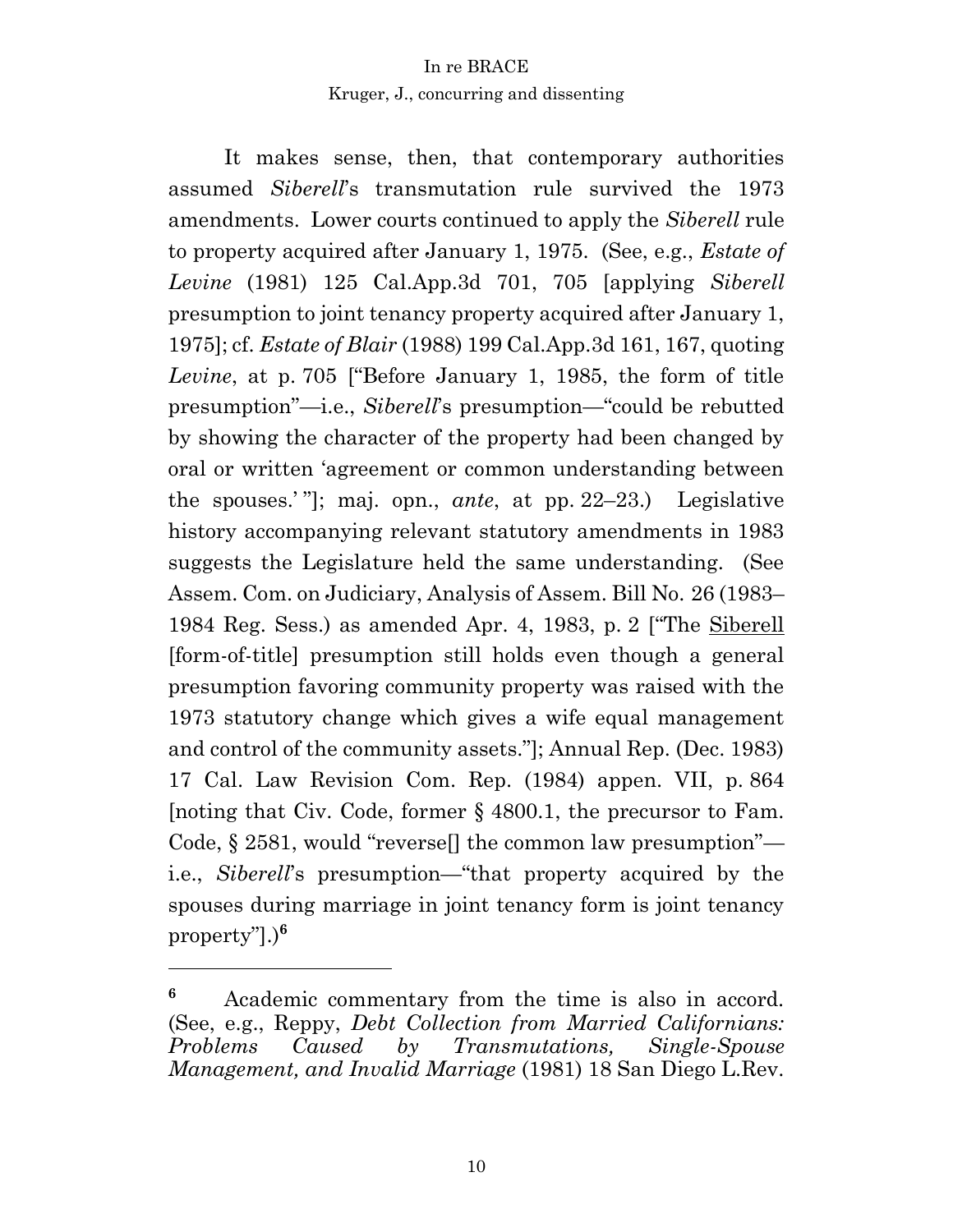It makes sense, then, that contemporary authorities assumed *Siberell*'s transmutation rule survived the 1973 amendments. Lower courts continued to apply the *Siberell* rule to property acquired after January 1, 1975. (See, e.g., *Estate of Levine* (1981) 125 Cal.App.3d 701, 705 [applying *Siberell* presumption to joint tenancy property acquired after January 1, 1975]; cf. *Estate of Blair* (1988) 199 Cal.App.3d 161, 167, quoting *Levine*, at p. 705 ["Before January 1, 1985, the form of title presumption"—i.e., *Siberell*'s presumption—"could be rebutted by showing the character of the property had been changed by oral or written 'agreement or common understanding between the spouses.' "]; maj. opn., *ante*, at pp. 22–23.) Legislative history accompanying relevant statutory amendments in 1983 suggests the Legislature held the same understanding. (See Assem. Com. on Judiciary, Analysis of Assem. Bill No. 26 (1983–1984 Reg. Sess.) as amended Apr. 4, 1983, p. 2 ["The Siberell [form-of-title] presumption still holds even though a general presumption favoring community property was raised with the 1973 statutory change which gives a wife equal management and control of the community assets."]; Annual Rep. (Dec. 1983) 17 Cal. Law Revision Com. Rep. (1984) appen. VII, p. 864 [noting that Civ. Code, former § 4800.1, the precursor to Fam. Code, § 2581, would "reverse[] the common law presumption"—i.e., *Siberell*'s presumption—"that property acquired by the spouses during marriage in joint tenancy form is joint tenancy property"].)[6]

---

[6] Academic commentary from the time is also in accord. (See, e.g., Reppy, *Debt Collection from Married Californians: Problems Caused by Transmutations, Single-Spouse Management, and Invalid Marriage* (1981) 18 San Diego L.Rev.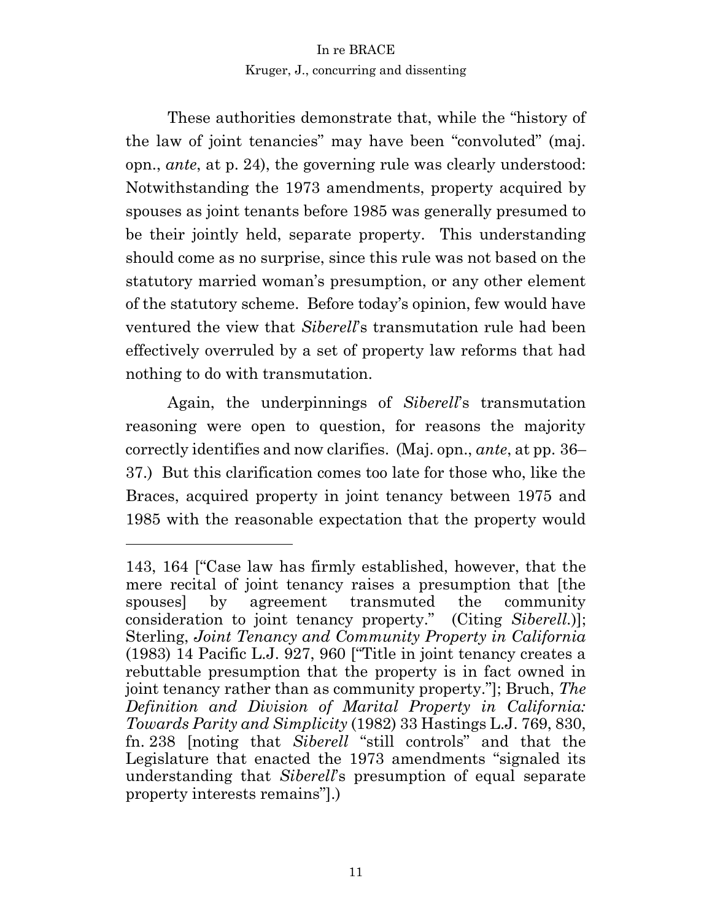These authorities demonstrate that, while the "history of the law of joint tenancies" may have been "convoluted" (maj. opn., *ante*, at p. 24), the governing rule was clearly understood: Notwithstanding the 1973 amendments, property acquired by spouses as joint tenants before 1985 was generally presumed to be their jointly held, separate property. This understanding should come as no surprise, since this rule was not based on the statutory married woman's presumption, or any other element of the statutory scheme. Before today's opinion, few would have ventured the view that *Siberell*'s transmutation rule had been effectively overruled by a set of property law reforms that had nothing to do with transmutation.

Again, the underpinnings of *Siberell*'s transmutation reasoning were open to question, for reasons the majority correctly identifies and now clarifies. (Maj. opn., *ante*, at pp. 36–37.) But this clarification comes too late for those who, like the Braces, acquired property in joint tenancy between 1975 and 1985 with the reasonable expectation that the property would

---

143, 164 ["Case law has firmly established, however, that the mere recital of joint tenancy raises a presumption that [the spouses] by agreement transmuted the community consideration to joint tenancy property." (Citing *Siberell*.)]; Sterling, *Joint Tenancy and Community Property in California* (1983) 14 Pacific L.J. 927, 960 ["Title in joint tenancy creates a rebuttable presumption that the property is in fact owned in joint tenancy rather than as community property."]; Bruch, *The Definition and Division of Marital Property in California: Towards Parity and Simplicity* (1982) 33 Hastings L.J. 769, 830, fn. 238 [noting that *Siberell* "still controls" and that the Legislature that enacted the 1973 amendments "signaled its understanding that *Siberell*'s presumption of equal separate property interests remains"].)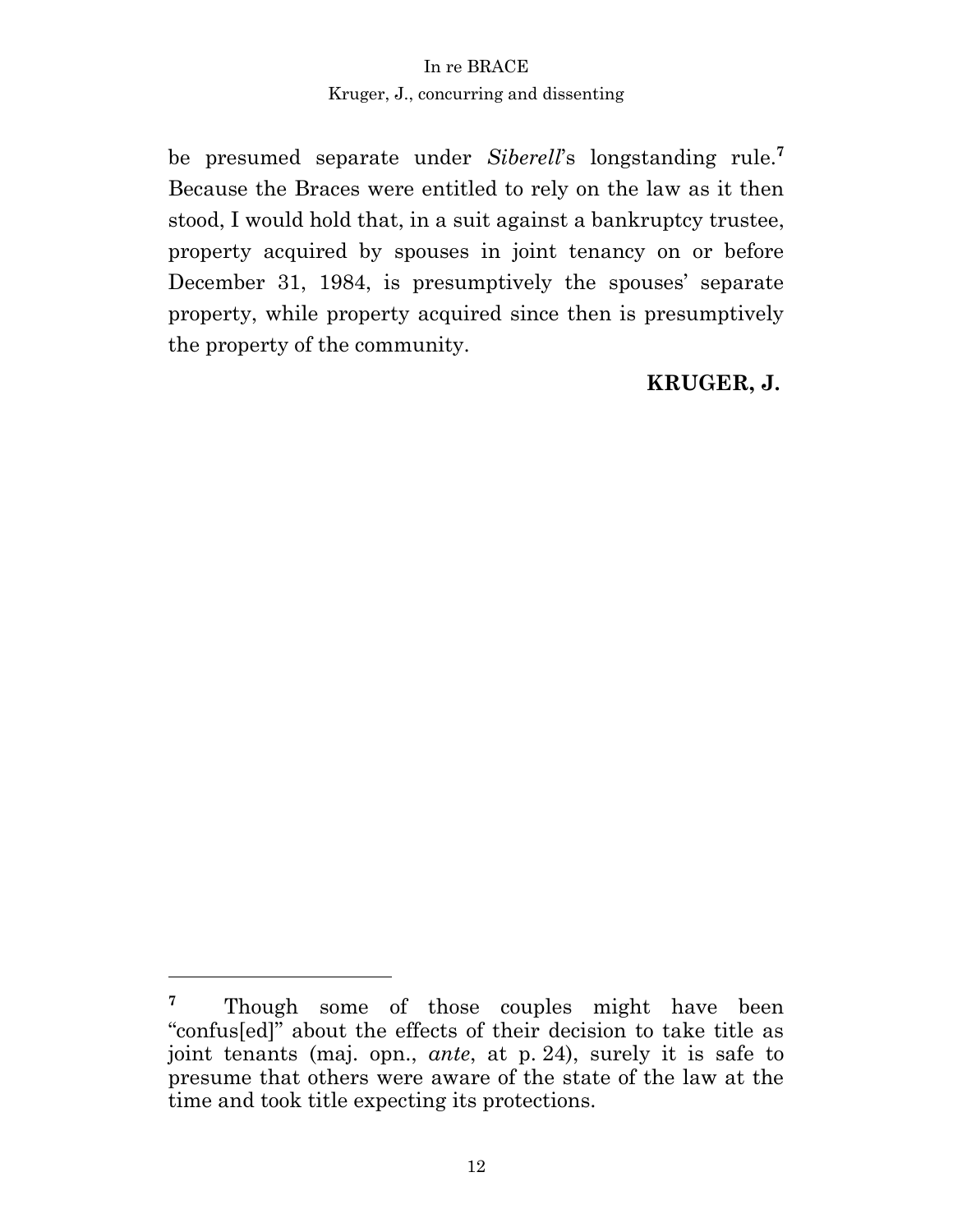be presumed separate under *Siberell*'s longstanding rule.[7] Because the Braces were entitled to rely on the law as it then stood, I would hold that, in a suit against a bankruptcy trustee, property acquired by spouses in joint tenancy on or before December 31, 1984, is presumptively the spouses' separate property, while property acquired since then is presumptively the property of the community.

**KRUGER, J.**

---

[7] Though some of those couples might have been "confus[ed]" about the effects of their decision to take title as joint tenants (maj. opn., *ante*, at p. 24), surely it is safe to presume that others were aware of the state of the law at the time and took title expecting its protections.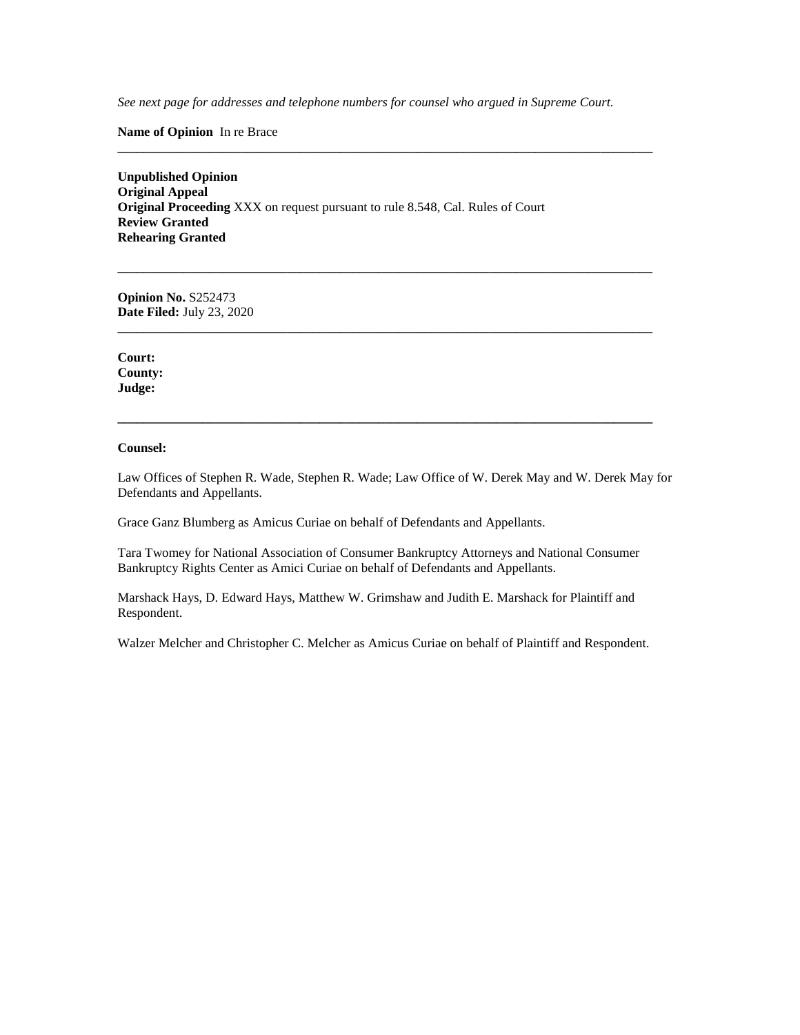*See next page for addresses and telephone numbers for counsel who argued in Supreme Court.*

**Name of Opinion** In re Brace

---

**Unpublished Opinion**
**Original Appeal**
**Original Proceeding** XXX on request pursuant to rule 8.548, Cal. Rules of Court
**Review Granted**
**Rehearing Granted**

---

**Opinion No.** S252473
**Date Filed:** July 23, 2020

---

**Court:**
**County:**
**Judge:**

---

**Counsel:**

Law Offices of Stephen R. Wade, Stephen R. Wade; Law Office of W. Derek May and W. Derek May for Defendants and Appellants.

Grace Ganz Blumberg as Amicus Curiae on behalf of Defendants and Appellants.

Tara Twomey for National Association of Consumer Bankruptcy Attorneys and National Consumer Bankruptcy Rights Center as Amici Curiae on behalf of Defendants and Appellants.

Marshack Hays, D. Edward Hays, Matthew W. Grimshaw and Judith E. Marshack for Plaintiff and Respondent.

Walzer Melcher and Christopher C. Melcher as Amicus Curiae on behalf of Plaintiff and Respondent.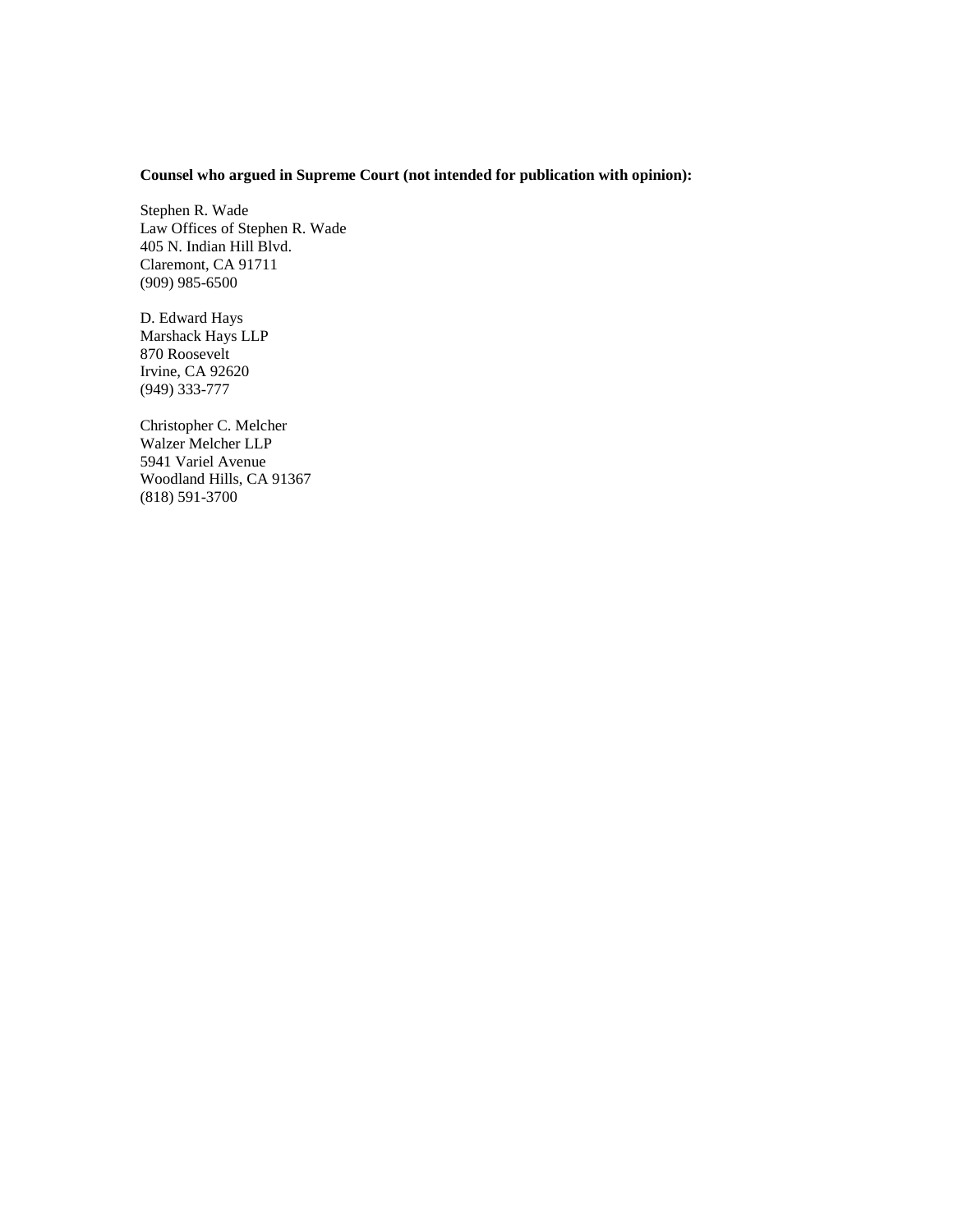**Counsel who argued in Supreme Court (not intended for publication with opinion):**

Stephen R. Wade
Law Offices of Stephen R. Wade
405 N. Indian Hill Blvd.
Claremont, CA 91711
(909) 985-6500

D. Edward Hays
Marshack Hays LLP
870 Roosevelt
Irvine, CA 92620
(949) 333-777

Christopher C. Melcher
Walzer Melcher LLP
5941 Variel Avenue
Woodland Hills, CA 91367
(818) 591-3700